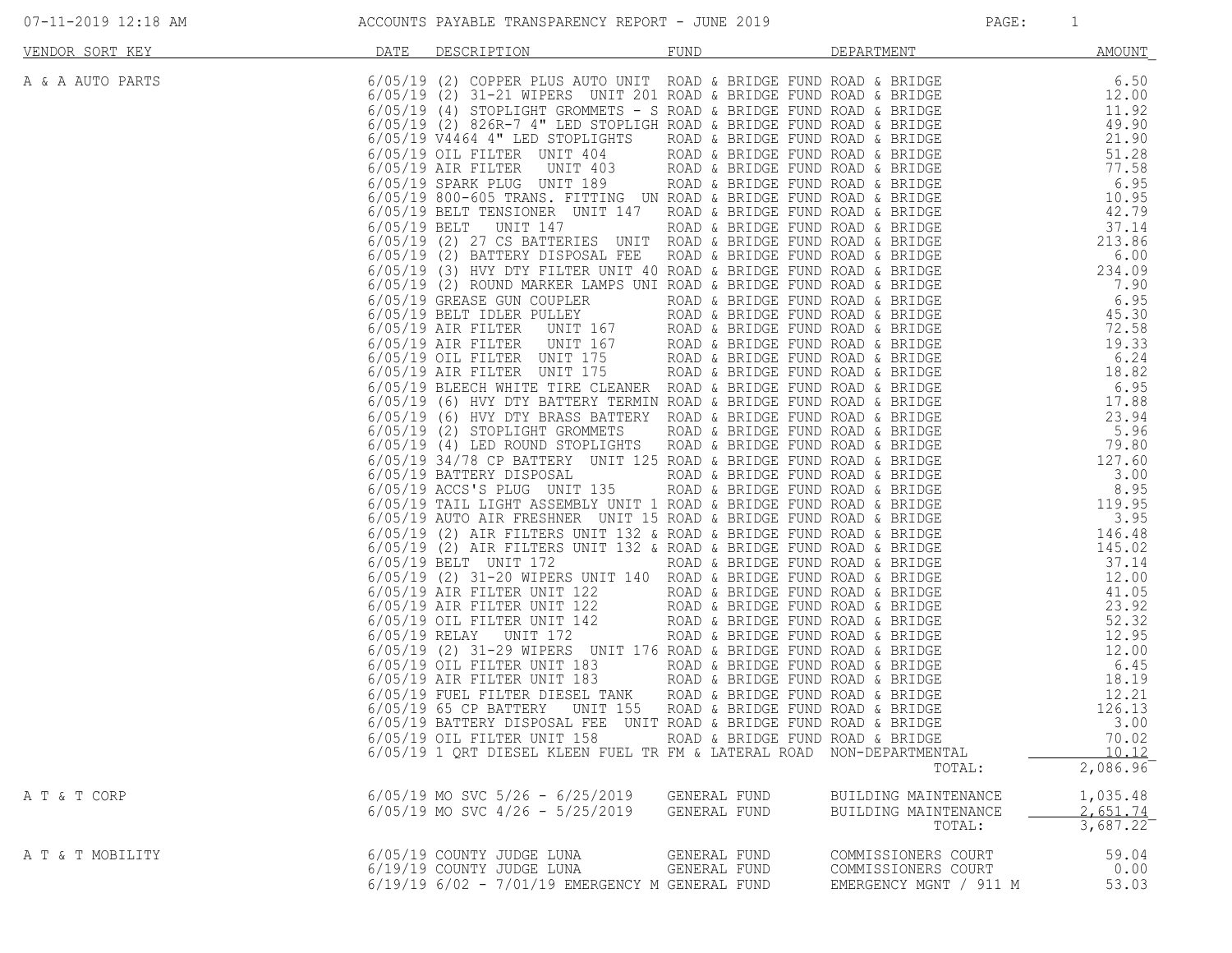# ACCOUNTS PAYABLE TRANSPARENCY REPORT - JUNE 2019

07-11-2019 12:18 AM

| VENDOR SORT KEY | DATE | DESCRIPTION | FUND | DEPARTMENT | AMOUNT |
|---|---|---|---|---|---|
| A & A AUTO PARTS | 6/05/19 | (2) COPPER PLUS AUTO UNIT | ROAD & BRIDGE FUND | ROAD & BRIDGE | 6.50 |
| | 6/05/19 | (2) 31-21 WIPERS UNIT 201 | ROAD & BRIDGE FUND | ROAD & BRIDGE | 12.00 |
| | 6/05/19 | (4) STOPLIGHT GROMMETS - S | ROAD & BRIDGE FUND | ROAD & BRIDGE | 11.92 |
| | 6/05/19 | (2) 826R-7 4" LED STOPLIGH | ROAD & BRIDGE FUND | ROAD & BRIDGE | 49.90 |
| | 6/05/19 | V4464 4" LED STOPLIGHTS | ROAD & BRIDGE FUND | ROAD & BRIDGE | 21.90 |
| | 6/05/19 | OIL FILTER UNIT 404 | ROAD & BRIDGE FUND | ROAD & BRIDGE | 51.28 |
| | 6/05/19 | AIR FILTER UNIT 403 | ROAD & BRIDGE FUND | ROAD & BRIDGE | 77.58 |
| | 6/05/19 | SPARK PLUG UNIT 189 | ROAD & BRIDGE FUND | ROAD & BRIDGE | 6.95 |
| | 6/05/19 | 800-605 TRANS. FITTING UN | ROAD & BRIDGE FUND | ROAD & BRIDGE | 10.95 |
| | 6/05/19 | BELT TENSIONER UNIT 147 | ROAD & BRIDGE FUND | ROAD & BRIDGE | 42.79 |
| | 6/05/19 | BELT UNIT 147 | ROAD & BRIDGE FUND | ROAD & BRIDGE | 37.14 |
| | 6/05/19 | (2) 27 CS BATTERIES UNIT | ROAD & BRIDGE FUND | ROAD & BRIDGE | 213.86 |
| | 6/05/19 | (2) BATTERY DISPOSAL FEE | ROAD & BRIDGE FUND | ROAD & BRIDGE | 6.00 |
| | 6/05/19 | (3) HVY DTY FILTER UNIT 40 | ROAD & BRIDGE FUND | ROAD & BRIDGE | 234.09 |
| | 6/05/19 | (2) ROUND MARKER LAMPS UNI | ROAD & BRIDGE FUND | ROAD & BRIDGE | 7.90 |
| | 6/05/19 | GREASE GUN COUPLER | ROAD & BRIDGE FUND | ROAD & BRIDGE | 6.95 |
| | 6/05/19 | BELT IDLER PULLEY | ROAD & BRIDGE FUND | ROAD & BRIDGE | 45.30 |
| | 6/05/19 | AIR FILTER UNIT 167 | ROAD & BRIDGE FUND | ROAD & BRIDGE | 72.58 |
| | 6/05/19 | AIR FILTER UNIT 167 | ROAD & BRIDGE FUND | ROAD & BRIDGE | 19.33 |
| | 6/05/19 | OIL FILTER UNIT 175 | ROAD & BRIDGE FUND | ROAD & BRIDGE | 6.24 |
| | 6/05/19 | AIR FILTER UNIT 175 | ROAD & BRIDGE FUND | ROAD & BRIDGE | 18.82 |
| | 6/05/19 | BLEECH WHITE TIRE CLEANER | ROAD & BRIDGE FUND | ROAD & BRIDGE | 6.95 |
| | 6/05/19 | (6) HVY DTY BATTERY TERMIN | ROAD & BRIDGE FUND | ROAD & BRIDGE | 17.88 |
| | 6/05/19 | (6) HVY DTY BRASS BATTERY | ROAD & BRIDGE FUND | ROAD & BRIDGE | 23.94 |
| | 6/05/19 | (2) STOPLIGHT GROMMETS | ROAD & BRIDGE FUND | ROAD & BRIDGE | 5.96 |
| | 6/05/19 | (4) LED ROUND STOPLIGHTS | ROAD & BRIDGE FUND | ROAD & BRIDGE | 79.80 |
| | 6/05/19 | 34/78 CP BATTERY UNIT 125 | ROAD & BRIDGE FUND | ROAD & BRIDGE | 127.60 |
| | 6/05/19 | BATTERY DISPOSAL | ROAD & BRIDGE FUND | ROAD & BRIDGE | 3.00 |
| | 6/05/19 | ACCS'S PLUG UNIT 135 | ROAD & BRIDGE FUND | ROAD & BRIDGE | 8.95 |
| | 6/05/19 | TAIL LIGHT ASSEMBLY UNIT 1 | ROAD & BRIDGE FUND | ROAD & BRIDGE | 119.95 |
| | 6/05/19 | AUTO AIR FRESHNER UNIT 15 | ROAD & BRIDGE FUND | ROAD & BRIDGE | 3.95 |
| | 6/05/19 | (2) AIR FILTERS UNIT 132 & | ROAD & BRIDGE FUND | ROAD & BRIDGE | 146.48 |
| | 6/05/19 | (2) AIR FILTERS UNIT 132 & | ROAD & BRIDGE FUND | ROAD & BRIDGE | 145.02 |
| | 6/05/19 | BELT UNIT 172 | ROAD & BRIDGE FUND | ROAD & BRIDGE | 37.14 |
| | 6/05/19 | (2) 31-20 WIPERS UNIT 140 | ROAD & BRIDGE FUND | ROAD & BRIDGE | 12.00 |
| | 6/05/19 | AIR FILTER UNIT 122 | ROAD & BRIDGE FUND | ROAD & BRIDGE | 41.05 |
| | 6/05/19 | AIR FILTER UNIT 122 | ROAD & BRIDGE FUND | ROAD & BRIDGE | 23.92 |
| | 6/05/19 | OIL FILTER UNIT 142 | ROAD & BRIDGE FUND | ROAD & BRIDGE | 52.32 |
| | 6/05/19 | RELAY UNIT 172 | ROAD & BRIDGE FUND | ROAD & BRIDGE | 12.95 |
| | 6/05/19 | (2) 31-29 WIPERS UNIT 176 | ROAD & BRIDGE FUND | ROAD & BRIDGE | 12.00 |
| | 6/05/19 | OIL FILTER UNIT 183 | ROAD & BRIDGE FUND | ROAD & BRIDGE | 6.45 |
| | 6/05/19 | AIR FILTER UNIT 183 | ROAD & BRIDGE FUND | ROAD & BRIDGE | 18.19 |
| | 6/05/19 | FUEL FILTER DIESEL TANK | ROAD & BRIDGE FUND | ROAD & BRIDGE | 12.21 |
| | 6/05/19 | 65 CP BATTERY UNIT 155 | ROAD & BRIDGE FUND | ROAD & BRIDGE | 126.13 |
| | 6/05/19 | BATTERY DISPOSAL FEE UNIT | ROAD & BRIDGE FUND | ROAD & BRIDGE | 3.00 |
| | 6/05/19 | OIL FILTER UNIT 158 | ROAD & BRIDGE FUND | ROAD & BRIDGE | 70.02 |
| | 6/05/19 | 1 QRT DIESEL KLEEN FUEL TR | FM & LATERAL ROAD | NON-DEPARTMENTAL | 10.12 |
| | | | | TOTAL: | 2,086.96 |
| A T & T CORP | 6/05/19 | MO SVC 5/26 - 6/25/2019 | GENERAL FUND | BUILDING MAINTENANCE | 1,035.48 |
| | 6/05/19 | MO SVC 4/26 - 5/25/2019 | GENERAL FUND | BUILDING MAINTENANCE | 2,651.74 |
| | | | | TOTAL: | 3,687.22 |
| A T & T MOBILITY | 6/05/19 | COUNTY JUDGE LUNA | GENERAL FUND | COMMISSIONERS COURT | 59.04 |
| | 6/19/19 | COUNTY JUDGE LUNA | GENERAL FUND | COMMISSIONERS COURT | 0.00 |
| | 6/19/19 | 6/02 - 7/01/19 EMERGENCY M | GENERAL FUND | EMERGENCY MGNT / 911 M | 53.03 |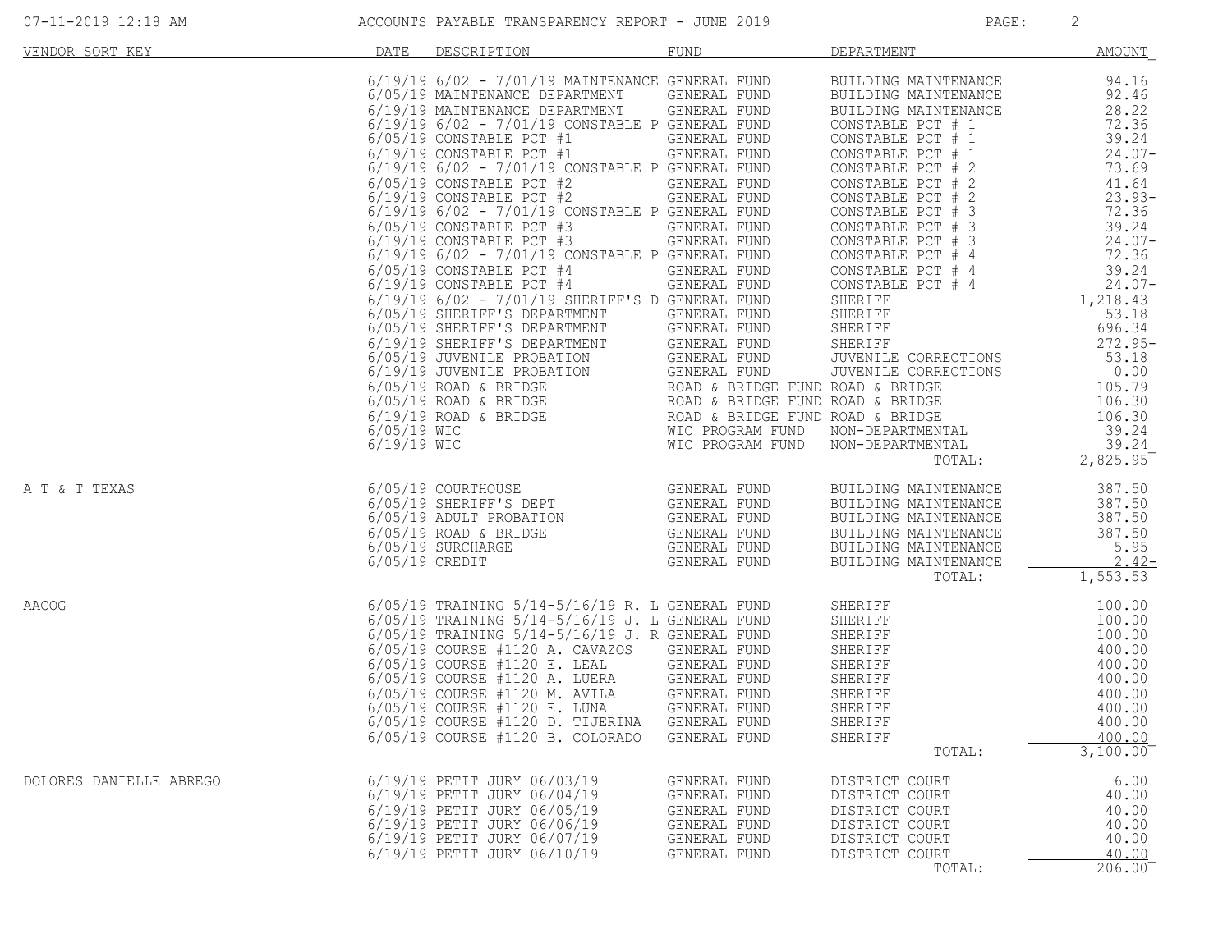# ACCOUNTS PAYABLE TRANSPARENCY REPORT - JUNE 2019

| VENDOR SORT KEY | DATE | DESCRIPTION | FUND | DEPARTMENT | AMOUNT |
|---|---|---|---|---|---|
| | 6/19/19 | 6/02 - 7/01/19 MAINTENANCE | GENERAL FUND | BUILDING MAINTENANCE | 94.16 |
| | 6/05/19 | MAINTENANCE DEPARTMENT | GENERAL FUND | BUILDING MAINTENANCE | 92.46 |
| | 6/19/19 | MAINTENANCE DEPARTMENT | GENERAL FUND | BUILDING MAINTENANCE | 28.22 |
| | 6/19/19 | 6/02 - 7/01/19 CONSTABLE P | GENERAL FUND | CONSTABLE PCT # 1 | 72.36 |
| | 6/05/19 | CONSTABLE PCT #1 | GENERAL FUND | CONSTABLE PCT # 1 | 39.24 |
| | 6/19/19 | CONSTABLE PCT #1 | GENERAL FUND | CONSTABLE PCT # 1 | 24.07- |
| | 6/19/19 | 6/02 - 7/01/19 CONSTABLE P | GENERAL FUND | CONSTABLE PCT # 2 | 73.69 |
| | 6/05/19 | CONSTABLE PCT #2 | GENERAL FUND | CONSTABLE PCT # 2 | 41.64 |
| | 6/19/19 | CONSTABLE PCT #2 | GENERAL FUND | CONSTABLE PCT # 2 | 23.93- |
| | 6/19/19 | 6/02 - 7/01/19 CONSTABLE P | GENERAL FUND | CONSTABLE PCT # 3 | 72.36 |
| | 6/05/19 | CONSTABLE PCT #3 | GENERAL FUND | CONSTABLE PCT # 3 | 39.24 |
| | 6/19/19 | CONSTABLE PCT #3 | GENERAL FUND | CONSTABLE PCT # 3 | 24.07- |
| | 6/19/19 | 6/02 - 7/01/19 CONSTABLE P | GENERAL FUND | CONSTABLE PCT # 4 | 72.36 |
| | 6/05/19 | CONSTABLE PCT #4 | GENERAL FUND | CONSTABLE PCT # 4 | 39.24 |
| | 6/19/19 | CONSTABLE PCT #4 | GENERAL FUND | CONSTABLE PCT # 4 | 24.07- |
| | 6/19/19 | 6/02 - 7/01/19 SHERIFF'S D | GENERAL FUND | SHERIFF | 1,218.43 |
| | 6/05/19 | SHERIFF'S DEPARTMENT | GENERAL FUND | SHERIFF | 53.18 |
| | 6/05/19 | SHERIFF'S DEPARTMENT | GENERAL FUND | SHERIFF | 696.34 |
| | 6/19/19 | SHERIFF'S DEPARTMENT | GENERAL FUND | SHERIFF | 272.95- |
| | 6/05/19 | JUVENILE PROBATION | GENERAL FUND | JUVENILE CORRECTIONS | 53.18 |
| | 6/19/19 | JUVENILE PROBATION | GENERAL FUND | JUVENILE CORRECTIONS | 0.00 |
| | 6/05/19 | ROAD & BRIDGE | ROAD & BRIDGE FUND | ROAD & BRIDGE | 105.79 |
| | 6/05/19 | ROAD & BRIDGE | ROAD & BRIDGE FUND | ROAD & BRIDGE | 106.30 |
| | 6/19/19 | ROAD & BRIDGE | ROAD & BRIDGE FUND | ROAD & BRIDGE | 106.30 |
| | 6/05/19 | WIC | WIC PROGRAM FUND | NON-DEPARTMENTAL | 39.24 |
| | 6/19/19 | WIC | WIC PROGRAM FUND | NON-DEPARTMENTAL | 39.24 |
| | | | | TOTAL: | 2,825.95 |
| A T & T TEXAS | 6/05/19 | COURTHOUSE | GENERAL FUND | BUILDING MAINTENANCE | 387.50 |
| | 6/05/19 | SHERIFF'S DEPT | GENERAL FUND | BUILDING MAINTENANCE | 387.50 |
| | 6/05/19 | ADULT PROBATION | GENERAL FUND | BUILDING MAINTENANCE | 387.50 |
| | 6/05/19 | ROAD & BRIDGE | GENERAL FUND | BUILDING MAINTENANCE | 387.50 |
| | 6/05/19 | SURCHARGE | GENERAL FUND | BUILDING MAINTENANCE | 5.95 |
| | 6/05/19 | CREDIT | GENERAL FUND | BUILDING MAINTENANCE | 2.42- |
| | | | | TOTAL: | 1,553.53 |
| AACOG | 6/05/19 | TRAINING 5/14-5/16/19 R. L | GENERAL FUND | SHERIFF | 100.00 |
| | 6/05/19 | TRAINING 5/14-5/16/19 J. L | GENERAL FUND | SHERIFF | 100.00 |
| | 6/05/19 | TRAINING 5/14-5/16/19 J. R | GENERAL FUND | SHERIFF | 100.00 |
| | 6/05/19 | COURSE #1120 A. CAVAZOS | GENERAL FUND | SHERIFF | 400.00 |
| | 6/05/19 | COURSE #1120 E. LEAL | GENERAL FUND | SHERIFF | 400.00 |
| | 6/05/19 | COURSE #1120 A. LUERA | GENERAL FUND | SHERIFF | 400.00 |
| | 6/05/19 | COURSE #1120 M. AVILA | GENERAL FUND | SHERIFF | 400.00 |
| | 6/05/19 | COURSE #1120 E. LUNA | GENERAL FUND | SHERIFF | 400.00 |
| | 6/05/19 | COURSE #1120 D. TIJERINA | GENERAL FUND | SHERIFF | 400.00 |
| | 6/05/19 | COURSE #1120 B. COLORADO | GENERAL FUND | SHERIFF | 400.00 |
| | | | | TOTAL: | 3,100.00 |
| DOLORES DANIELLE ABREGO | 6/19/19 | PETIT JURY 06/03/19 | GENERAL FUND | DISTRICT COURT | 6.00 |
| | 6/19/19 | PETIT JURY 06/04/19 | GENERAL FUND | DISTRICT COURT | 40.00 |
| | 6/19/19 | PETIT JURY 06/05/19 | GENERAL FUND | DISTRICT COURT | 40.00 |
| | 6/19/19 | PETIT JURY 06/06/19 | GENERAL FUND | DISTRICT COURT | 40.00 |
| | 6/19/19 | PETIT JURY 06/07/19 | GENERAL FUND | DISTRICT COURT | 40.00 |
| | 6/19/19 | PETIT JURY 06/10/19 | GENERAL FUND | DISTRICT COURT | 40.00 |
| | | | | TOTAL: | 206.00 |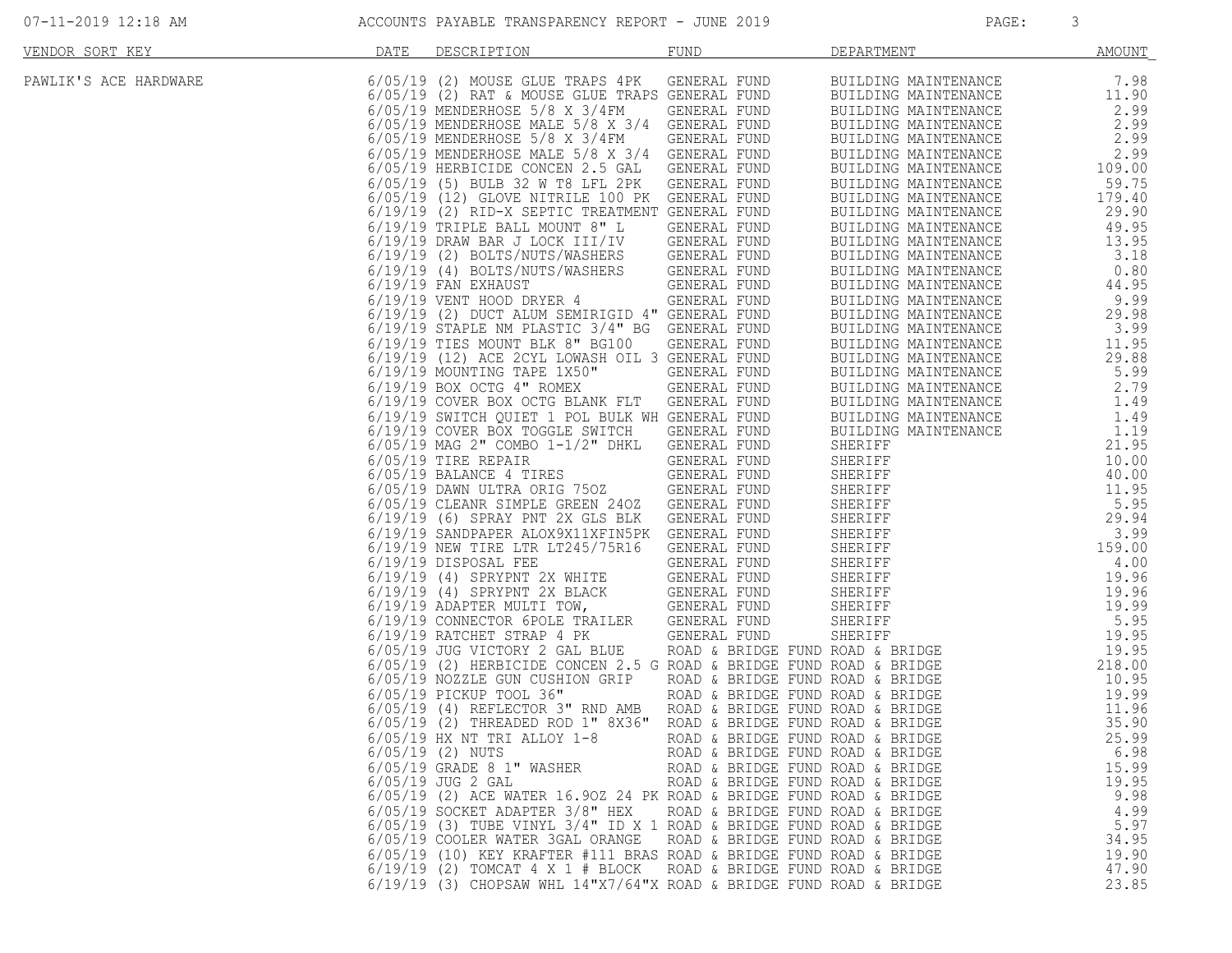# ACCOUNTS PAYABLE TRANSPARENCY REPORT - JUNE 2019

| VENDOR SORT KEY | DATE | DESCRIPTION | FUND | DEPARTMENT | AMOUNT |
|---|---|---|---|---|---|
| PAWLIK'S ACE HARDWARE | 6/05/19 | (2) MOUSE GLUE TRAPS 4PK | GENERAL FUND | BUILDING MAINTENANCE | 7.98 |
| | 6/05/19 | (2) RAT & MOUSE GLUE TRAPS | GENERAL FUND | BUILDING MAINTENANCE | 11.90 |
| | 6/05/19 | MENDERHOSE 5/8 X 3/4FM | GENERAL FUND | BUILDING MAINTENANCE | 2.99 |
| | 6/05/19 | MENDERHOSE MALE 5/8 X 3/4 | GENERAL FUND | BUILDING MAINTENANCE | 2.99 |
| | 6/05/19 | MENDERHOSE 5/8 X 3/4FM | GENERAL FUND | BUILDING MAINTENANCE | 2.99 |
| | 6/05/19 | MENDERHOSE MALE 5/8 X 3/4 | GENERAL FUND | BUILDING MAINTENANCE | 2.99 |
| | 6/05/19 | HERBICIDE CONCEN 2.5 GAL | GENERAL FUND | BUILDING MAINTENANCE | 109.00 |
| | 6/05/19 | (5) BULB 32 W T8 LFL 2PK | GENERAL FUND | BUILDING MAINTENANCE | 59.75 |
| | 6/05/19 | (12) GLOVE NITRILE 100 PK | GENERAL FUND | BUILDING MAINTENANCE | 179.40 |
| | 6/19/19 | (2) RID-X SEPTIC TREATMENT | GENERAL FUND | BUILDING MAINTENANCE | 29.90 |
| | 6/19/19 | TRIPLE BALL MOUNT 8" L | GENERAL FUND | BUILDING MAINTENANCE | 49.95 |
| | 6/19/19 | DRAW BAR J LOCK III/IV | GENERAL FUND | BUILDING MAINTENANCE | 13.95 |
| | 6/19/19 | (2) BOLTS/NUTS/WASHERS | GENERAL FUND | BUILDING MAINTENANCE | 3.18 |
| | 6/19/19 | (4) BOLTS/NUTS/WASHERS | GENERAL FUND | BUILDING MAINTENANCE | 0.80 |
| | 6/19/19 | FAN EXHAUST | GENERAL FUND | BUILDING MAINTENANCE | 44.95 |
| | 6/19/19 | VENT HOOD DRYER 4 | GENERAL FUND | BUILDING MAINTENANCE | 9.99 |
| | 6/19/19 | (2) DUCT ALUM SEMIRIGID 4" | GENERAL FUND | BUILDING MAINTENANCE | 29.98 |
| | 6/19/19 | STAPLE NM PLASTIC 3/4" BG | GENERAL FUND | BUILDING MAINTENANCE | 3.99 |
| | 6/19/19 | TIES MOUNT BLK 8" BG100 | GENERAL FUND | BUILDING MAINTENANCE | 11.95 |
| | 6/19/19 | (12) ACE 2CYL LOWASH OIL 3 | GENERAL FUND | BUILDING MAINTENANCE | 29.88 |
| | 6/19/19 | MOUNTING TAPE 1X50" | GENERAL FUND | BUILDING MAINTENANCE | 5.99 |
| | 6/19/19 | BOX OCTG 4" ROMEX | GENERAL FUND | BUILDING MAINTENANCE | 2.79 |
| | 6/19/19 | COVER BOX OCTG BLANK FLT | GENERAL FUND | BUILDING MAINTENANCE | 1.49 |
| | 6/19/19 | SWITCH QUIET 1 POL BULK WH | GENERAL FUND | BUILDING MAINTENANCE | 1.49 |
| | 6/19/19 | COVER BOX TOGGLE SWITCH | GENERAL FUND | BUILDING MAINTENANCE | 1.19 |
| | 6/05/19 | MAG 2" COMBO 1-1/2" DHKL | GENERAL FUND | SHERIFF | 21.95 |
| | 6/05/19 | TIRE REPAIR | GENERAL FUND | SHERIFF | 10.00 |
| | 6/05/19 | BALANCE 4 TIRES | GENERAL FUND | SHERIFF | 40.00 |
| | 6/05/19 | DAWN ULTRA ORIG 75OZ | GENERAL FUND | SHERIFF | 11.95 |
| | 6/05/19 | CLEANR SIMPLE GREEN 24OZ | GENERAL FUND | SHERIFF | 5.95 |
| | 6/19/19 | (6) SPRAY PNT 2X GLS BLK | GENERAL FUND | SHERIFF | 29.94 |
| | 6/19/19 | SANDPAPER ALOX9X11XFIN5PK | GENERAL FUND | SHERIFF | 3.99 |
| | 6/19/19 | NEW TIRE LTR LT245/75R16 | GENERAL FUND | SHERIFF | 159.00 |
| | 6/19/19 | DISPOSAL FEE | GENERAL FUND | SHERIFF | 4.00 |
| | 6/19/19 | (4) SPRYPNT 2X WHITE | GENERAL FUND | SHERIFF | 19.96 |
| | 6/19/19 | (4) SPRYPNT 2X BLACK | GENERAL FUND | SHERIFF | 19.96 |
| | 6/19/19 | ADAPTER MULTI TOW, | GENERAL FUND | SHERIFF | 19.99 |
| | 6/19/19 | CONNECTOR 6POLE TRAILER | GENERAL FUND | SHERIFF | 5.95 |
| | 6/19/19 | RATCHET STRAP 4 PK | GENERAL FUND | SHERIFF | 19.95 |
| | 6/05/19 | JUG VICTORY 2 GAL BLUE | ROAD & BRIDGE FUND | ROAD & BRIDGE | 19.95 |
| | 6/05/19 | (2) HERBICIDE CONCEN 2.5 G | ROAD & BRIDGE FUND | ROAD & BRIDGE | 218.00 |
| | 6/05/19 | NOZZLE GUN CUSHION GRIP | ROAD & BRIDGE FUND | ROAD & BRIDGE | 10.95 |
| | 6/05/19 | PICKUP TOOL 36" | ROAD & BRIDGE FUND | ROAD & BRIDGE | 19.99 |
| | 6/05/19 | (4) REFLECTOR 3" RND AMB | ROAD & BRIDGE FUND | ROAD & BRIDGE | 11.96 |
| | 6/05/19 | (2) THREADED ROD 1" 8X36" | ROAD & BRIDGE FUND | ROAD & BRIDGE | 35.90 |
| | 6/05/19 | HX NT TRI ALLOY 1-8 | ROAD & BRIDGE FUND | ROAD & BRIDGE | 25.99 |
| | 6/05/19 | (2) NUTS | ROAD & BRIDGE FUND | ROAD & BRIDGE | 6.98 |
| | 6/05/19 | GRADE 8 1" WASHER | ROAD & BRIDGE FUND | ROAD & BRIDGE | 15.99 |
| | 6/05/19 | JUG 2 GAL | ROAD & BRIDGE FUND | ROAD & BRIDGE | 19.95 |
| | 6/05/19 | (2) ACE WATER 16.9OZ 24 PK | ROAD & BRIDGE FUND | ROAD & BRIDGE | 9.98 |
| | 6/05/19 | SOCKET ADAPTER 3/8" HEX | ROAD & BRIDGE FUND | ROAD & BRIDGE | 4.99 |
| | 6/05/19 | (3) TUBE VINYL 3/4" ID X 1 | ROAD & BRIDGE FUND | ROAD & BRIDGE | 5.97 |
| | 6/05/19 | COOLER WATER 3GAL ORANGE | ROAD & BRIDGE FUND | ROAD & BRIDGE | 34.95 |
| | 6/05/19 | (10) KEY KRAFTER #111 BRAS | ROAD & BRIDGE FUND | ROAD & BRIDGE | 19.90 |
| | 6/19/19 | (2) TOMCAT 4 X 1 # BLOCK | ROAD & BRIDGE FUND | ROAD & BRIDGE | 47.90 |
| | 6/19/19 | (3) CHOPSAW WHL 14"X7/64"X | ROAD & BRIDGE FUND | ROAD & BRIDGE | 23.85 |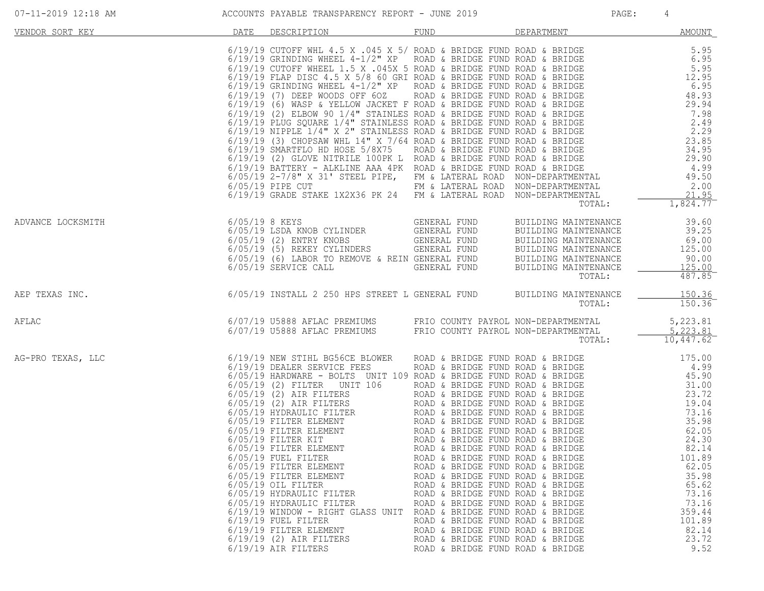| VENDOR SORT KEY | DATE | DESCRIPTION | FUND | DEPARTMENT | AMOUNT |
|---|---|---|---|---|---|
| | 6/19/19 | CUTOFF WHL 4.5 X .045 X 5/ | ROAD & BRIDGE FUND | ROAD & BRIDGE | 5.95 |
| | 6/19/19 | GRINDING WHEEL 4-1/2" XP | ROAD & BRIDGE FUND | ROAD & BRIDGE | 6.95 |
| | 6/19/19 | CUTOFF WHEEL 1.5 X .045X 5 | ROAD & BRIDGE FUND | ROAD & BRIDGE | 5.95 |
| | 6/19/19 | FLAP DISC 4.5 X 5/8 60 GRI | ROAD & BRIDGE FUND | ROAD & BRIDGE | 12.95 |
| | 6/19/19 | GRINDING WHEEL 4-1/2" XP | ROAD & BRIDGE FUND | ROAD & BRIDGE | 6.95 |
| | 6/19/19 | (7) DEEP WOODS OFF 6OZ | ROAD & BRIDGE FUND | ROAD & BRIDGE | 48.93 |
| | 6/19/19 | (6) WASP & YELLOW JACKET F | ROAD & BRIDGE FUND | ROAD & BRIDGE | 29.94 |
| | 6/19/19 | (2) ELBOW 90 1/4" STAINLES | ROAD & BRIDGE FUND | ROAD & BRIDGE | 7.98 |
| | 6/19/19 | PLUG SQUARE 1/4" STAINLESS | ROAD & BRIDGE FUND | ROAD & BRIDGE | 2.49 |
| | 6/19/19 | NIPPLE 1/4" X 2" STAINLESS | ROAD & BRIDGE FUND | ROAD & BRIDGE | 2.29 |
| | 6/19/19 | (3) CHOPSAW WHL 14" X 7/64 | ROAD & BRIDGE FUND | ROAD & BRIDGE | 23.85 |
| | 6/19/19 | SMARTFLO HD HOSE 5/8X75 | ROAD & BRIDGE FUND | ROAD & BRIDGE | 34.95 |
| | 6/19/19 | (2) GLOVE NITRILE 100PK L | ROAD & BRIDGE FUND | ROAD & BRIDGE | 29.90 |
| | 6/19/19 | BATTERY - ALKLINE AAA 4PK | ROAD & BRIDGE FUND | ROAD & BRIDGE | 4.99 |
| | 6/05/19 | 2-7/8" X 31' STEEL PIPE, | FM & LATERAL ROAD | NON-DEPARTMENTAL | 49.50 |
| | 6/05/19 | PIPE CUT | FM & LATERAL ROAD | NON-DEPARTMENTAL | 2.00 |
| | 6/19/19 | GRADE STAKE 1X2X36 PK 24 | FM & LATERAL ROAD | NON-DEPARTMENTAL | 21.95 |
| | | | | TOTAL: | 1,824.77 |
| ADVANCE LOCKSMITH | 6/05/19 | 8 KEYS | GENERAL FUND | BUILDING MAINTENANCE | 39.60 |
| | 6/05/19 | LSDA KNOB CYLINDER | GENERAL FUND | BUILDING MAINTENANCE | 39.25 |
| | 6/05/19 | (2) ENTRY KNOBS | GENERAL FUND | BUILDING MAINTENANCE | 69.00 |
| | 6/05/19 | (5) REKEY CYLINDERS | GENERAL FUND | BUILDING MAINTENANCE | 125.00 |
| | 6/05/19 | (6) LABOR TO REMOVE & REIN | GENERAL FUND | BUILDING MAINTENANCE | 90.00 |
| | 6/05/19 | SERVICE CALL | GENERAL FUND | BUILDING MAINTENANCE | 125.00 |
| | | | | TOTAL: | 487.85 |
| AEP TEXAS INC. | 6/05/19 | INSTALL 2 250 HPS STREET L | GENERAL FUND | BUILDING MAINTENANCE | 150.36 |
| | | | | TOTAL: | 150.36 |
| AFLAC | 6/07/19 | U5888 AFLAC PREMIUMS | FRIO COUNTY PAYROL | NON-DEPARTMENTAL | 5,223.81 |
| | 6/07/19 | U5888 AFLAC PREMIUMS | FRIO COUNTY PAYROL | NON-DEPARTMENTAL | 5,223.81 |
| | | | | TOTAL: | 10,447.62 |
| AG-PRO TEXAS, LLC | 6/19/19 | NEW STIHL BG56CE BLOWER | ROAD & BRIDGE FUND | ROAD & BRIDGE | 175.00 |
| | 6/19/19 | DEALER SERVICE FEES | ROAD & BRIDGE FUND | ROAD & BRIDGE | 4.99 |
| | 6/05/19 | HARDWARE - BOLTS UNIT 109 | ROAD & BRIDGE FUND | ROAD & BRIDGE | 45.90 |
| | 6/05/19 | (2) FILTER UNIT 106 | ROAD & BRIDGE FUND | ROAD & BRIDGE | 31.00 |
| | 6/05/19 | (2) AIR FILTERS | ROAD & BRIDGE FUND | ROAD & BRIDGE | 23.72 |
| | 6/05/19 | (2) AIR FILTERS | ROAD & BRIDGE FUND | ROAD & BRIDGE | 19.04 |
| | 6/05/19 | HYDRAULIC FILTER | ROAD & BRIDGE FUND | ROAD & BRIDGE | 73.16 |
| | 6/05/19 | FILTER ELEMENT | ROAD & BRIDGE FUND | ROAD & BRIDGE | 35.98 |
| | 6/05/19 | FILTER ELEMENT | ROAD & BRIDGE FUND | ROAD & BRIDGE | 62.05 |
| | 6/05/19 | FILTER KIT | ROAD & BRIDGE FUND | ROAD & BRIDGE | 24.30 |
| | 6/05/19 | FILTER ELEMENT | ROAD & BRIDGE FUND | ROAD & BRIDGE | 82.14 |
| | 6/05/19 | FUEL FILTER | ROAD & BRIDGE FUND | ROAD & BRIDGE | 101.89 |
| | 6/05/19 | FILTER ELEMENT | ROAD & BRIDGE FUND | ROAD & BRIDGE | 62.05 |
| | 6/05/19 | FILTER ELEMENT | ROAD & BRIDGE FUND | ROAD & BRIDGE | 35.98 |
| | 6/05/19 | OIL FILTER | ROAD & BRIDGE FUND | ROAD & BRIDGE | 65.62 |
| | 6/05/19 | HYDRAULIC FILTER | ROAD & BRIDGE FUND | ROAD & BRIDGE | 73.16 |
| | 6/05/19 | HYDRAULIC FILTER | ROAD & BRIDGE FUND | ROAD & BRIDGE | 73.16 |
| | 6/19/19 | WINDOW - RIGHT GLASS UNIT | ROAD & BRIDGE FUND | ROAD & BRIDGE | 359.44 |
| | 6/19/19 | FUEL FILTER | ROAD & BRIDGE FUND | ROAD & BRIDGE | 101.89 |
| | 6/19/19 | FILTER ELEMENT | ROAD & BRIDGE FUND | ROAD & BRIDGE | 82.14 |
| | 6/19/19 | (2) AIR FILTERS | ROAD & BRIDGE FUND | ROAD & BRIDGE | 23.72 |
| | 6/19/19 | AIR FILTERS | ROAD & BRIDGE FUND | ROAD & BRIDGE | 9.52 |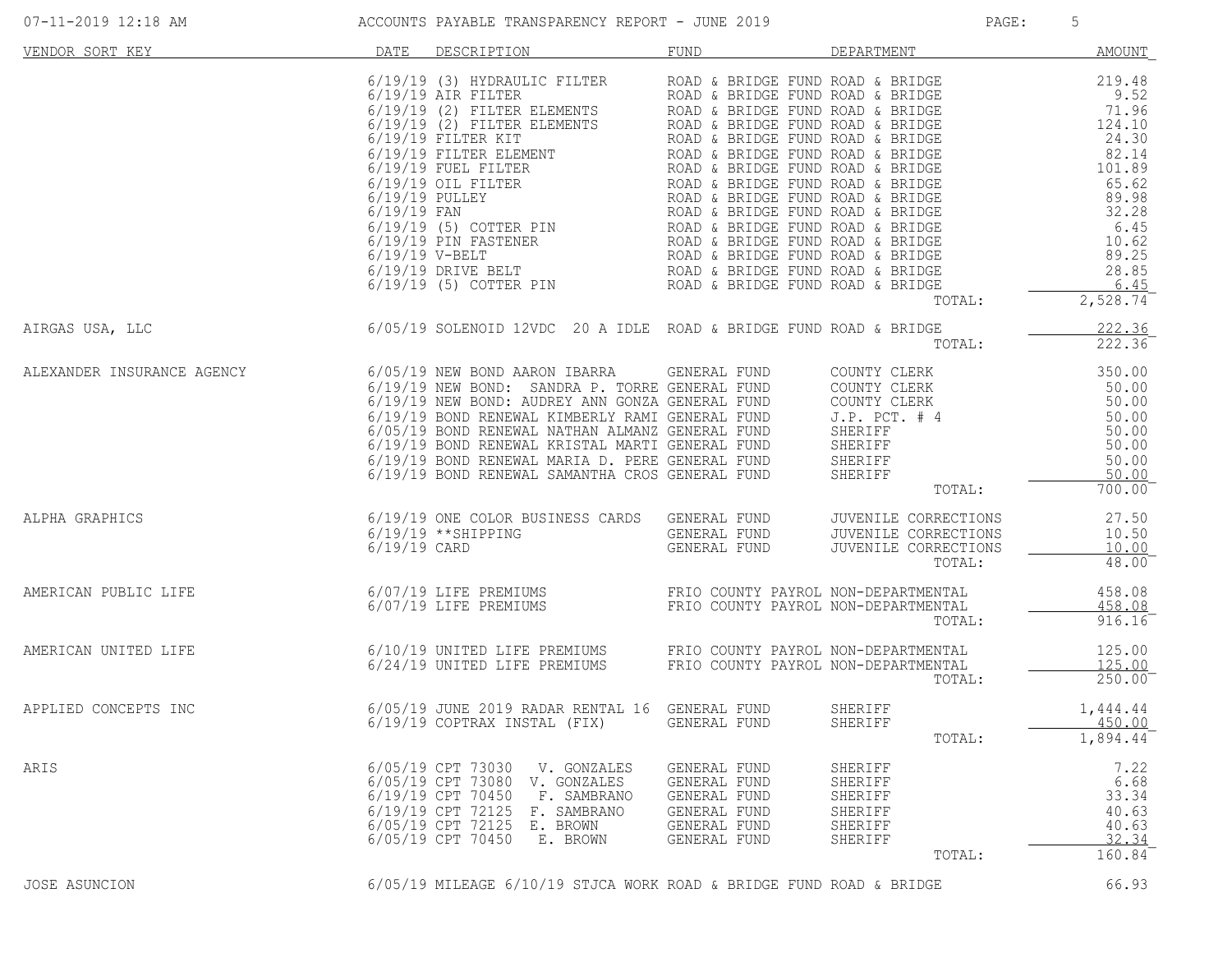# ACCOUNTS PAYABLE TRANSPARENCY REPORT - JUNE 2019

| VENDOR SORT KEY | DATE | DESCRIPTION | FUND | DEPARTMENT | AMOUNT |
|---|---|---|---|---|---|
| | 6/19/19 | (3) HYDRAULIC FILTER | ROAD & BRIDGE FUND | ROAD & BRIDGE | 219.48 |
| | 6/19/19 | AIR FILTER | ROAD & BRIDGE FUND | ROAD & BRIDGE | 9.52 |
| | 6/19/19 | (2) FILTER ELEMENTS | ROAD & BRIDGE FUND | ROAD & BRIDGE | 71.96 |
| | 6/19/19 | (2) FILTER ELEMENTS | ROAD & BRIDGE FUND | ROAD & BRIDGE | 124.10 |
| | 6/19/19 | FILTER KIT | ROAD & BRIDGE FUND | ROAD & BRIDGE | 24.30 |
| | 6/19/19 | FILTER ELEMENT | ROAD & BRIDGE FUND | ROAD & BRIDGE | 82.14 |
| | 6/19/19 | FUEL FILTER | ROAD & BRIDGE FUND | ROAD & BRIDGE | 101.89 |
| | 6/19/19 | OIL FILTER | ROAD & BRIDGE FUND | ROAD & BRIDGE | 65.62 |
| | 6/19/19 | PULLEY | ROAD & BRIDGE FUND | ROAD & BRIDGE | 89.98 |
| | 6/19/19 | FAN | ROAD & BRIDGE FUND | ROAD & BRIDGE | 32.28 |
| | 6/19/19 | (5) COTTER PIN | ROAD & BRIDGE FUND | ROAD & BRIDGE | 6.45 |
| | 6/19/19 | PIN FASTENER | ROAD & BRIDGE FUND | ROAD & BRIDGE | 10.62 |
| | 6/19/19 | V-BELT | ROAD & BRIDGE FUND | ROAD & BRIDGE | 89.25 |
| | 6/19/19 | DRIVE BELT | ROAD & BRIDGE FUND | ROAD & BRIDGE | 28.85 |
| | 6/19/19 | (5) COTTER PIN | ROAD & BRIDGE FUND | ROAD & BRIDGE | 6.45 |
| | | | | TOTAL: | 2,528.74 |
| AIRGAS USA, LLC | 6/05/19 | SOLENOID 12VDC 20 A IDLE | ROAD & BRIDGE FUND | ROAD & BRIDGE | 222.36 |
| | | | | TOTAL: | 222.36 |
| ALEXANDER INSURANCE AGENCY | 6/05/19 | NEW BOND AARON IBARRA | GENERAL FUND | COUNTY CLERK | 350.00 |
| | 6/19/19 | NEW BOND: SANDRA P. TORRE | GENERAL FUND | COUNTY CLERK | 50.00 |
| | 6/19/19 | NEW BOND: AUDREY ANN GONZA | GENERAL FUND | COUNTY CLERK | 50.00 |
| | 6/19/19 | BOND RENEWAL KIMBERLY RAMI | GENERAL FUND | J.P. PCT. # 4 | 50.00 |
| | 6/05/19 | BOND RENEWAL NATHAN ALMANZ | GENERAL FUND | SHERIFF | 50.00 |
| | 6/19/19 | BOND RENEWAL KRISTAL MARTI | GENERAL FUND | SHERIFF | 50.00 |
| | 6/19/19 | BOND RENEWAL MARIA D. PERE | GENERAL FUND | SHERIFF | 50.00 |
| | 6/19/19 | BOND RENEWAL SAMANTHA CROS | GENERAL FUND | SHERIFF | 50.00 |
| | | | | TOTAL: | 700.00 |
| ALPHA GRAPHICS | 6/19/19 | ONE COLOR BUSINESS CARDS | GENERAL FUND | JUVENILE CORRECTIONS | 27.50 |
| | 6/19/19 | **SHIPPING | GENERAL FUND | JUVENILE CORRECTIONS | 10.50 |
| | 6/19/19 | CARD | GENERAL FUND | JUVENILE CORRECTIONS | 10.00 |
| | | | | TOTAL: | 48.00 |
| AMERICAN PUBLIC LIFE | 6/07/19 | LIFE PREMIUMS | FRIO COUNTY PAYROL | NON-DEPARTMENTAL | 458.08 |
| | 6/07/19 | LIFE PREMIUMS | FRIO COUNTY PAYROL | NON-DEPARTMENTAL | 458.08 |
| | | | | TOTAL: | 916.16 |
| AMERICAN UNITED LIFE | 6/10/19 | UNITED LIFE PREMIUMS | FRIO COUNTY PAYROL | NON-DEPARTMENTAL | 125.00 |
| | 6/24/19 | UNITED LIFE PREMIUMS | FRIO COUNTY PAYROL | NON-DEPARTMENTAL | 125.00 |
| | | | | TOTAL: | 250.00 |
| APPLIED CONCEPTS INC | 6/05/19 | JUNE 2019 RADAR RENTAL 16 | GENERAL FUND | SHERIFF | 1,444.44 |
| | 6/19/19 | COPTRAX INSTAL (FIX) | GENERAL FUND | SHERIFF | 450.00 |
| | | | | TOTAL: | 1,894.44 |
| ARIS | 6/05/19 | CPT 73030 V. GONZALES | GENERAL FUND | SHERIFF | 7.22 |
| | 6/05/19 | CPT 73080 V. GONZALES | GENERAL FUND | SHERIFF | 6.68 |
| | 6/19/19 | CPT 70450 F. SAMBRANO | GENERAL FUND | SHERIFF | 33.34 |
| | 6/19/19 | CPT 72125 F. SAMBRANO | GENERAL FUND | SHERIFF | 40.63 |
| | 6/05/19 | CPT 72125 E. BROWN | GENERAL FUND | SHERIFF | 40.63 |
| | 6/05/19 | CPT 70450 E. BROWN | GENERAL FUND | SHERIFF | 32.34 |
| | | | | TOTAL: | 160.84 |
| JOSE ASUNCION | 6/05/19 | MILEAGE 6/10/19 STJCA WORK | ROAD & BRIDGE FUND | ROAD & BRIDGE | 66.93 |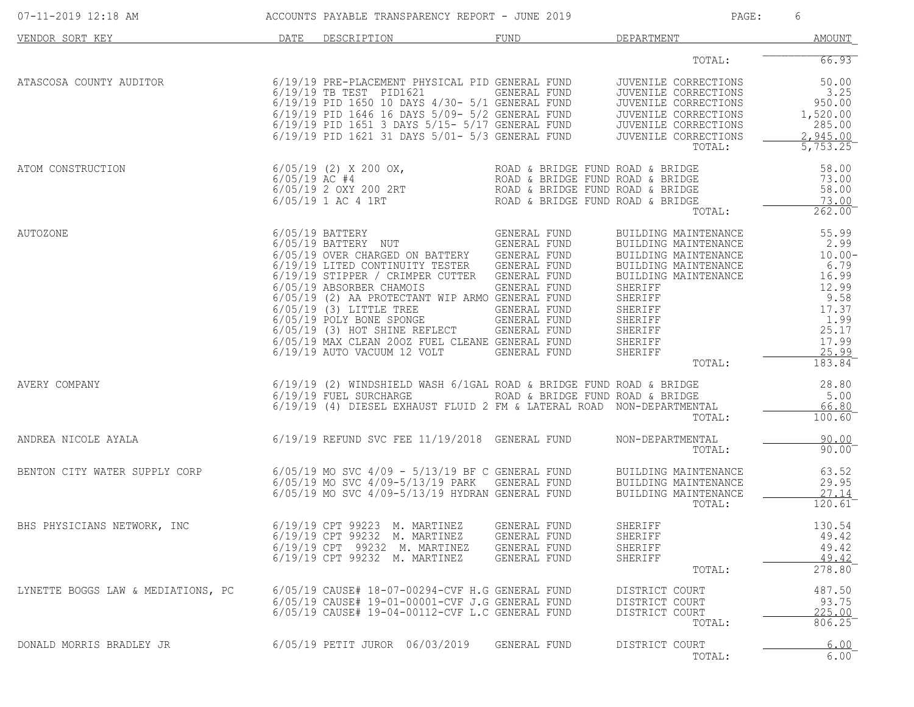| VENDOR SORT KEY | DATE | DESCRIPTION | FUND | DEPARTMENT | AMOUNT |
|---|---|---|---|---|---|
| | | | | TOTAL: | 66.93 |
| ATASCOSA COUNTY AUDITOR | 6/19/19 | PRE-PLACEMENT PHYSICAL PID | GENERAL FUND | JUVENILE CORRECTIONS | 50.00 |
| | 6/19/19 | TB TEST PID1621 | GENERAL FUND | JUVENILE CORRECTIONS | 3.25 |
| | 6/19/19 | PID 1650 10 DAYS 4/30- 5/1 | GENERAL FUND | JUVENILE CORRECTIONS | 950.00 |
| | 6/19/19 | PID 1646 16 DAYS 5/09- 5/2 | GENERAL FUND | JUVENILE CORRECTIONS | 1,520.00 |
| | 6/19/19 | PID 1651 3 DAYS 5/15- 5/17 | GENERAL FUND | JUVENILE CORRECTIONS | 285.00 |
| | 6/19/19 | PID 1621 31 DAYS 5/01- 5/3 | GENERAL FUND | JUVENILE CORRECTIONS | 2,945.00 |
| | | | | TOTAL: | 5,753.25 |
| ATOM CONSTRUCTION | 6/05/19 | (2) X 200 OX, | ROAD & BRIDGE FUND | ROAD & BRIDGE | 58.00 |
| | 6/05/19 | AC #4 | ROAD & BRIDGE FUND | ROAD & BRIDGE | 73.00 |
| | 6/05/19 | 2 OXY 200 2RT | ROAD & BRIDGE FUND | ROAD & BRIDGE | 58.00 |
| | 6/05/19 | 1 AC 4 1RT | ROAD & BRIDGE FUND | ROAD & BRIDGE | 73.00 |
| | | | | TOTAL: | 262.00 |
| AUTOZONE | 6/05/19 | BATTERY | GENERAL FUND | BUILDING MAINTENANCE | 55.99 |
| | 6/05/19 | BATTERY NUT | GENERAL FUND | BUILDING MAINTENANCE | 2.99 |
| | 6/05/19 | OVER CHARGED ON BATTERY | GENERAL FUND | BUILDING MAINTENANCE | 10.00- |
| | 6/19/19 | LITED CONTINUITY TESTER | GENERAL FUND | BUILDING MAINTENANCE | 6.79 |
| | 6/19/19 | STIPPER / CRIMPER CUTTER | GENERAL FUND | BUILDING MAINTENANCE | 16.99 |
| | 6/05/19 | ABSORBER CHAMOIS | GENERAL FUND | SHERIFF | 12.99 |
| | 6/05/19 | (2) AA PROTECTANT WIP ARMO | GENERAL FUND | SHERIFF | 9.58 |
| | 6/05/19 | (3) LITTLE TREE | GENERAL FUND | SHERIFF | 17.37 |
| | 6/05/19 | POLY BONE SPONGE | GENERAL FUND | SHERIFF | 1.99 |
| | 6/05/19 | (3) HOT SHINE REFLECT | GENERAL FUND | SHERIFF | 25.17 |
| | 6/05/19 | MAX CLEAN 20OZ FUEL CLEANE | GENERAL FUND | SHERIFF | 17.99 |
| | 6/19/19 | AUTO VACUUM 12 VOLT | GENERAL FUND | SHERIFF | 25.99 |
| | | | | TOTAL: | 183.84 |
| AVERY COMPANY | 6/19/19 | (2) WINDSHIELD WASH 6/1GAL | ROAD & BRIDGE FUND | ROAD & BRIDGE | 28.80 |
| | 6/19/19 | FUEL SURCHARGE | ROAD & BRIDGE FUND | ROAD & BRIDGE | 5.00 |
| | 6/19/19 | (4) DIESEL EXHAUST FLUID 2 | FM & LATERAL ROAD | NON-DEPARTMENTAL | 66.80 |
| | | | | TOTAL: | 100.60 |
| ANDREA NICOLE AYALA | 6/19/19 | REFUND SVC FEE 11/19/2018 | GENERAL FUND | NON-DEPARTMENTAL | 90.00 |
| | | | | TOTAL: | 90.00 |
| BENTON CITY WATER SUPPLY CORP | 6/05/19 | MO SVC 4/09 - 5/13/19 BF C | GENERAL FUND | BUILDING MAINTENANCE | 63.52 |
| | 6/05/19 | MO SVC 4/09-5/13/19 PARK | GENERAL FUND | BUILDING MAINTENANCE | 29.95 |
| | 6/05/19 | MO SVC 4/09-5/13/19 HYDRAN | GENERAL FUND | BUILDING MAINTENANCE | 27.14 |
| | | | | TOTAL: | 120.61 |
| BHS PHYSICIANS NETWORK, INC | 6/19/19 | CPT 99223 M. MARTINEZ | GENERAL FUND | SHERIFF | 130.54 |
| | 6/19/19 | CPT 99232 M. MARTINEZ | GENERAL FUND | SHERIFF | 49.42 |
| | 6/19/19 | CPT 99232 M. MARTINEZ | GENERAL FUND | SHERIFF | 49.42 |
| | 6/19/19 | CPT 99232 M. MARTINEZ | GENERAL FUND | SHERIFF | 49.42 |
| | | | | TOTAL: | 278.80 |
| LYNETTE BOGGS LAW & MEDIATIONS, PC | 6/05/19 | CAUSE# 18-07-00294-CVF H.G | GENERAL FUND | DISTRICT COURT | 487.50 |
| | 6/05/19 | CAUSE# 19-01-00001-CVF J.G | GENERAL FUND | DISTRICT COURT | 93.75 |
| | 6/05/19 | CAUSE# 19-04-00112-CVF L.C | GENERAL FUND | DISTRICT COURT | 225.00 |
| | | | | TOTAL: | 806.25 |
| DONALD MORRIS BRADLEY JR | 6/05/19 | PETIT JUROR 06/03/2019 | GENERAL FUND | DISTRICT COURT | 6.00 |
| | | | | TOTAL: | 6.00 |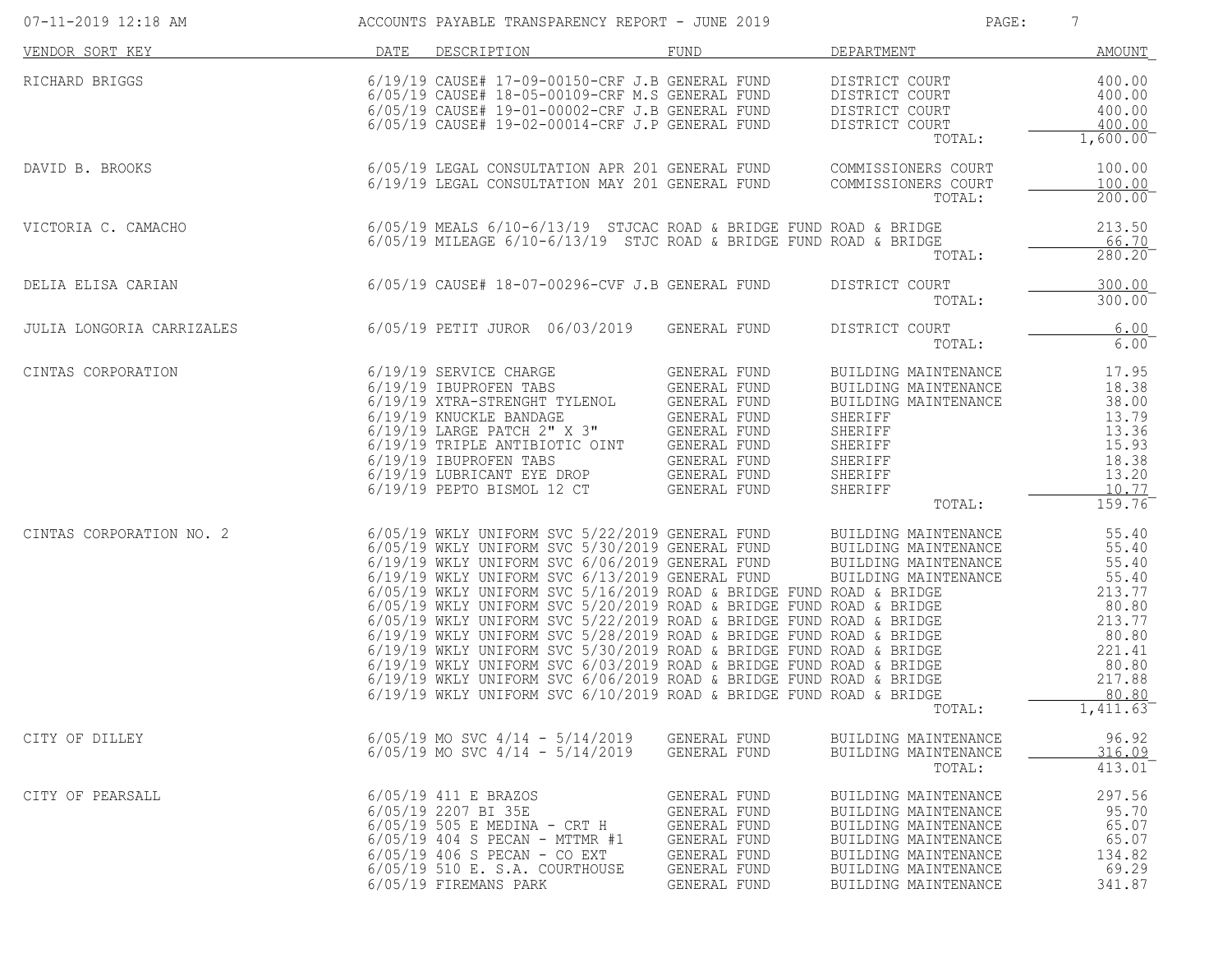07-11-2019 12:18 AM ACCOUNTS PAYABLE TRANSPARENCY REPORT - JUNE 2019

| VENDOR SORT KEY | DATE | DESCRIPTION | FUND | DEPARTMENT | AMOUNT |
|---|---|---|---|---|---|
| RICHARD BRIGGS | 6/19/19 | CAUSE# 17-09-00150-CRF J.B | GENERAL FUND | DISTRICT COURT | 400.00 |
| | 6/05/19 | CAUSE# 18-05-00109-CRF M.S | GENERAL FUND | DISTRICT COURT | 400.00 |
| | 6/05/19 | CAUSE# 19-01-00002-CRF J.B | GENERAL FUND | DISTRICT COURT | 400.00 |
| | 6/05/19 | CAUSE# 19-02-00014-CRF J.P | GENERAL FUND | DISTRICT COURT | 400.00 |
| | | | | TOTAL: | 1,600.00 |
| DAVID B. BROOKS | 6/05/19 | LEGAL CONSULTATION APR 201 | GENERAL FUND | COMMISSIONERS COURT | 100.00 |
| | 6/19/19 | LEGAL CONSULTATION MAY 201 | GENERAL FUND | COMMISSIONERS COURT | 100.00 |
| | | | | TOTAL: | 200.00 |
| VICTORIA C. CAMACHO | 6/05/19 | MEALS 6/10-6/13/19 STJCAC | ROAD & BRIDGE FUND | ROAD & BRIDGE | 213.50 |
| | 6/05/19 | MILEAGE 6/10-6/13/19 STJC | ROAD & BRIDGE FUND | ROAD & BRIDGE | 66.70 |
| | | | | TOTAL: | 280.20 |
| DELIA ELISA CARIAN | 6/05/19 | CAUSE# 18-07-00296-CVF J.B | GENERAL FUND | DISTRICT COURT | 300.00 |
| | | | | TOTAL: | 300.00 |
| JULIA LONGORIA CARRIZALES | 6/05/19 | PETIT JUROR 06/03/2019 | GENERAL FUND | DISTRICT COURT | 6.00 |
| | | | | TOTAL: | 6.00 |
| CINTAS CORPORATION | 6/19/19 | SERVICE CHARGE | GENERAL FUND | BUILDING MAINTENANCE | 17.95 |
| | 6/19/19 | IBUPROFEN TABS | GENERAL FUND | BUILDING MAINTENANCE | 18.38 |
| | 6/19/19 | XTRA-STRENGHT TYLENOL | GENERAL FUND | BUILDING MAINTENANCE | 38.00 |
| | 6/19/19 | KNUCKLE BANDAGE | GENERAL FUND | SHERIFF | 13.79 |
| | 6/19/19 | LARGE PATCH 2" X 3" | GENERAL FUND | SHERIFF | 13.36 |
| | 6/19/19 | TRIPLE ANTIBIOTIC OINT | GENERAL FUND | SHERIFF | 15.93 |
| | 6/19/19 | IBUPROFEN TABS | GENERAL FUND | SHERIFF | 18.38 |
| | 6/19/19 | LUBRICANT EYE DROP | GENERAL FUND | SHERIFF | 13.20 |
| | 6/19/19 | PEPTO BISMOL 12 CT | GENERAL FUND | SHERIFF | 10.77 |
| | | | | TOTAL: | 159.76 |
| CINTAS CORPORATION NO. 2 | 6/05/19 | WKLY UNIFORM SVC 5/22/2019 | GENERAL FUND | BUILDING MAINTENANCE | 55.40 |
| | 6/05/19 | WKLY UNIFORM SVC 5/30/2019 | GENERAL FUND | BUILDING MAINTENANCE | 55.40 |
| | 6/19/19 | WKLY UNIFORM SVC 6/06/2019 | GENERAL FUND | BUILDING MAINTENANCE | 55.40 |
| | 6/19/19 | WKLY UNIFORM SVC 6/13/2019 | GENERAL FUND | BUILDING MAINTENANCE | 55.40 |
| | 6/05/19 | WKLY UNIFORM SVC 5/16/2019 | ROAD & BRIDGE FUND | ROAD & BRIDGE | 213.77 |
| | 6/05/19 | WKLY UNIFORM SVC 5/20/2019 | ROAD & BRIDGE FUND | ROAD & BRIDGE | 80.80 |
| | 6/05/19 | WKLY UNIFORM SVC 5/22/2019 | ROAD & BRIDGE FUND | ROAD & BRIDGE | 213.77 |
| | 6/19/19 | WKLY UNIFORM SVC 5/28/2019 | ROAD & BRIDGE FUND | ROAD & BRIDGE | 80.80 |
| | 6/19/19 | WKLY UNIFORM SVC 5/30/2019 | ROAD & BRIDGE FUND | ROAD & BRIDGE | 221.41 |
| | 6/19/19 | WKLY UNIFORM SVC 6/03/2019 | ROAD & BRIDGE FUND | ROAD & BRIDGE | 80.80 |
| | 6/19/19 | WKLY UNIFORM SVC 6/06/2019 | ROAD & BRIDGE FUND | ROAD & BRIDGE | 217.88 |
| | 6/19/19 | WKLY UNIFORM SVC 6/10/2019 | ROAD & BRIDGE FUND | ROAD & BRIDGE | 80.80 |
| | | | | TOTAL: | 1,411.63 |
| CITY OF DILLEY | 6/05/19 | MO SVC 4/14 - 5/14/2019 | GENERAL FUND | BUILDING MAINTENANCE | 96.92 |
| | 6/05/19 | MO SVC 4/14 - 5/14/2019 | GENERAL FUND | BUILDING MAINTENANCE | 316.09 |
| | | | | TOTAL: | 413.01 |
| CITY OF PEARSALL | 6/05/19 | 411 E BRAZOS | GENERAL FUND | BUILDING MAINTENANCE | 297.56 |
| | 6/05/19 | 2207 BI 35E | GENERAL FUND | BUILDING MAINTENANCE | 95.70 |
| | 6/05/19 | 505 E MEDINA - CRT H | GENERAL FUND | BUILDING MAINTENANCE | 65.07 |
| | 6/05/19 | 404 S PECAN - MTTMR #1 | GENERAL FUND | BUILDING MAINTENANCE | 65.07 |
| | 6/05/19 | 406 S PECAN - CO EXT | GENERAL FUND | BUILDING MAINTENANCE | 134.82 |
| | 6/05/19 | 510 E. S.A. COURTHOUSE | GENERAL FUND | BUILDING MAINTENANCE | 69.29 |
| | 6/05/19 | FIREMANS PARK | GENERAL FUND | BUILDING MAINTENANCE | 341.87 |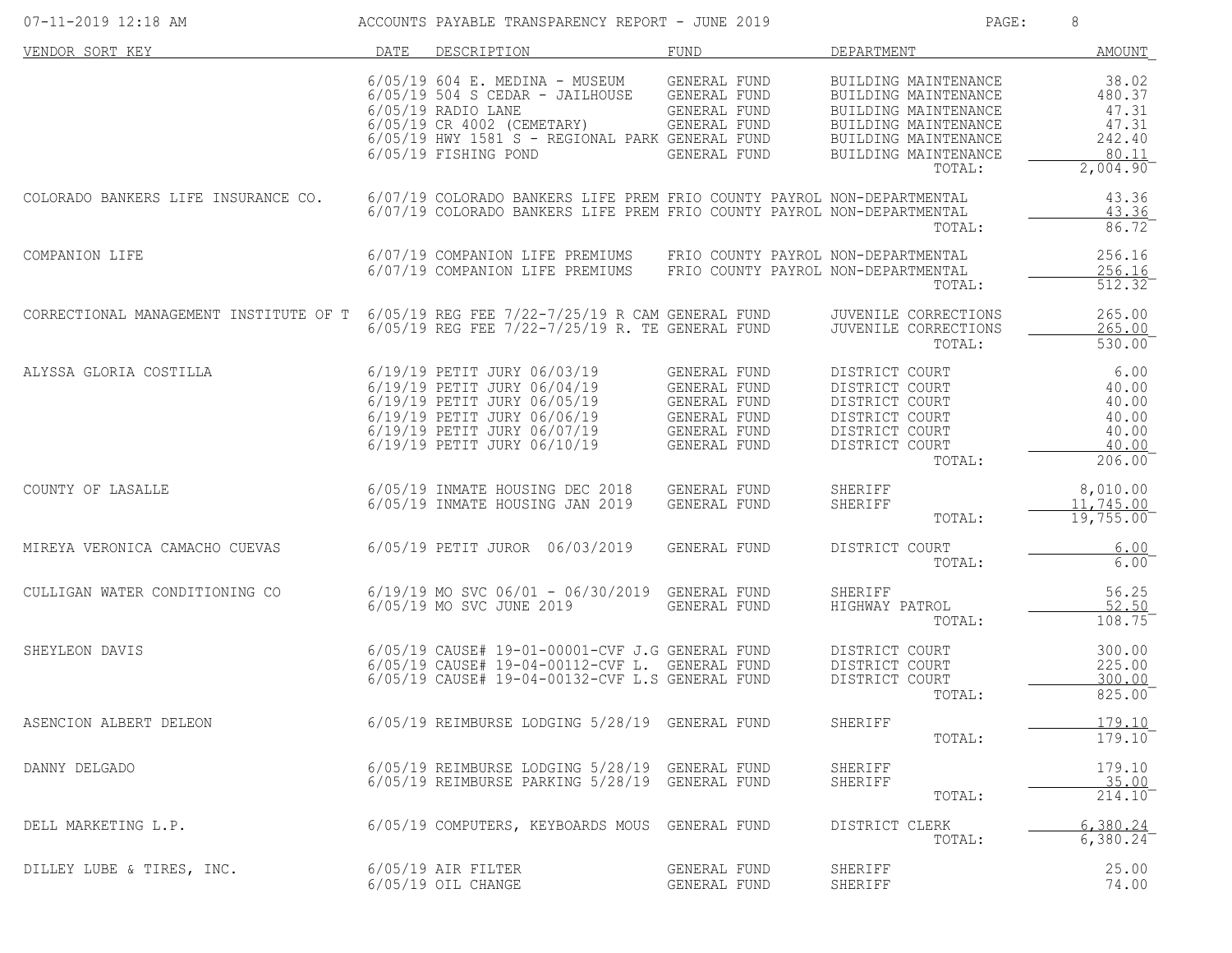# ACCOUNTS PAYABLE TRANSPARENCY REPORT - JUNE 2019

07-11-2019 12:18 AM

| VENDOR SORT KEY | DATE | DESCRIPTION | FUND | DEPARTMENT | AMOUNT |
|---|---|---|---|---|---|
| | 6/05/19 | 604 E. MEDINA - MUSEUM | GENERAL FUND | BUILDING MAINTENANCE | 38.02 |
| | 6/05/19 | 504 S CEDAR - JAILHOUSE | GENERAL FUND | BUILDING MAINTENANCE | 480.37 |
| | 6/05/19 | RADIO LANE | GENERAL FUND | BUILDING MAINTENANCE | 47.31 |
| | 6/05/19 | CR 4002 (CEMETARY) | GENERAL FUND | BUILDING MAINTENANCE | 47.31 |
| | 6/05/19 | HWY 1581 S - REGIONAL PARK | GENERAL FUND | BUILDING MAINTENANCE | 242.40 |
| | 6/05/19 | FISHING POND | GENERAL FUND | BUILDING MAINTENANCE | 80.11 |
| | | | | TOTAL: | 2,004.90 |
| COLORADO BANKERS LIFE INSURANCE CO. | 6/07/19 | COLORADO BANKERS LIFE PREM | FRIO COUNTY PAYROL | NON-DEPARTMENTAL | 43.36 |
| | 6/07/19 | COLORADO BANKERS LIFE PREM | FRIO COUNTY PAYROL | NON-DEPARTMENTAL | 43.36 |
| | | | | TOTAL: | 86.72 |
| COMPANION LIFE | 6/07/19 | COMPANION LIFE PREMIUMS | FRIO COUNTY PAYROL | NON-DEPARTMENTAL | 256.16 |
| | 6/07/19 | COMPANION LIFE PREMIUMS | FRIO COUNTY PAYROL | NON-DEPARTMENTAL | 256.16 |
| | | | | TOTAL: | 512.32 |
| CORRECTIONAL MANAGEMENT INSTITUTE OF T | 6/05/19 | REG FEE 7/22-7/25/19 R CAM | GENERAL FUND | JUVENILE CORRECTIONS | 265.00 |
| | 6/05/19 | REG FEE 7/22-7/25/19 R. TE | GENERAL FUND | JUVENILE CORRECTIONS | 265.00 |
| | | | | TOTAL: | 530.00 |
| ALYSSA GLORIA COSTILLA | 6/19/19 | PETIT JURY 06/03/19 | GENERAL FUND | DISTRICT COURT | 6.00 |
| | 6/19/19 | PETIT JURY 06/04/19 | GENERAL FUND | DISTRICT COURT | 40.00 |
| | 6/19/19 | PETIT JURY 06/05/19 | GENERAL FUND | DISTRICT COURT | 40.00 |
| | 6/19/19 | PETIT JURY 06/06/19 | GENERAL FUND | DISTRICT COURT | 40.00 |
| | 6/19/19 | PETIT JURY 06/07/19 | GENERAL FUND | DISTRICT COURT | 40.00 |
| | 6/19/19 | PETIT JURY 06/10/19 | GENERAL FUND | DISTRICT COURT | 40.00 |
| | | | | TOTAL: | 206.00 |
| COUNTY OF LASALLE | 6/05/19 | INMATE HOUSING DEC 2018 | GENERAL FUND | SHERIFF | 8,010.00 |
| | 6/05/19 | INMATE HOUSING JAN 2019 | GENERAL FUND | SHERIFF | 11,745.00 |
| | | | | TOTAL: | 19,755.00 |
| MIREYA VERONICA CAMACHO CUEVAS | 6/05/19 | PETIT JUROR 06/03/2019 | GENERAL FUND | DISTRICT COURT | 6.00 |
| | | | | TOTAL: | 6.00 |
| CULLIGAN WATER CONDITIONING CO | 6/19/19 | MO SVC 06/01 - 06/30/2019 | GENERAL FUND | SHERIFF | 56.25 |
| | 6/05/19 | MO SVC JUNE 2019 | GENERAL FUND | HIGHWAY PATROL | 52.50 |
| | | | | TOTAL: | 108.75 |
| SHEYLEON DAVIS | 6/05/19 | CAUSE# 19-01-00001-CVF J.G | GENERAL FUND | DISTRICT COURT | 300.00 |
| | 6/05/19 | CAUSE# 19-04-00112-CVF L. | GENERAL FUND | DISTRICT COURT | 225.00 |
| | 6/05/19 | CAUSE# 19-04-00132-CVF L.S | GENERAL FUND | DISTRICT COURT | 300.00 |
| | | | | TOTAL: | 825.00 |
| ASENCION ALBERT DELEON | 6/05/19 | REIMBURSE LODGING 5/28/19 | GENERAL FUND | SHERIFF | 179.10 |
| | | | | TOTAL: | 179.10 |
| DANNY DELGADO | 6/05/19 | REIMBURSE LODGING 5/28/19 | GENERAL FUND | SHERIFF | 179.10 |
| | 6/05/19 | REIMBURSE PARKING 5/28/19 | GENERAL FUND | SHERIFF | 35.00 |
| | | | | TOTAL: | 214.10 |
| DELL MARKETING L.P. | 6/05/19 | COMPUTERS, KEYBOARDS MOUS | GENERAL FUND | DISTRICT CLERK | 6,380.24 |
| | | | | TOTAL: | 6,380.24 |
| DILLEY LUBE & TIRES, INC. | 6/05/19 | AIR FILTER | GENERAL FUND | SHERIFF | 25.00 |
| | 6/05/19 | OIL CHANGE | GENERAL FUND | SHERIFF | 74.00 |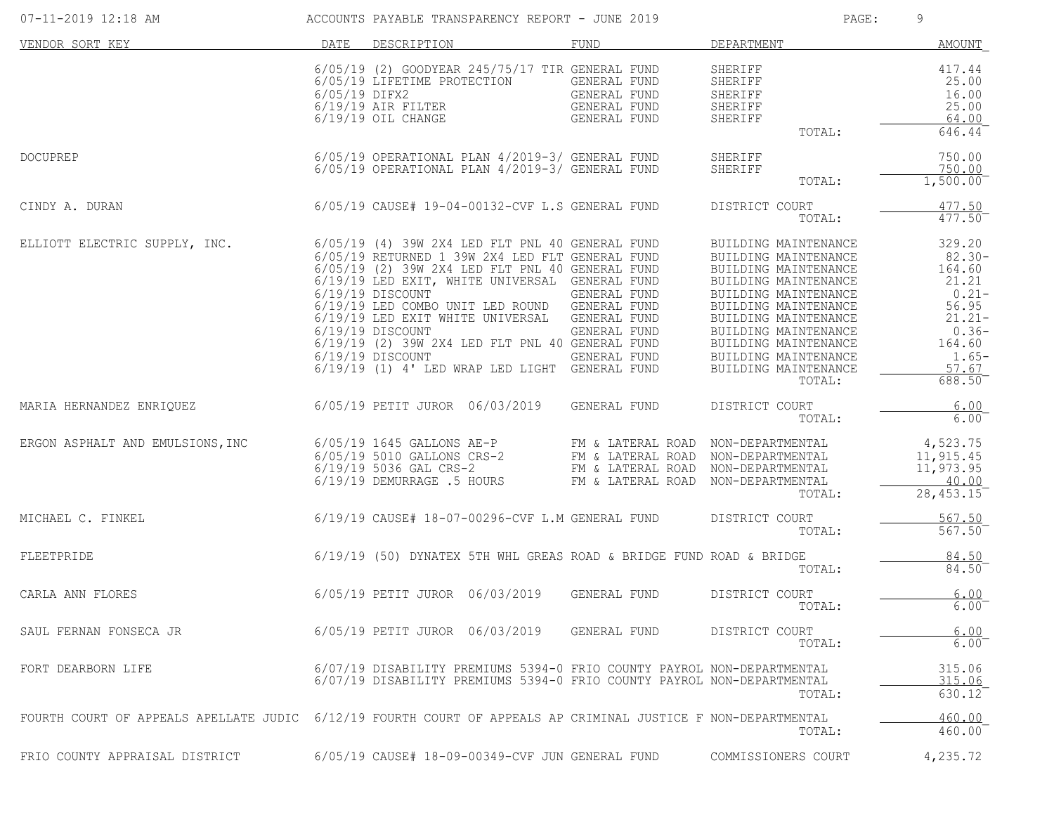| VENDOR SORT KEY | DATE | DESCRIPTION | FUND | DEPARTMENT | AMOUNT |
|---|---|---|---|---|---|
| | 6/05/19 | (2) GOODYEAR 245/75/17 TIR | GENERAL FUND | SHERIFF | 417.44 |
| | 6/05/19 | LIFETIME PROTECTION | GENERAL FUND | SHERIFF | 25.00 |
| | 6/05/19 | DIFX2 | GENERAL FUND | SHERIFF | 16.00 |
| | 6/19/19 | AIR FILTER | GENERAL FUND | SHERIFF | 25.00 |
| | 6/19/19 | OIL CHANGE | GENERAL FUND | SHERIFF | 64.00 |
| | | | | TOTAL: | 646.44 |
| DOCUPREP | 6/05/19 | OPERATIONAL PLAN 4/2019-3/ | GENERAL FUND | SHERIFF | 750.00 |
| | 6/05/19 | OPERATIONAL PLAN 4/2019-3/ | GENERAL FUND | SHERIFF | 750.00 |
| | | | | TOTAL: | 1,500.00 |
| CINDY A. DURAN | 6/05/19 | CAUSE# 19-04-00132-CVF L.S | GENERAL FUND | DISTRICT COURT | 477.50 |
| | | | | TOTAL: | 477.50 |
| ELLIOTT ELECTRIC SUPPLY, INC. | 6/05/19 | (4) 39W 2X4 LED FLT PNL 40 | GENERAL FUND | BUILDING MAINTENANCE | 329.20 |
| | 6/05/19 | RETURNED 1 39W 2X4 LED FLT | GENERAL FUND | BUILDING MAINTENANCE | 82.30- |
| | 6/05/19 | (2) 39W 2X4 LED FLT PNL 40 | GENERAL FUND | BUILDING MAINTENANCE | 164.60 |
| | 6/19/19 | LED EXIT, WHITE UNIVERSAL | GENERAL FUND | BUILDING MAINTENANCE | 21.21 |
| | 6/19/19 | DISCOUNT | GENERAL FUND | BUILDING MAINTENANCE | 0.21- |
| | 6/19/19 | LED COMBO UNIT LED ROUND | GENERAL FUND | BUILDING MAINTENANCE | 56.95 |
| | 6/19/19 | LED EXIT WHITE UNIVERSAL | GENERAL FUND | BUILDING MAINTENANCE | 21.21- |
| | 6/19/19 | DISCOUNT | GENERAL FUND | BUILDING MAINTENANCE | 0.36- |
| | 6/19/19 | (2) 39W 2X4 LED FLT PNL 40 | GENERAL FUND | BUILDING MAINTENANCE | 164.60 |
| | 6/19/19 | DISCOUNT | GENERAL FUND | BUILDING MAINTENANCE | 1.65- |
| | 6/19/19 | (1) 4' LED WRAP LED LIGHT | GENERAL FUND | BUILDING MAINTENANCE | 57.67 |
| | | | | TOTAL: | 688.50 |
| MARIA HERNANDEZ ENRIQUEZ | 6/05/19 | PETIT JUROR 06/03/2019 | GENERAL FUND | DISTRICT COURT | 6.00 |
| | | | | TOTAL: | 6.00 |
| ERGON ASPHALT AND EMULSIONS,INC | 6/05/19 | 1645 GALLONS AE-P | FM & LATERAL ROAD | NON-DEPARTMENTAL | 4,523.75 |
| | 6/05/19 | 5010 GALLONS CRS-2 | FM & LATERAL ROAD | NON-DEPARTMENTAL | 11,915.45 |
| | 6/19/19 | 5036 GAL CRS-2 | FM & LATERAL ROAD | NON-DEPARTMENTAL | 11,973.95 |
| | 6/19/19 | DEMURRAGE .5 HOURS | FM & LATERAL ROAD | NON-DEPARTMENTAL | 40.00 |
| | | | | TOTAL: | 28,453.15 |
| MICHAEL C. FINKEL | 6/19/19 | CAUSE# 18-07-00296-CVF L.M | GENERAL FUND | DISTRICT COURT | 567.50 |
| | | | | TOTAL: | 567.50 |
| FLEETPRIDE | 6/19/19 | (50) DYNATEX 5TH WHL GREAS | ROAD & BRIDGE FUND | ROAD & BRIDGE | 84.50 |
| | | | | TOTAL: | 84.50 |
| CARLA ANN FLORES | 6/05/19 | PETIT JUROR 06/03/2019 | GENERAL FUND | DISTRICT COURT | 6.00 |
| | | | | TOTAL: | 6.00 |
| SAUL FERNAN FONSECA JR | 6/05/19 | PETIT JUROR 06/03/2019 | GENERAL FUND | DISTRICT COURT | 6.00 |
| | | | | TOTAL: | 6.00 |
| FORT DEARBORN LIFE | 6/07/19 | DISABILITY PREMIUMS 5394-0 | FRIO COUNTY PAYROL | NON-DEPARTMENTAL | 315.06 |
| | 6/07/19 | DISABILITY PREMIUMS 5394-0 | FRIO COUNTY PAYROL | NON-DEPARTMENTAL | 315.06 |
| | | | | TOTAL: | 630.12 |
| FOURTH COURT OF APPEALS APELLATE JUDIC | 6/12/19 | FOURTH COURT OF APPEALS AP | CRIMINAL JUSTICE F | NON-DEPARTMENTAL | 460.00 |
| | | | | TOTAL: | 460.00 |
| FRIO COUNTY APPRAISAL DISTRICT | 6/05/19 | CAUSE# 18-09-00349-CVF JUN | GENERAL FUND | COMMISSIONERS COURT | 4,235.72 |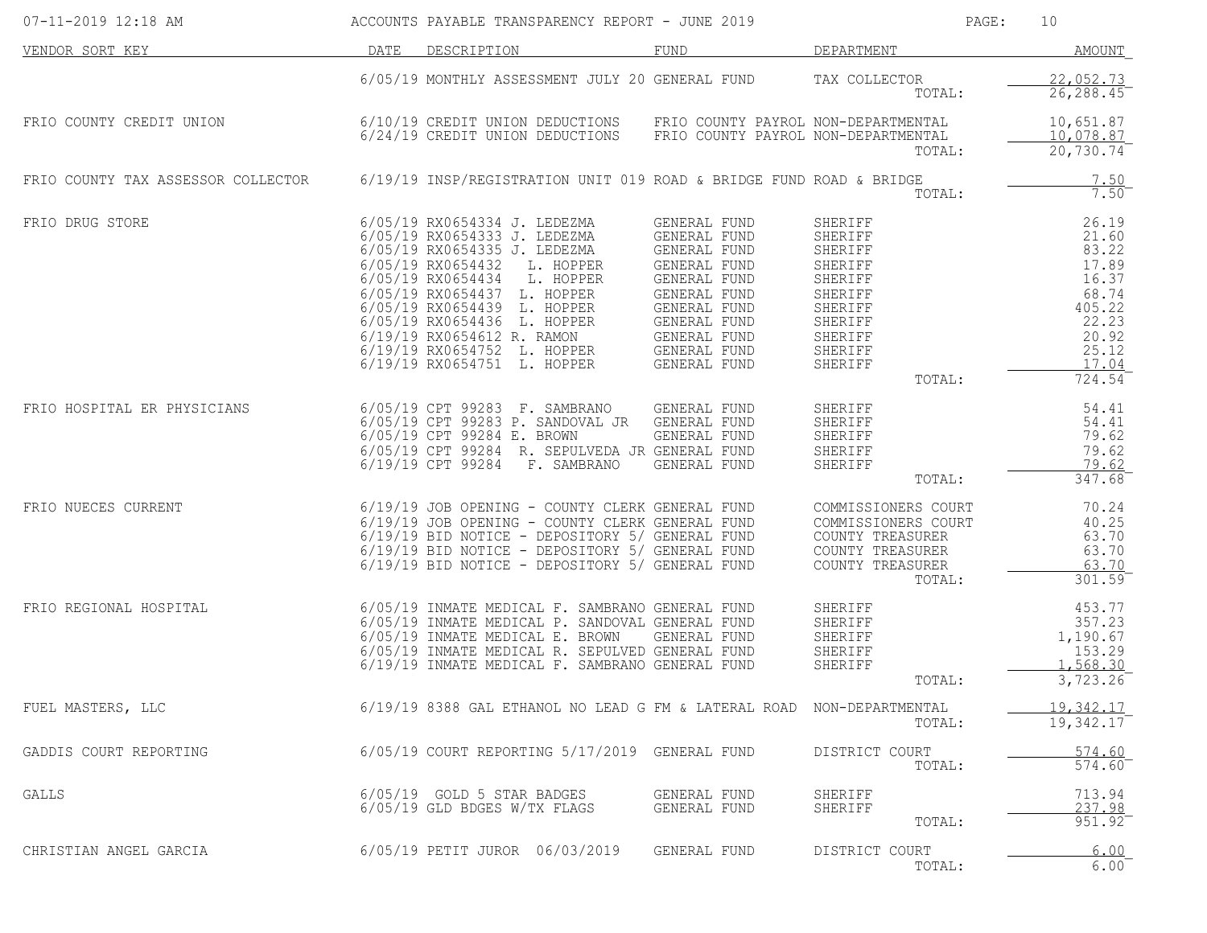07-11-2019 12:18 AM ACCOUNTS PAYABLE TRANSPARENCY REPORT - JUNE 2019

| VENDOR SORT KEY | DATE | DESCRIPTION | FUND | DEPARTMENT | AMOUNT |
|---|---|---|---|---|---|
| | 6/05/19 | MONTHLY ASSESSMENT JULY 20 | GENERAL FUND | TAX COLLECTOR | 22,052.73 |
| | | | | TOTAL: | 26,288.45 |
| FRIO COUNTY CREDIT UNION | 6/10/19 | CREDIT UNION DEDUCTIONS | FRIO COUNTY PAYROL | NON-DEPARTMENTAL | 10,651.87 |
| | 6/24/19 | CREDIT UNION DEDUCTIONS | FRIO COUNTY PAYROL | NON-DEPARTMENTAL | 10,078.87 |
| | | | | TOTAL: | 20,730.74 |
| FRIO COUNTY TAX ASSESSOR COLLECTOR | 6/19/19 | INSP/REGISTRATION UNIT 019 | ROAD & BRIDGE FUND | ROAD & BRIDGE | 7.50 |
| | | | | TOTAL: | 7.50 |
| FRIO DRUG STORE | 6/05/19 | RX0654334 J. LEDEZMA | GENERAL FUND | SHERIFF | 26.19 |
| | 6/05/19 | RX0654333 J. LEDEZMA | GENERAL FUND | SHERIFF | 21.60 |
| | 6/05/19 | RX0654335 J. LEDEZMA | GENERAL FUND | SHERIFF | 83.22 |
| | 6/05/19 | RX0654432 L. HOPPER | GENERAL FUND | SHERIFF | 17.89 |
| | 6/05/19 | RX0654434 L. HOPPER | GENERAL FUND | SHERIFF | 16.37 |
| | 6/05/19 | RX0654437 L. HOPPER | GENERAL FUND | SHERIFF | 68.74 |
| | 6/05/19 | RX0654439 L. HOPPER | GENERAL FUND | SHERIFF | 405.22 |
| | 6/05/19 | RX0654436 L. HOPPER | GENERAL FUND | SHERIFF | 22.23 |
| | 6/19/19 | RX0654612 R. RAMON | GENERAL FUND | SHERIFF | 20.92 |
| | 6/19/19 | RX0654752 L. HOPPER | GENERAL FUND | SHERIFF | 25.12 |
| | 6/19/19 | RX0654751 L. HOPPER | GENERAL FUND | SHERIFF | 17.04 |
| | | | | TOTAL: | 724.54 |
| FRIO HOSPITAL ER PHYSICIANS | 6/05/19 | CPT 99283 F. SAMBRANO | GENERAL FUND | SHERIFF | 54.41 |
| | 6/05/19 | CPT 99283 P. SANDOVAL JR | GENERAL FUND | SHERIFF | 54.41 |
| | 6/05/19 | CPT 99284 E. BROWN | GENERAL FUND | SHERIFF | 79.62 |
| | 6/05/19 | CPT 99284 R. SEPULVEDA JR | GENERAL FUND | SHERIFF | 79.62 |
| | 6/19/19 | CPT 99284 F. SAMBRANO | GENERAL FUND | SHERIFF | 79.62 |
| | | | | TOTAL: | 347.68 |
| FRIO NUECES CURRENT | 6/19/19 | JOB OPENING - COUNTY CLERK | GENERAL FUND | COMMISSIONERS COURT | 70.24 |
| | 6/19/19 | JOB OPENING - COUNTY CLERK | GENERAL FUND | COMMISSIONERS COURT | 40.25 |
| | 6/19/19 | BID NOTICE - DEPOSITORY 5/ | GENERAL FUND | COUNTY TREASURER | 63.70 |
| | 6/19/19 | BID NOTICE - DEPOSITORY 5/ | GENERAL FUND | COUNTY TREASURER | 63.70 |
| | 6/19/19 | BID NOTICE - DEPOSITORY 5/ | GENERAL FUND | COUNTY TREASURER | 63.70 |
| | | | | TOTAL: | 301.59 |
| FRIO REGIONAL HOSPITAL | 6/05/19 | INMATE MEDICAL F. SAMBRANO | GENERAL FUND | SHERIFF | 453.77 |
| | 6/05/19 | INMATE MEDICAL P. SANDOVAL | GENERAL FUND | SHERIFF | 357.23 |
| | 6/05/19 | INMATE MEDICAL E. BROWN | GENERAL FUND | SHERIFF | 1,190.67 |
| | 6/05/19 | INMATE MEDICAL R. SEPULVED | GENERAL FUND | SHERIFF | 153.29 |
| | 6/19/19 | INMATE MEDICAL F. SAMBRANO | GENERAL FUND | SHERIFF | 1,568.30 |
| | | | | TOTAL: | 3,723.26 |
| FUEL MASTERS, LLC | 6/19/19 | 8388 GAL ETHANOL NO LEAD G | FM & LATERAL ROAD | NON-DEPARTMENTAL | 19,342.17 |
| | | | | TOTAL: | 19,342.17 |
| GADDIS COURT REPORTING | 6/05/19 | COURT REPORTING 5/17/2019 | GENERAL FUND | DISTRICT COURT | 574.60 |
| | | | | TOTAL: | 574.60 |
| GALLS | 6/05/19 | GOLD 5 STAR BADGES | GENERAL FUND | SHERIFF | 713.94 |
| | 6/05/19 | GLD BDGES W/TX FLAGS | GENERAL FUND | SHERIFF | 237.98 |
| | | | | TOTAL: | 951.92 |
| CHRISTIAN ANGEL GARCIA | 6/05/19 | PETIT JUROR 06/03/2019 | GENERAL FUND | DISTRICT COURT | 6.00 |
| | | | | TOTAL: | 6.00 |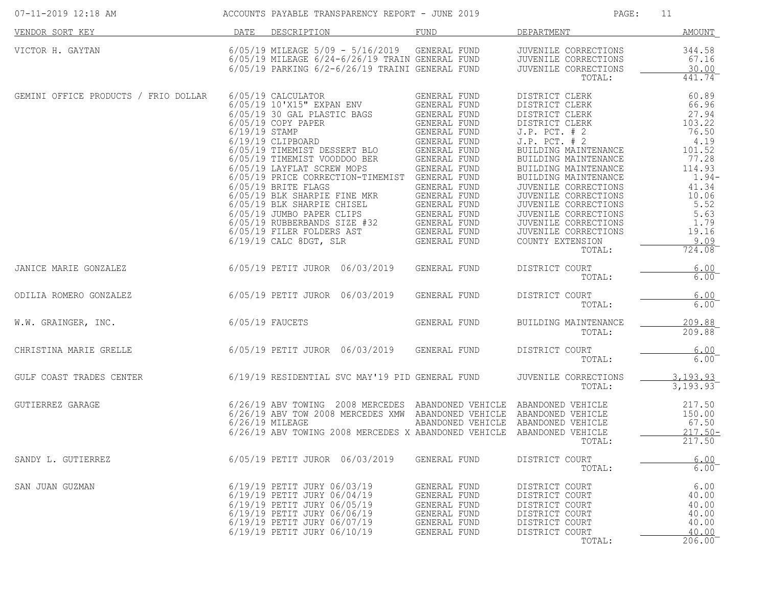# ACCOUNTS PAYABLE TRANSPARENCY REPORT - JUNE 2019

| VENDOR SORT KEY | DATE | DESCRIPTION | FUND | DEPARTMENT | AMOUNT |
|---|---|---|---|---|---|
| VICTOR H. GAYTAN | 6/05/19 | MILEAGE 5/09 - 5/16/2019 | GENERAL FUND | JUVENILE CORRECTIONS | 344.58 |
| | 6/05/19 | MILEAGE 6/24-6/26/19 TRAIN | GENERAL FUND | JUVENILE CORRECTIONS | 67.16 |
| | 6/05/19 | PARKING 6/2-6/26/19 TRAINI | GENERAL FUND | JUVENILE CORRECTIONS | 30.00 |
| | | | | TOTAL: | 441.74 |
| GEMINI OFFICE PRODUCTS / FRIO DOLLAR | 6/05/19 | CALCULATOR | GENERAL FUND | DISTRICT CLERK | 60.89 |
| | 6/05/19 | 10'X15" EXPAN ENV | GENERAL FUND | DISTRICT CLERK | 66.96 |
| | 6/05/19 | 30 GAL PLASTIC BAGS | GENERAL FUND | DISTRICT CLERK | 27.94 |
| | 6/05/19 | COPY PAPER | GENERAL FUND | DISTRICT CLERK | 103.22 |
| | 6/19/19 | STAMP | GENERAL FUND | J.P. PCT. # 2 | 76.50 |
| | 6/19/19 | CLIPBOARD | GENERAL FUND | J.P. PCT. # 2 | 4.19 |
| | 6/05/19 | TIMEMIST DESSERT BLO | GENERAL FUND | BUILDING MAINTENANCE | 101.52 |
| | 6/05/19 | TIMEMIST VOODDOO BER | GENERAL FUND | BUILDING MAINTENANCE | 77.28 |
| | 6/05/19 | LAYFLAT SCREW MOPS | GENERAL FUND | BUILDING MAINTENANCE | 114.93 |
| | 6/05/19 | PRICE CORRECTION-TIMEMIST | GENERAL FUND | BUILDING MAINTENANCE | 1.94- |
| | 6/05/19 | BRITE FLAGS | GENERAL FUND | JUVENILE CORRECTIONS | 41.34 |
| | 6/05/19 | BLK SHARPIE FINE MKR | GENERAL FUND | JUVENILE CORRECTIONS | 10.06 |
| | 6/05/19 | BLK SHARPIE CHISEL | GENERAL FUND | JUVENILE CORRECTIONS | 5.52 |
| | 6/05/19 | JUMBO PAPER CLIPS | GENERAL FUND | JUVENILE CORRECTIONS | 5.63 |
| | 6/05/19 | RUBBERBANDS SIZE #32 | GENERAL FUND | JUVENILE CORRECTIONS | 1.79 |
| | 6/05/19 | FILER FOLDERS AST | GENERAL FUND | JUVENILE CORRECTIONS | 19.16 |
| | 6/19/19 | CALC 8DGT, SLR | GENERAL FUND | COUNTY EXTENSION | 9.09 |
| | | | | TOTAL: | 724.08 |
| JANICE MARIE GONZALEZ | 6/05/19 | PETIT JUROR 06/03/2019 | GENERAL FUND | DISTRICT COURT | 6.00 |
| | | | | TOTAL: | 6.00 |
| ODILIA ROMERO GONZALEZ | 6/05/19 | PETIT JUROR 06/03/2019 | GENERAL FUND | DISTRICT COURT | 6.00 |
| | | | | TOTAL: | 6.00 |
| W.W. GRAINGER, INC. | 6/05/19 | FAUCETS | GENERAL FUND | BUILDING MAINTENANCE | 209.88 |
| | | | | TOTAL: | 209.88 |
| CHRISTINA MARIE GRELLE | 6/05/19 | PETIT JUROR 06/03/2019 | GENERAL FUND | DISTRICT COURT | 6.00 |
| | | | | TOTAL: | 6.00 |
| GULF COAST TRADES CENTER | 6/19/19 | RESIDENTIAL SVC MAY'19 PID | GENERAL FUND | JUVENILE CORRECTIONS | 3,193.93 |
| | | | | TOTAL: | 3,193.93 |
| GUTIERREZ GARAGE | 6/26/19 | ABV TOWING 2008 MERCEDES | ABANDONED VEHICLE | ABANDONED VEHICLE | 217.50 |
| | 6/26/19 | ABV TOW 2008 MERCEDES XMW | ABANDONED VEHICLE | ABANDONED VEHICLE | 150.00 |
| | 6/26/19 | MILEAGE | ABANDONED VEHICLE | ABANDONED VEHICLE | 67.50 |
| | 6/26/19 | ABV TOWING 2008 MERCEDES X | ABANDONED VEHICLE | ABANDONED VEHICLE | 217.50- |
| | | | | TOTAL: | 217.50 |
| SANDY L. GUTIERREZ | 6/05/19 | PETIT JUROR 06/03/2019 | GENERAL FUND | DISTRICT COURT | 6.00 |
| | | | | TOTAL: | 6.00 |
| SAN JUAN GUZMAN | 6/19/19 | PETIT JURY 06/03/19 | GENERAL FUND | DISTRICT COURT | 6.00 |
| | 6/19/19 | PETIT JURY 06/04/19 | GENERAL FUND | DISTRICT COURT | 40.00 |
| | 6/19/19 | PETIT JURY 06/05/19 | GENERAL FUND | DISTRICT COURT | 40.00 |
| | 6/19/19 | PETIT JURY 06/06/19 | GENERAL FUND | DISTRICT COURT | 40.00 |
| | 6/19/19 | PETIT JURY 06/07/19 | GENERAL FUND | DISTRICT COURT | 40.00 |
| | 6/19/19 | PETIT JURY 06/10/19 | GENERAL FUND | DISTRICT COURT | 40.00 |
| | | | | TOTAL: | 206.00 |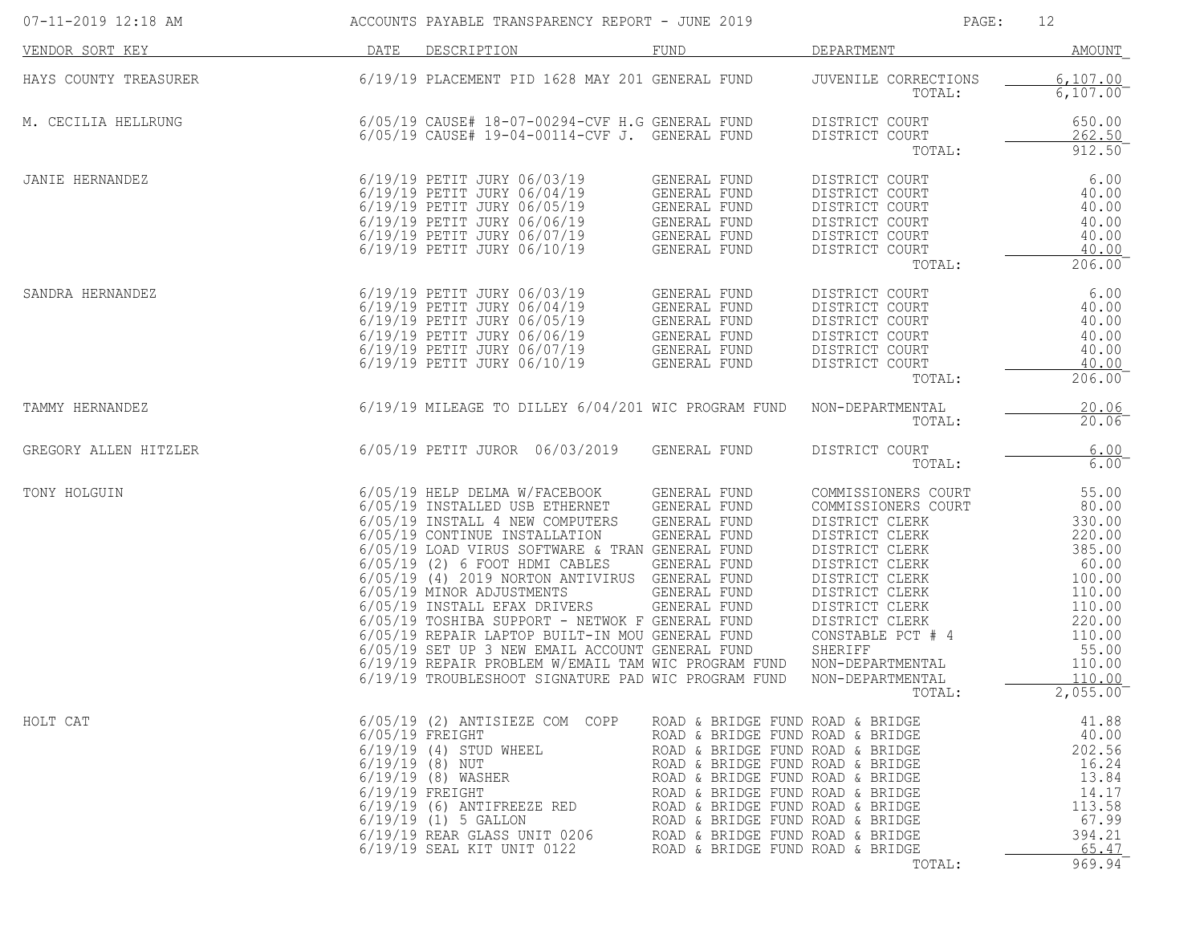ACCOUNTS PAYABLE TRANSPARENCY REPORT - JUNE 2019

| VENDOR SORT KEY | DATE | DESCRIPTION | FUND | DEPARTMENT | AMOUNT |
|---|---|---|---|---|---|
| HAYS COUNTY TREASURER | 6/19/19 | PLACEMENT PID 1628 MAY 201 | GENERAL FUND | JUVENILE CORRECTIONS | 6,107.00 |
| | | | | TOTAL: | 6,107.00 |
| M. CECILIA HELLRUNG | 6/05/19 | CAUSE# 18-07-00294-CVF H.G | GENERAL FUND | DISTRICT COURT | 650.00 |
| | 6/05/19 | CAUSE# 19-04-00114-CVF J. | GENERAL FUND | DISTRICT COURT | 262.50 |
| | | | | TOTAL: | 912.50 |
| JANIE HERNANDEZ | 6/19/19 | PETIT JURY 06/03/19 | GENERAL FUND | DISTRICT COURT | 6.00 |
| | 6/19/19 | PETIT JURY 06/04/19 | GENERAL FUND | DISTRICT COURT | 40.00 |
| | 6/19/19 | PETIT JURY 06/05/19 | GENERAL FUND | DISTRICT COURT | 40.00 |
| | 6/19/19 | PETIT JURY 06/06/19 | GENERAL FUND | DISTRICT COURT | 40.00 |
| | 6/19/19 | PETIT JURY 06/07/19 | GENERAL FUND | DISTRICT COURT | 40.00 |
| | 6/19/19 | PETIT JURY 06/10/19 | GENERAL FUND | DISTRICT COURT | 40.00 |
| | | | | TOTAL: | 206.00 |
| SANDRA HERNANDEZ | 6/19/19 | PETIT JURY 06/03/19 | GENERAL FUND | DISTRICT COURT | 6.00 |
| | 6/19/19 | PETIT JURY 06/04/19 | GENERAL FUND | DISTRICT COURT | 40.00 |
| | 6/19/19 | PETIT JURY 06/05/19 | GENERAL FUND | DISTRICT COURT | 40.00 |
| | 6/19/19 | PETIT JURY 06/06/19 | GENERAL FUND | DISTRICT COURT | 40.00 |
| | 6/19/19 | PETIT JURY 06/07/19 | GENERAL FUND | DISTRICT COURT | 40.00 |
| | 6/19/19 | PETIT JURY 06/10/19 | GENERAL FUND | DISTRICT COURT | 40.00 |
| | | | | TOTAL: | 206.00 |
| TAMMY HERNANDEZ | 6/19/19 | MILEAGE TO DILLEY 6/04/201 | WIC PROGRAM FUND | NON-DEPARTMENTAL | 20.06 |
| | | | | TOTAL: | 20.06 |
| GREGORY ALLEN HITZLER | 6/05/19 | PETIT JUROR 06/03/2019 | GENERAL FUND | DISTRICT COURT | 6.00 |
| | | | | TOTAL: | 6.00 |
| TONY HOLGUIN | 6/05/19 | HELP DELMA W/FACEBOOK | GENERAL FUND | COMMISSIONERS COURT | 55.00 |
| | 6/05/19 | INSTALLED USB ETHERNET | GENERAL FUND | COMMISSIONERS COURT | 80.00 |
| | 6/05/19 | INSTALL 4 NEW COMPUTERS | GENERAL FUND | DISTRICT CLERK | 330.00 |
| | 6/05/19 | CONTINUE INSTALLATION | GENERAL FUND | DISTRICT CLERK | 220.00 |
| | 6/05/19 | LOAD VIRUS SOFTWARE & TRAN | GENERAL FUND | DISTRICT CLERK | 385.00 |
| | 6/05/19 | (2) 6 FOOT HDMI CABLES | GENERAL FUND | DISTRICT CLERK | 60.00 |
| | 6/05/19 | (4) 2019 NORTON ANTIVIRUS | GENERAL FUND | DISTRICT CLERK | 100.00 |
| | 6/05/19 | MINOR ADJUSTMENTS | GENERAL FUND | DISTRICT CLERK | 110.00 |
| | 6/05/19 | INSTALL EFAX DRIVERS | GENERAL FUND | DISTRICT CLERK | 110.00 |
| | 6/05/19 | TOSHIBA SUPPORT - NETWOK F | GENERAL FUND | DISTRICT CLERK | 220.00 |
| | 6/05/19 | REPAIR LAPTOP BUILT-IN MOU | GENERAL FUND | CONSTABLE PCT # 4 | 110.00 |
| | 6/05/19 | SET UP 3 NEW EMAIL ACCOUNT | GENERAL FUND | SHERIFF | 55.00 |
| | 6/19/19 | REPAIR PROBLEM W/EMAIL TAM | WIC PROGRAM FUND | NON-DEPARTMENTAL | 110.00 |
| | 6/19/19 | TROUBLESHOOT SIGNATURE PAD | WIC PROGRAM FUND | NON-DEPARTMENTAL | 110.00 |
| | | | | TOTAL: | 2,055.00 |
| HOLT CAT | 6/05/19 | (2) ANTISIEZE COM COPP | ROAD & BRIDGE FUND | ROAD & BRIDGE | 41.88 |
| | 6/05/19 | FREIGHT | ROAD & BRIDGE FUND | ROAD & BRIDGE | 40.00 |
| | 6/19/19 | (4) STUD WHEEL | ROAD & BRIDGE FUND | ROAD & BRIDGE | 202.56 |
| | 6/19/19 | (8) NUT | ROAD & BRIDGE FUND | ROAD & BRIDGE | 16.24 |
| | 6/19/19 | (8) WASHER | ROAD & BRIDGE FUND | ROAD & BRIDGE | 13.84 |
| | 6/19/19 | FREIGHT | ROAD & BRIDGE FUND | ROAD & BRIDGE | 14.17 |
| | 6/19/19 | (6) ANTIFREEZE RED | ROAD & BRIDGE FUND | ROAD & BRIDGE | 113.58 |
| | 6/19/19 | (1) 5 GALLON | ROAD & BRIDGE FUND | ROAD & BRIDGE | 67.99 |
| | 6/19/19 | REAR GLASS UNIT 0206 | ROAD & BRIDGE FUND | ROAD & BRIDGE | 394.21 |
| | 6/19/19 | SEAL KIT UNIT 0122 | ROAD & BRIDGE FUND | ROAD & BRIDGE | 65.47 |
| | | | | TOTAL: | 969.94 |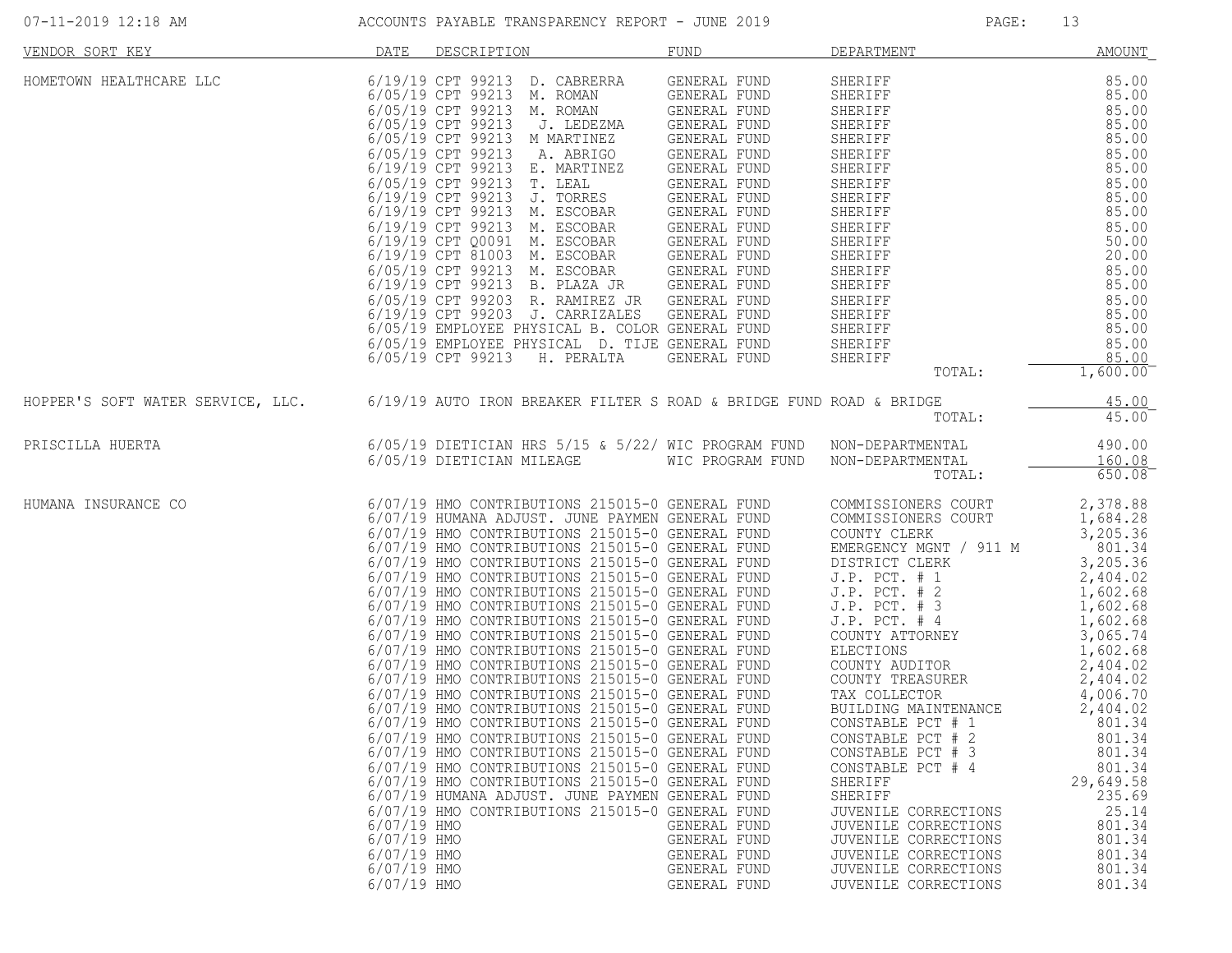ACCOUNTS PAYABLE TRANSPARENCY REPORT - JUNE 2019

| VENDOR SORT KEY | DATE | DESCRIPTION | FUND | DEPARTMENT | AMOUNT |
|---|---|---|---|---|---|
| HOMETOWN HEALTHCARE LLC | 6/19/19 | CPT 99213 D. CABRERRA | GENERAL FUND | SHERIFF | 85.00 |
| | 6/05/19 | CPT 99213 M. ROMAN | GENERAL FUND | SHERIFF | 85.00 |
| | 6/05/19 | CPT 99213 M. ROMAN | GENERAL FUND | SHERIFF | 85.00 |
| | 6/05/19 | CPT 99213 J. LEDEZMA | GENERAL FUND | SHERIFF | 85.00 |
| | 6/05/19 | CPT 99213 M MARTINEZ | GENERAL FUND | SHERIFF | 85.00 |
| | 6/05/19 | CPT 99213 A. ABRIGO | GENERAL FUND | SHERIFF | 85.00 |
| | 6/19/19 | CPT 99213 E. MARTINEZ | GENERAL FUND | SHERIFF | 85.00 |
| | 6/05/19 | CPT 99213 T. LEAL | GENERAL FUND | SHERIFF | 85.00 |
| | 6/19/19 | CPT 99213 J. TORRES | GENERAL FUND | SHERIFF | 85.00 |
| | 6/19/19 | CPT 99213 M. ESCOBAR | GENERAL FUND | SHERIFF | 85.00 |
| | 6/19/19 | CPT 99213 M. ESCOBAR | GENERAL FUND | SHERIFF | 85.00 |
| | 6/19/19 | CPT Q0091 M. ESCOBAR | GENERAL FUND | SHERIFF | 50.00 |
| | 6/19/19 | CPT 81003 M. ESCOBAR | GENERAL FUND | SHERIFF | 20.00 |
| | 6/05/19 | CPT 99213 M. ESCOBAR | GENERAL FUND | SHERIFF | 85.00 |
| | 6/19/19 | CPT 99213 B. PLAZA JR | GENERAL FUND | SHERIFF | 85.00 |
| | 6/05/19 | CPT 99203 R. RAMIREZ JR | GENERAL FUND | SHERIFF | 85.00 |
| | 6/19/19 | CPT 99203 J. CARRIZALES | GENERAL FUND | SHERIFF | 85.00 |
| | 6/05/19 | EMPLOYEE PHYSICAL B. COLOR | GENERAL FUND | SHERIFF | 85.00 |
| | 6/05/19 | EMPLOYEE PHYSICAL D. TIJE | GENERAL FUND | SHERIFF | 85.00 |
| | 6/05/19 | CPT 99213 H. PERALTA | GENERAL FUND | SHERIFF | 85.00 |
| | | | | TOTAL: | 1,600.00 |
| HOPPER'S SOFT WATER SERVICE, LLC. | 6/19/19 | AUTO IRON BREAKER FILTER S | ROAD & BRIDGE FUND | ROAD & BRIDGE | 45.00 |
| | | | | TOTAL: | 45.00 |
| PRISCILLA HUERTA | 6/05/19 | DIETICIAN HRS 5/15 & 5/22/ | WIC PROGRAM FUND | NON-DEPARTMENTAL | 490.00 |
| | 6/05/19 | DIETICIAN MILEAGE | WIC PROGRAM FUND | NON-DEPARTMENTAL | 160.08 |
| | | | | TOTAL: | 650.08 |
| HUMANA INSURANCE CO | 6/07/19 | HMO CONTRIBUTIONS 215015-0 | GENERAL FUND | COMMISSIONERS COURT | 2,378.88 |
| | 6/07/19 | HUMANA ADJUST. JUNE PAYMEN | GENERAL FUND | COMMISSIONERS COURT | 1,684.28 |
| | 6/07/19 | HMO CONTRIBUTIONS 215015-0 | GENERAL FUND | COUNTY CLERK | 3,205.36 |
| | 6/07/19 | HMO CONTRIBUTIONS 215015-0 | GENERAL FUND | EMERGENCY MGNT / 911 M | 801.34 |
| | 6/07/19 | HMO CONTRIBUTIONS 215015-0 | GENERAL FUND | DISTRICT CLERK | 3,205.36 |
| | 6/07/19 | HMO CONTRIBUTIONS 215015-0 | GENERAL FUND | J.P. PCT. # 1 | 2,404.02 |
| | 6/07/19 | HMO CONTRIBUTIONS 215015-0 | GENERAL FUND | J.P. PCT. # 2 | 1,602.68 |
| | 6/07/19 | HMO CONTRIBUTIONS 215015-0 | GENERAL FUND | J.P. PCT. # 3 | 1,602.68 |
| | 6/07/19 | HMO CONTRIBUTIONS 215015-0 | GENERAL FUND | J.P. PCT. # 4 | 1,602.68 |
| | 6/07/19 | HMO CONTRIBUTIONS 215015-0 | GENERAL FUND | COUNTY ATTORNEY | 3,065.74 |
| | 6/07/19 | HMO CONTRIBUTIONS 215015-0 | GENERAL FUND | ELECTIONS | 1,602.68 |
| | 6/07/19 | HMO CONTRIBUTIONS 215015-0 | GENERAL FUND | COUNTY AUDITOR | 2,404.02 |
| | 6/07/19 | HMO CONTRIBUTIONS 215015-0 | GENERAL FUND | COUNTY TREASURER | 2,404.02 |
| | 6/07/19 | HMO CONTRIBUTIONS 215015-0 | GENERAL FUND | TAX COLLECTOR | 4,006.70 |
| | 6/07/19 | HMO CONTRIBUTIONS 215015-0 | GENERAL FUND | BUILDING MAINTENANCE | 2,404.02 |
| | 6/07/19 | HMO CONTRIBUTIONS 215015-0 | GENERAL FUND | CONSTABLE PCT # 1 | 801.34 |
| | 6/07/19 | HMO CONTRIBUTIONS 215015-0 | GENERAL FUND | CONSTABLE PCT # 2 | 801.34 |
| | 6/07/19 | HMO CONTRIBUTIONS 215015-0 | GENERAL FUND | CONSTABLE PCT # 3 | 801.34 |
| | 6/07/19 | HMO CONTRIBUTIONS 215015-0 | GENERAL FUND | CONSTABLE PCT # 4 | 801.34 |
| | 6/07/19 | HMO CONTRIBUTIONS 215015-0 | GENERAL FUND | SHERIFF | 29,649.58 |
| | 6/07/19 | HUMANA ADJUST. JUNE PAYMEN | GENERAL FUND | SHERIFF | 235.69 |
| | 6/07/19 | HMO CONTRIBUTIONS 215015-0 | GENERAL FUND | JUVENILE CORRECTIONS | 25.14 |
| | 6/07/19 | HMO | GENERAL FUND | JUVENILE CORRECTIONS | 801.34 |
| | 6/07/19 | HMO | GENERAL FUND | JUVENILE CORRECTIONS | 801.34 |
| | 6/07/19 | HMO | GENERAL FUND | JUVENILE CORRECTIONS | 801.34 |
| | 6/07/19 | HMO | GENERAL FUND | JUVENILE CORRECTIONS | 801.34 |
| | 6/07/19 | HMO | GENERAL FUND | JUVENILE CORRECTIONS | 801.34 |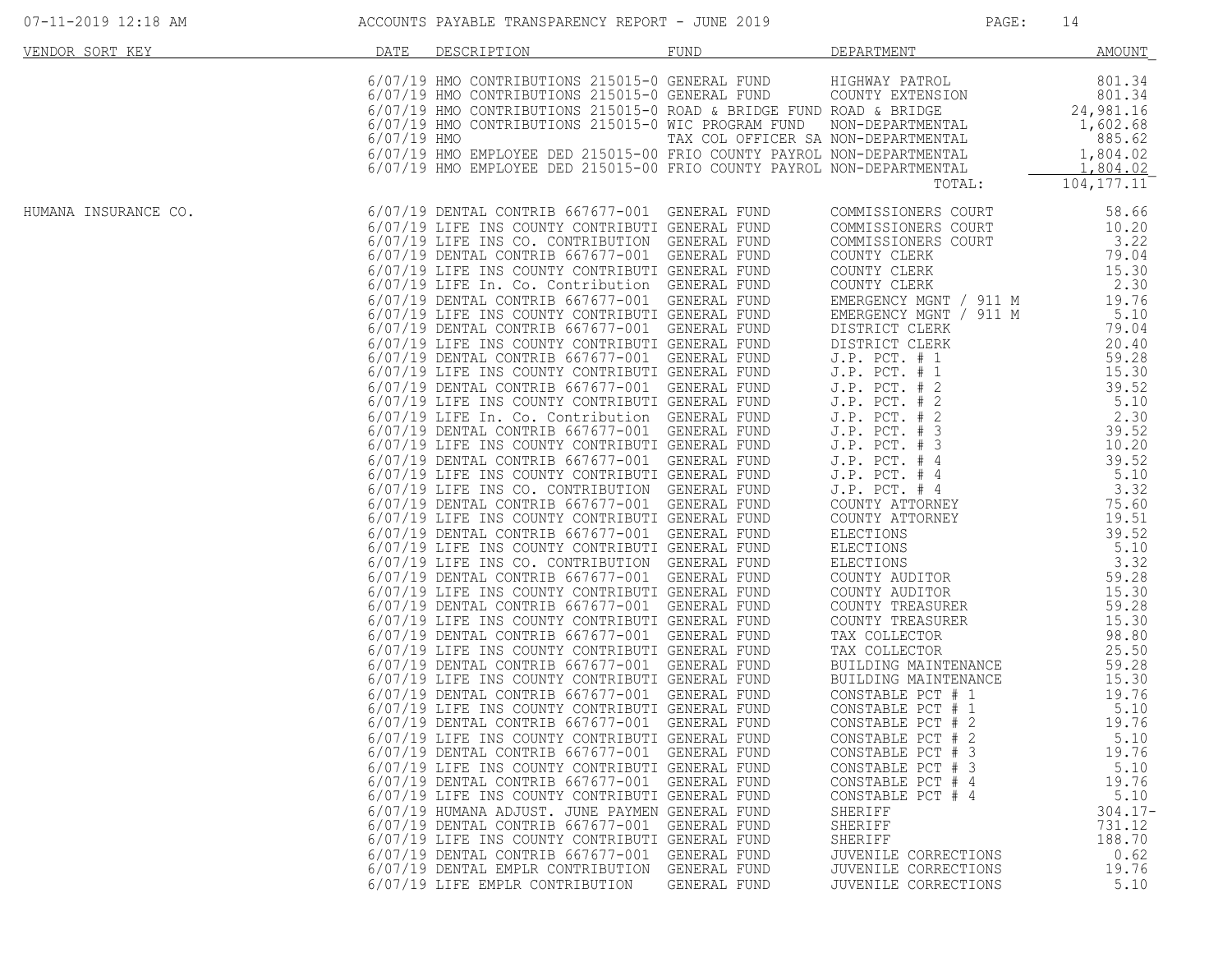# ACCOUNTS PAYABLE TRANSPARENCY REPORT - JUNE 2019

| VENDOR SORT KEY | DATE | DESCRIPTION | FUND | DEPARTMENT | AMOUNT |
|---|---|---|---|---|---|
| | 6/07/19 | HMO CONTRIBUTIONS 215015-0 | GENERAL FUND | HIGHWAY PATROL | 801.34 |
| | 6/07/19 | HMO CONTRIBUTIONS 215015-0 | GENERAL FUND | COUNTY EXTENSION | 801.34 |
| | 6/07/19 | HMO CONTRIBUTIONS 215015-0 | ROAD & BRIDGE FUND | ROAD & BRIDGE | 24,981.16 |
| | 6/07/19 | HMO CONTRIBUTIONS 215015-0 | WIC PROGRAM FUND | NON-DEPARTMENTAL | 1,602.68 |
| | 6/07/19 | HMO | TAX COL OFFICER SA | NON-DEPARTMENTAL | 885.62 |
| | 6/07/19 | HMO EMPLOYEE DED 215015-00 | FRIO COUNTY PAYROL | NON-DEPARTMENTAL | 1,804.02 |
| | 6/07/19 | HMO EMPLOYEE DED 215015-00 | FRIO COUNTY PAYROL | NON-DEPARTMENTAL | 1,804.02 |
| | | | | TOTAL: | 104,177.11 |
| HUMANA INSURANCE CO. | 6/07/19 | DENTAL CONTRIB 667677-001 | GENERAL FUND | COMMISSIONERS COURT | 58.66 |
| | 6/07/19 | LIFE INS COUNTY CONTRIBUTI | GENERAL FUND | COMMISSIONERS COURT | 10.20 |
| | 6/07/19 | LIFE INS CO. CONTRIBUTION | GENERAL FUND | COMMISSIONERS COURT | 3.22 |
| | 6/07/19 | DENTAL CONTRIB 667677-001 | GENERAL FUND | COUNTY CLERK | 79.04 |
| | 6/07/19 | LIFE INS COUNTY CONTRIBUTI | GENERAL FUND | COUNTY CLERK | 15.30 |
| | 6/07/19 | LIFE In. Co. Contribution | GENERAL FUND | COUNTY CLERK | 2.30 |
| | 6/07/19 | DENTAL CONTRIB 667677-001 | GENERAL FUND | EMERGENCY MGNT / 911 M | 19.76 |
| | 6/07/19 | LIFE INS COUNTY CONTRIBUTI | GENERAL FUND | EMERGENCY MGNT / 911 M | 5.10 |
| | 6/07/19 | DENTAL CONTRIB 667677-001 | GENERAL FUND | DISTRICT CLERK | 79.04 |
| | 6/07/19 | LIFE INS COUNTY CONTRIBUTI | GENERAL FUND | DISTRICT CLERK | 20.40 |
| | 6/07/19 | DENTAL CONTRIB 667677-001 | GENERAL FUND | J.P. PCT. # 1 | 59.28 |
| | 6/07/19 | LIFE INS COUNTY CONTRIBUTI | GENERAL FUND | J.P. PCT. # 1 | 15.30 |
| | 6/07/19 | DENTAL CONTRIB 667677-001 | GENERAL FUND | J.P. PCT. # 2 | 39.52 |
| | 6/07/19 | LIFE INS COUNTY CONTRIBUTI | GENERAL FUND | J.P. PCT. # 2 | 5.10 |
| | 6/07/19 | LIFE In. Co. Contribution | GENERAL FUND | J.P. PCT. # 2 | 2.30 |
| | 6/07/19 | DENTAL CONTRIB 667677-001 | GENERAL FUND | J.P. PCT. # 3 | 39.52 |
| | 6/07/19 | LIFE INS COUNTY CONTRIBUTI | GENERAL FUND | J.P. PCT. # 3 | 10.20 |
| | 6/07/19 | DENTAL CONTRIB 667677-001 | GENERAL FUND | J.P. PCT. # 4 | 39.52 |
| | 6/07/19 | LIFE INS COUNTY CONTRIBUTI | GENERAL FUND | J.P. PCT. # 4 | 5.10 |
| | 6/07/19 | LIFE INS CO. CONTRIBUTION | GENERAL FUND | J.P. PCT. # 4 | 3.32 |
| | 6/07/19 | DENTAL CONTRIB 667677-001 | GENERAL FUND | COUNTY ATTORNEY | 75.60 |
| | 6/07/19 | LIFE INS COUNTY CONTRIBUTI | GENERAL FUND | COUNTY ATTORNEY | 19.51 |
| | 6/07/19 | DENTAL CONTRIB 667677-001 | GENERAL FUND | ELECTIONS | 39.52 |
| | 6/07/19 | LIFE INS COUNTY CONTRIBUTI | GENERAL FUND | ELECTIONS | 5.10 |
| | 6/07/19 | LIFE INS CO. CONTRIBUTION | GENERAL FUND | ELECTIONS | 3.32 |
| | 6/07/19 | DENTAL CONTRIB 667677-001 | GENERAL FUND | COUNTY AUDITOR | 59.28 |
| | 6/07/19 | LIFE INS COUNTY CONTRIBUTI | GENERAL FUND | COUNTY AUDITOR | 15.30 |
| | 6/07/19 | DENTAL CONTRIB 667677-001 | GENERAL FUND | COUNTY TREASURER | 59.28 |
| | 6/07/19 | LIFE INS COUNTY CONTRIBUTI | GENERAL FUND | COUNTY TREASURER | 15.30 |
| | 6/07/19 | DENTAL CONTRIB 667677-001 | GENERAL FUND | TAX COLLECTOR | 98.80 |
| | 6/07/19 | LIFE INS COUNTY CONTRIBUTI | GENERAL FUND | TAX COLLECTOR | 25.50 |
| | 6/07/19 | DENTAL CONTRIB 667677-001 | GENERAL FUND | BUILDING MAINTENANCE | 59.28 |
| | 6/07/19 | LIFE INS COUNTY CONTRIBUTI | GENERAL FUND | BUILDING MAINTENANCE | 15.30 |
| | 6/07/19 | DENTAL CONTRIB 667677-001 | GENERAL FUND | CONSTABLE PCT # 1 | 19.76 |
| | 6/07/19 | LIFE INS COUNTY CONTRIBUTI | GENERAL FUND | CONSTABLE PCT # 1 | 5.10 |
| | 6/07/19 | DENTAL CONTRIB 667677-001 | GENERAL FUND | CONSTABLE PCT # 2 | 19.76 |
| | 6/07/19 | LIFE INS COUNTY CONTRIBUTI | GENERAL FUND | CONSTABLE PCT # 2 | 5.10 |
| | 6/07/19 | DENTAL CONTRIB 667677-001 | GENERAL FUND | CONSTABLE PCT # 3 | 19.76 |
| | 6/07/19 | LIFE INS COUNTY CONTRIBUTI | GENERAL FUND | CONSTABLE PCT # 3 | 5.10 |
| | 6/07/19 | DENTAL CONTRIB 667677-001 | GENERAL FUND | CONSTABLE PCT # 4 | 19.76 |
| | 6/07/19 | LIFE INS COUNTY CONTRIBUTI | GENERAL FUND | CONSTABLE PCT # 4 | 5.10 |
| | 6/07/19 | HUMANA ADJUST. JUNE PAYMEN | GENERAL FUND | SHERIFF | 304.17- |
| | 6/07/19 | DENTAL CONTRIB 667677-001 | GENERAL FUND | SHERIFF | 731.12 |
| | 6/07/19 | LIFE INS COUNTY CONTRIBUTI | GENERAL FUND | SHERIFF | 188.70 |
| | 6/07/19 | DENTAL CONTRIB 667677-001 | GENERAL FUND | JUVENILE CORRECTIONS | 0.62 |
| | 6/07/19 | DENTAL EMPLR CONTRIBUTION | GENERAL FUND | JUVENILE CORRECTIONS | 19.76 |
| | 6/07/19 | LIFE EMPLR CONTRIBUTION | GENERAL FUND | JUVENILE CORRECTIONS | 5.10 |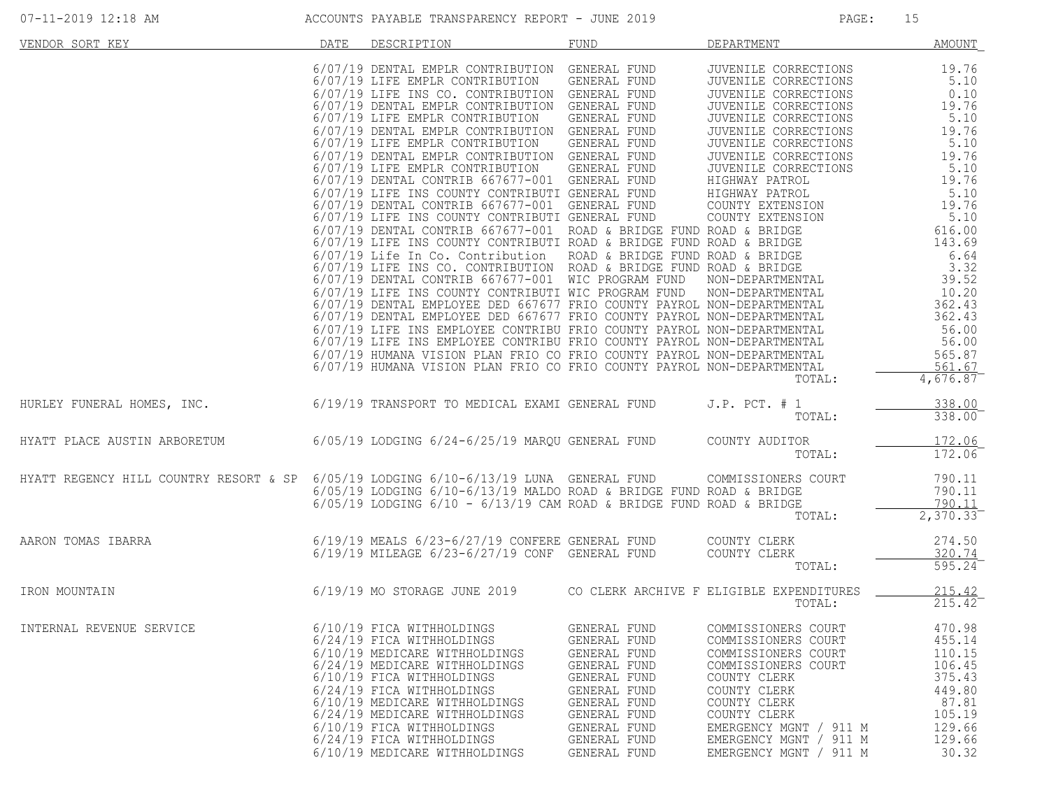# ACCOUNTS PAYABLE TRANSPARENCY REPORT - JUNE 2019

| VENDOR SORT KEY | DATE | DESCRIPTION | FUND | DEPARTMENT | AMOUNT |
|---|---|---|---|---|---|
| | 6/07/19 | DENTAL EMPLR CONTRIBUTION | GENERAL FUND | JUVENILE CORRECTIONS | 19.76 |
| | 6/07/19 | LIFE EMPLR CONTRIBUTION | GENERAL FUND | JUVENILE CORRECTIONS | 5.10 |
| | 6/07/19 | LIFE INS CO. CONTRIBUTION | GENERAL FUND | JUVENILE CORRECTIONS | 0.10 |
| | 6/07/19 | DENTAL EMPLR CONTRIBUTION | GENERAL FUND | JUVENILE CORRECTIONS | 19.76 |
| | 6/07/19 | LIFE EMPLR CONTRIBUTION | GENERAL FUND | JUVENILE CORRECTIONS | 5.10 |
| | 6/07/19 | DENTAL EMPLR CONTRIBUTION | GENERAL FUND | JUVENILE CORRECTIONS | 19.76 |
| | 6/07/19 | LIFE EMPLR CONTRIBUTION | GENERAL FUND | JUVENILE CORRECTIONS | 5.10 |
| | 6/07/19 | DENTAL EMPLR CONTRIBUTION | GENERAL FUND | JUVENILE CORRECTIONS | 19.76 |
| | 6/07/19 | LIFE EMPLR CONTRIBUTION | GENERAL FUND | JUVENILE CORRECTIONS | 5.10 |
| | 6/07/19 | DENTAL CONTRIB 667677-001 | GENERAL FUND | HIGHWAY PATROL | 19.76 |
| | 6/07/19 | LIFE INS COUNTY CONTRIBUTI | GENERAL FUND | HIGHWAY PATROL | 5.10 |
| | 6/07/19 | DENTAL CONTRIB 667677-001 | GENERAL FUND | COUNTY EXTENSION | 19.76 |
| | 6/07/19 | LIFE INS COUNTY CONTRIBUTI | GENERAL FUND | COUNTY EXTENSION | 5.10 |
| | 6/07/19 | DENTAL CONTRIB 667677-001 | ROAD & BRIDGE FUND | ROAD & BRIDGE | 616.00 |
| | 6/07/19 | LIFE INS COUNTY CONTRIBUTI | ROAD & BRIDGE FUND | ROAD & BRIDGE | 143.69 |
| | 6/07/19 | Life In Co. Contribution | ROAD & BRIDGE FUND | ROAD & BRIDGE | 6.64 |
| | 6/07/19 | LIFE INS CO. CONTRIBUTION | ROAD & BRIDGE FUND | ROAD & BRIDGE | 3.32 |
| | 6/07/19 | DENTAL CONTRIB 667677-001 | WIC PROGRAM FUND | NON-DEPARTMENTAL | 39.52 |
| | 6/07/19 | LIFE INS COUNTY CONTRIBUTI | WIC PROGRAM FUND | NON-DEPARTMENTAL | 10.20 |
| | 6/07/19 | DENTAL EMPLOYEE DED 667677 | FRIO COUNTY PAYROL | NON-DEPARTMENTAL | 362.43 |
| | 6/07/19 | DENTAL EMPLOYEE DED 667677 | FRIO COUNTY PAYROL | NON-DEPARTMENTAL | 362.43 |
| | 6/07/19 | LIFE INS EMPLOYEE CONTRIBU | FRIO COUNTY PAYROL | NON-DEPARTMENTAL | 56.00 |
| | 6/07/19 | LIFE INS EMPLOYEE CONTRIBU | FRIO COUNTY PAYROL | NON-DEPARTMENTAL | 56.00 |
| | 6/07/19 | HUMANA VISION PLAN FRIO CO | FRIO COUNTY PAYROL | NON-DEPARTMENTAL | 565.87 |
| | 6/07/19 | HUMANA VISION PLAN FRIO CO | FRIO COUNTY PAYROL | NON-DEPARTMENTAL | 561.67 |
| | | | | TOTAL: | 4,676.87 |
| HURLEY FUNERAL HOMES, INC. | 6/19/19 | TRANSPORT TO MEDICAL EXAMI | GENERAL FUND | J.P. PCT. # 1 | 338.00 |
| | | | | TOTAL: | 338.00 |
| HYATT PLACE AUSTIN ARBORETUM | 6/05/19 | LODGING 6/24-6/25/19 MARQU | GENERAL FUND | COUNTY AUDITOR | 172.06 |
| | | | | TOTAL: | 172.06 |
| HYATT REGENCY HILL COUNTRY RESORT & SP | 6/05/19 | LODGING 6/10-6/13/19 LUNA | GENERAL FUND | COMMISSIONERS COURT | 790.11 |
| | 6/05/19 | LODGING 6/10-6/13/19 MALDO | ROAD & BRIDGE FUND | ROAD & BRIDGE | 790.11 |
| | 6/05/19 | LODGING 6/10 - 6/13/19 CAM | ROAD & BRIDGE FUND | ROAD & BRIDGE | 790.11 |
| | | | | TOTAL: | 2,370.33 |
| AARON TOMAS IBARRA | 6/19/19 | MEALS 6/23-6/27/19 CONFERE | GENERAL FUND | COUNTY CLERK | 274.50 |
| | 6/19/19 | MILEAGE 6/23-6/27/19 CONF | GENERAL FUND | COUNTY CLERK | 320.74 |
| | | | | TOTAL: | 595.24 |
| IRON MOUNTAIN | 6/19/19 | MO STORAGE JUNE 2019 | CO CLERK ARCHIVE F | ELIGIBLE EXPENDITURES | 215.42 |
| | | | | TOTAL: | 215.42 |
| INTERNAL REVENUE SERVICE | 6/10/19 | FICA WITHHOLDINGS | GENERAL FUND | COMMISSIONERS COURT | 470.98 |
| | 6/24/19 | FICA WITHHOLDINGS | GENERAL FUND | COMMISSIONERS COURT | 455.14 |
| | 6/10/19 | MEDICARE WITHHOLDINGS | GENERAL FUND | COMMISSIONERS COURT | 110.15 |
| | 6/24/19 | MEDICARE WITHHOLDINGS | GENERAL FUND | COMMISSIONERS COURT | 106.45 |
| | 6/10/19 | FICA WITHHOLDINGS | GENERAL FUND | COUNTY CLERK | 375.43 |
| | 6/24/19 | FICA WITHHOLDINGS | GENERAL FUND | COUNTY CLERK | 449.80 |
| | 6/10/19 | MEDICARE WITHHOLDINGS | GENERAL FUND | COUNTY CLERK | 87.81 |
| | 6/24/19 | MEDICARE WITHHOLDINGS | GENERAL FUND | COUNTY CLERK | 105.19 |
| | 6/10/19 | FICA WITHHOLDINGS | GENERAL FUND | EMERGENCY MGNT / 911 M | 129.66 |
| | 6/24/19 | FICA WITHHOLDINGS | GENERAL FUND | EMERGENCY MGNT / 911 M | 129.66 |
| | 6/10/19 | MEDICARE WITHHOLDINGS | GENERAL FUND | EMERGENCY MGNT / 911 M | 30.32 |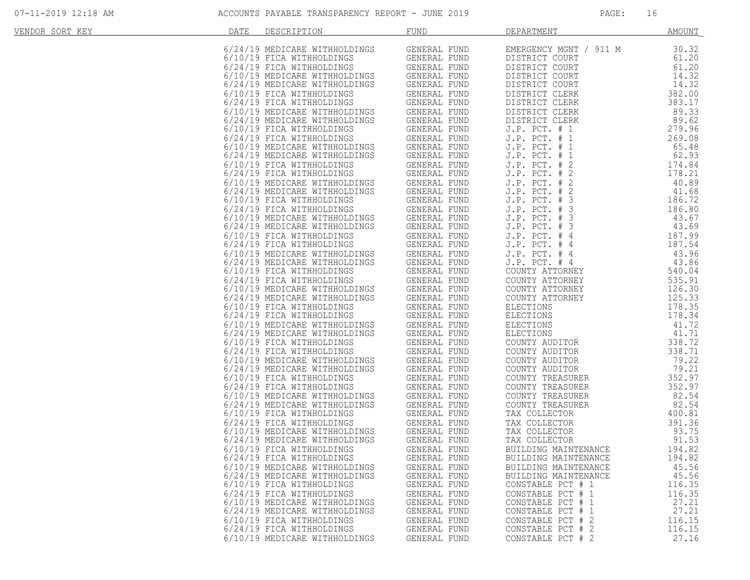| VENDOR SORT KEY | DATE | DESCRIPTION | FUND | DEPARTMENT | AMOUNT |
|---|---|---|---|---|---|
| | 6/24/19 | MEDICARE WITHHOLDINGS | GENERAL FUND | EMERGENCY MGNT / 911 M | 30.32 |
| | 6/10/19 | FICA WITHHOLDINGS | GENERAL FUND | DISTRICT COURT | 61.20 |
| | 6/24/19 | FICA WITHHOLDINGS | GENERAL FUND | DISTRICT COURT | 61.20 |
| | 6/10/19 | MEDICARE WITHHOLDINGS | GENERAL FUND | DISTRICT COURT | 14.32 |
| | 6/24/19 | MEDICARE WITHHOLDINGS | GENERAL FUND | DISTRICT COURT | 14.32 |
| | 6/10/19 | FICA WITHHOLDINGS | GENERAL FUND | DISTRICT CLERK | 382.00 |
| | 6/24/19 | FICA WITHHOLDINGS | GENERAL FUND | DISTRICT CLERK | 383.17 |
| | 6/10/19 | MEDICARE WITHHOLDINGS | GENERAL FUND | DISTRICT CLERK | 89.33 |
| | 6/24/19 | MEDICARE WITHHOLDINGS | GENERAL FUND | DISTRICT CLERK | 89.62 |
| | 6/10/19 | FICA WITHHOLDINGS | GENERAL FUND | J.P. PCT. # 1 | 279.96 |
| | 6/24/19 | FICA WITHHOLDINGS | GENERAL FUND | J.P. PCT. # 1 | 269.08 |
| | 6/10/19 | MEDICARE WITHHOLDINGS | GENERAL FUND | J.P. PCT. # 1 | 65.48 |
| | 6/24/19 | MEDICARE WITHHOLDINGS | GENERAL FUND | J.P. PCT. # 1 | 62.93 |
| | 6/10/19 | FICA WITHHOLDINGS | GENERAL FUND | J.P. PCT. # 2 | 174.84 |
| | 6/24/19 | FICA WITHHOLDINGS | GENERAL FUND | J.P. PCT. # 2 | 178.21 |
| | 6/10/19 | MEDICARE WITHHOLDINGS | GENERAL FUND | J.P. PCT. # 2 | 40.89 |
| | 6/24/19 | MEDICARE WITHHOLDINGS | GENERAL FUND | J.P. PCT. # 2 | 41.68 |
| | 6/10/19 | FICA WITHHOLDINGS | GENERAL FUND | J.P. PCT. # 3 | 186.72 |
| | 6/24/19 | FICA WITHHOLDINGS | GENERAL FUND | J.P. PCT. # 3 | 186.80 |
| | 6/10/19 | MEDICARE WITHHOLDINGS | GENERAL FUND | J.P. PCT. # 3 | 43.67 |
| | 6/24/19 | MEDICARE WITHHOLDINGS | GENERAL FUND | J.P. PCT. # 3 | 43.69 |
| | 6/10/19 | FICA WITHHOLDINGS | GENERAL FUND | J.P. PCT. # 4 | 187.99 |
| | 6/24/19 | FICA WITHHOLDINGS | GENERAL FUND | J.P. PCT. # 4 | 187.54 |
| | 6/10/19 | MEDICARE WITHHOLDINGS | GENERAL FUND | J.P. PCT. # 4 | 43.96 |
| | 6/24/19 | MEDICARE WITHHOLDINGS | GENERAL FUND | J.P. PCT. # 4 | 43.86 |
| | 6/10/19 | FICA WITHHOLDINGS | GENERAL FUND | COUNTY ATTORNEY | 540.04 |
| | 6/24/19 | FICA WITHHOLDINGS | GENERAL FUND | COUNTY ATTORNEY | 535.91 |
| | 6/10/19 | MEDICARE WITHHOLDINGS | GENERAL FUND | COUNTY ATTORNEY | 126.30 |
| | 6/24/19 | MEDICARE WITHHOLDINGS | GENERAL FUND | COUNTY ATTORNEY | 125.33 |
| | 6/10/19 | FICA WITHHOLDINGS | GENERAL FUND | ELECTIONS | 178.35 |
| | 6/24/19 | FICA WITHHOLDINGS | GENERAL FUND | ELECTIONS | 178.34 |
| | 6/10/19 | MEDICARE WITHHOLDINGS | GENERAL FUND | ELECTIONS | 41.72 |
| | 6/24/19 | MEDICARE WITHHOLDINGS | GENERAL FUND | ELECTIONS | 41.71 |
| | 6/10/19 | FICA WITHHOLDINGS | GENERAL FUND | COUNTY AUDITOR | 338.72 |
| | 6/24/19 | FICA WITHHOLDINGS | GENERAL FUND | COUNTY AUDITOR | 338.71 |
| | 6/10/19 | MEDICARE WITHHOLDINGS | GENERAL FUND | COUNTY AUDITOR | 79.22 |
| | 6/24/19 | MEDICARE WITHHOLDINGS | GENERAL FUND | COUNTY AUDITOR | 79.21 |
| | 6/10/19 | FICA WITHHOLDINGS | GENERAL FUND | COUNTY TREASURER | 352.97 |
| | 6/24/19 | FICA WITHHOLDINGS | GENERAL FUND | COUNTY TREASURER | 352.97 |
| | 6/10/19 | MEDICARE WITHHOLDINGS | GENERAL FUND | COUNTY TREASURER | 82.54 |
| | 6/24/19 | MEDICARE WITHHOLDINGS | GENERAL FUND | COUNTY TREASURER | 82.54 |
| | 6/10/19 | FICA WITHHOLDINGS | GENERAL FUND | TAX COLLECTOR | 400.81 |
| | 6/24/19 | FICA WITHHOLDINGS | GENERAL FUND | TAX COLLECTOR | 391.36 |
| | 6/10/19 | MEDICARE WITHHOLDINGS | GENERAL FUND | TAX COLLECTOR | 93.75 |
| | 6/24/19 | MEDICARE WITHHOLDINGS | GENERAL FUND | TAX COLLECTOR | 91.53 |
| | 6/10/19 | FICA WITHHOLDINGS | GENERAL FUND | BUILDING MAINTENANCE | 194.82 |
| | 6/24/19 | FICA WITHHOLDINGS | GENERAL FUND | BUILDING MAINTENANCE | 194.82 |
| | 6/10/19 | MEDICARE WITHHOLDINGS | GENERAL FUND | BUILDING MAINTENANCE | 45.56 |
| | 6/24/19 | MEDICARE WITHHOLDINGS | GENERAL FUND | BUILDING MAINTENANCE | 45.56 |
| | 6/10/19 | FICA WITHHOLDINGS | GENERAL FUND | CONSTABLE PCT # 1 | 116.35 |
| | 6/24/19 | FICA WITHHOLDINGS | GENERAL FUND | CONSTABLE PCT # 1 | 116.35 |
| | 6/10/19 | MEDICARE WITHHOLDINGS | GENERAL FUND | CONSTABLE PCT # 1 | 27.21 |
| | 6/24/19 | MEDICARE WITHHOLDINGS | GENERAL FUND | CONSTABLE PCT # 1 | 27.21 |
| | 6/10/19 | FICA WITHHOLDINGS | GENERAL FUND | CONSTABLE PCT # 2 | 116.15 |
| | 6/24/19 | FICA WITHHOLDINGS | GENERAL FUND | CONSTABLE PCT # 2 | 116.15 |
| | 6/10/19 | MEDICARE WITHHOLDINGS | GENERAL FUND | CONSTABLE PCT # 2 | 27.16 |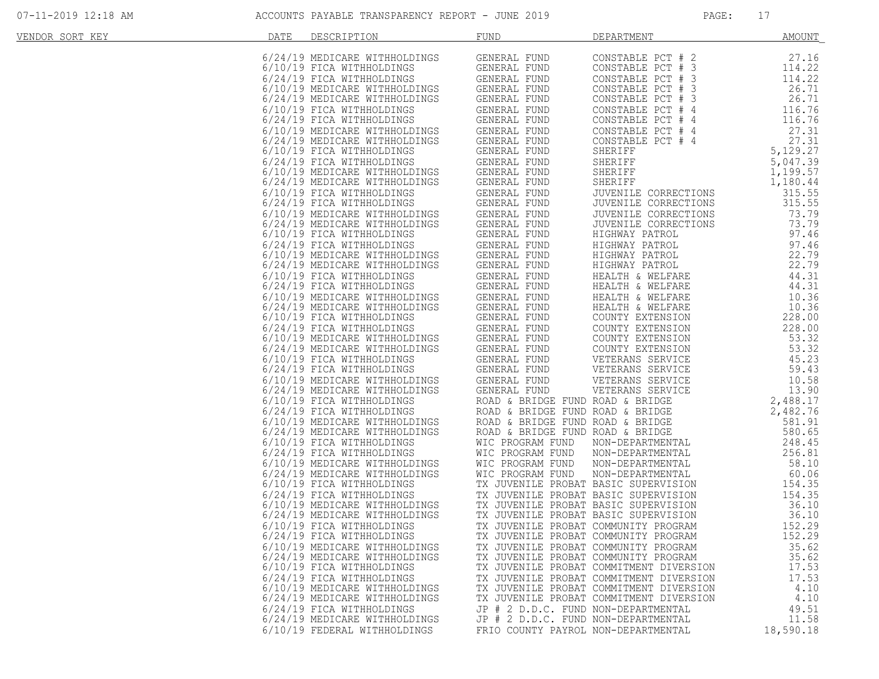ACCOUNTS PAYABLE TRANSPARENCY REPORT - JUNE 2019

| VENDOR SORT KEY | DATE | DESCRIPTION | FUND | DEPARTMENT | AMOUNT |
|---|---|---|---|---|---|
| | 6/24/19 | MEDICARE WITHHOLDINGS | GENERAL FUND | CONSTABLE PCT # 2 | 27.16 |
| | 6/10/19 | FICA WITHHOLDINGS | GENERAL FUND | CONSTABLE PCT # 3 | 114.22 |
| | 6/24/19 | FICA WITHHOLDINGS | GENERAL FUND | CONSTABLE PCT # 3 | 114.22 |
| | 6/10/19 | MEDICARE WITHHOLDINGS | GENERAL FUND | CONSTABLE PCT # 3 | 26.71 |
| | 6/24/19 | MEDICARE WITHHOLDINGS | GENERAL FUND | CONSTABLE PCT # 3 | 26.71 |
| | 6/10/19 | FICA WITHHOLDINGS | GENERAL FUND | CONSTABLE PCT # 4 | 116.76 |
| | 6/24/19 | FICA WITHHOLDINGS | GENERAL FUND | CONSTABLE PCT # 4 | 116.76 |
| | 6/10/19 | MEDICARE WITHHOLDINGS | GENERAL FUND | CONSTABLE PCT # 4 | 27.31 |
| | 6/24/19 | MEDICARE WITHHOLDINGS | GENERAL FUND | CONSTABLE PCT # 4 | 27.31 |
| | 6/10/19 | FICA WITHHOLDINGS | GENERAL FUND | SHERIFF | 5,129.27 |
| | 6/24/19 | FICA WITHHOLDINGS | GENERAL FUND | SHERIFF | 5,047.39 |
| | 6/10/19 | MEDICARE WITHHOLDINGS | GENERAL FUND | SHERIFF | 1,199.57 |
| | 6/24/19 | MEDICARE WITHHOLDINGS | GENERAL FUND | SHERIFF | 1,180.44 |
| | 6/10/19 | FICA WITHHOLDINGS | GENERAL FUND | JUVENILE CORRECTIONS | 315.55 |
| | 6/24/19 | FICA WITHHOLDINGS | GENERAL FUND | JUVENILE CORRECTIONS | 315.55 |
| | 6/10/19 | MEDICARE WITHHOLDINGS | GENERAL FUND | JUVENILE CORRECTIONS | 73.79 |
| | 6/24/19 | MEDICARE WITHHOLDINGS | GENERAL FUND | JUVENILE CORRECTIONS | 73.79 |
| | 6/10/19 | FICA WITHHOLDINGS | GENERAL FUND | HIGHWAY PATROL | 97.46 |
| | 6/24/19 | FICA WITHHOLDINGS | GENERAL FUND | HIGHWAY PATROL | 97.46 |
| | 6/10/19 | MEDICARE WITHHOLDINGS | GENERAL FUND | HIGHWAY PATROL | 22.79 |
| | 6/24/19 | MEDICARE WITHHOLDINGS | GENERAL FUND | HIGHWAY PATROL | 22.79 |
| | 6/10/19 | FICA WITHHOLDINGS | GENERAL FUND | HEALTH & WELFARE | 44.31 |
| | 6/24/19 | FICA WITHHOLDINGS | GENERAL FUND | HEALTH & WELFARE | 44.31 |
| | 6/10/19 | MEDICARE WITHHOLDINGS | GENERAL FUND | HEALTH & WELFARE | 10.36 |
| | 6/24/19 | MEDICARE WITHHOLDINGS | GENERAL FUND | HEALTH & WELFARE | 10.36 |
| | 6/10/19 | FICA WITHHOLDINGS | GENERAL FUND | COUNTY EXTENSION | 228.00 |
| | 6/24/19 | FICA WITHHOLDINGS | GENERAL FUND | COUNTY EXTENSION | 228.00 |
| | 6/10/19 | MEDICARE WITHHOLDINGS | GENERAL FUND | COUNTY EXTENSION | 53.32 |
| | 6/24/19 | MEDICARE WITHHOLDINGS | GENERAL FUND | COUNTY EXTENSION | 53.32 |
| | 6/10/19 | FICA WITHHOLDINGS | GENERAL FUND | VETERANS SERVICE | 45.23 |
| | 6/24/19 | FICA WITHHOLDINGS | GENERAL FUND | VETERANS SERVICE | 59.43 |
| | 6/10/19 | MEDICARE WITHHOLDINGS | GENERAL FUND | VETERANS SERVICE | 10.58 |
| | 6/24/19 | MEDICARE WITHHOLDINGS | GENERAL FUND | VETERANS SERVICE | 13.90 |
| | 6/10/19 | FICA WITHHOLDINGS | ROAD & BRIDGE FUND | ROAD & BRIDGE | 2,488.17 |
| | 6/24/19 | FICA WITHHOLDINGS | ROAD & BRIDGE FUND | ROAD & BRIDGE | 2,482.76 |
| | 6/10/19 | MEDICARE WITHHOLDINGS | ROAD & BRIDGE FUND | ROAD & BRIDGE | 581.91 |
| | 6/24/19 | MEDICARE WITHHOLDINGS | ROAD & BRIDGE FUND | ROAD & BRIDGE | 580.65 |
| | 6/10/19 | FICA WITHHOLDINGS | WIC PROGRAM FUND | NON-DEPARTMENTAL | 248.45 |
| | 6/24/19 | FICA WITHHOLDINGS | WIC PROGRAM FUND | NON-DEPARTMENTAL | 256.81 |
| | 6/10/19 | MEDICARE WITHHOLDINGS | WIC PROGRAM FUND | NON-DEPARTMENTAL | 58.10 |
| | 6/24/19 | MEDICARE WITHHOLDINGS | WIC PROGRAM FUND | NON-DEPARTMENTAL | 60.06 |
| | 6/10/19 | FICA WITHHOLDINGS | TX JUVENILE PROBAT | BASIC SUPERVISION | 154.35 |
| | 6/24/19 | FICA WITHHOLDINGS | TX JUVENILE PROBAT | BASIC SUPERVISION | 154.35 |
| | 6/10/19 | MEDICARE WITHHOLDINGS | TX JUVENILE PROBAT | BASIC SUPERVISION | 36.10 |
| | 6/24/19 | MEDICARE WITHHOLDINGS | TX JUVENILE PROBAT | BASIC SUPERVISION | 36.10 |
| | 6/10/19 | FICA WITHHOLDINGS | TX JUVENILE PROBAT | COMMUNITY PROGRAM | 152.29 |
| | 6/24/19 | FICA WITHHOLDINGS | TX JUVENILE PROBAT | COMMUNITY PROGRAM | 152.29 |
| | 6/10/19 | MEDICARE WITHHOLDINGS | TX JUVENILE PROBAT | COMMUNITY PROGRAM | 35.62 |
| | 6/24/19 | MEDICARE WITHHOLDINGS | TX JUVENILE PROBAT | COMMUNITY PROGRAM | 35.62 |
| | 6/10/19 | FICA WITHHOLDINGS | TX JUVENILE PROBAT | COMMITMENT DIVERSION | 17.53 |
| | 6/24/19 | FICA WITHHOLDINGS | TX JUVENILE PROBAT | COMMITMENT DIVERSION | 17.53 |
| | 6/10/19 | MEDICARE WITHHOLDINGS | TX JUVENILE PROBAT | COMMITMENT DIVERSION | 4.10 |
| | 6/24/19 | MEDICARE WITHHOLDINGS | TX JUVENILE PROBAT | COMMITMENT DIVERSION | 4.10 |
| | 6/24/19 | FICA WITHHOLDINGS | JP # 2 D.D.C. FUND | NON-DEPARTMENTAL | 49.51 |
| | 6/24/19 | MEDICARE WITHHOLDINGS | JP # 2 D.D.C. FUND | NON-DEPARTMENTAL | 11.58 |
| | 6/10/19 | FEDERAL WITHHOLDINGS | FRIO COUNTY PAYROL | NON-DEPARTMENTAL | 18,590.18 |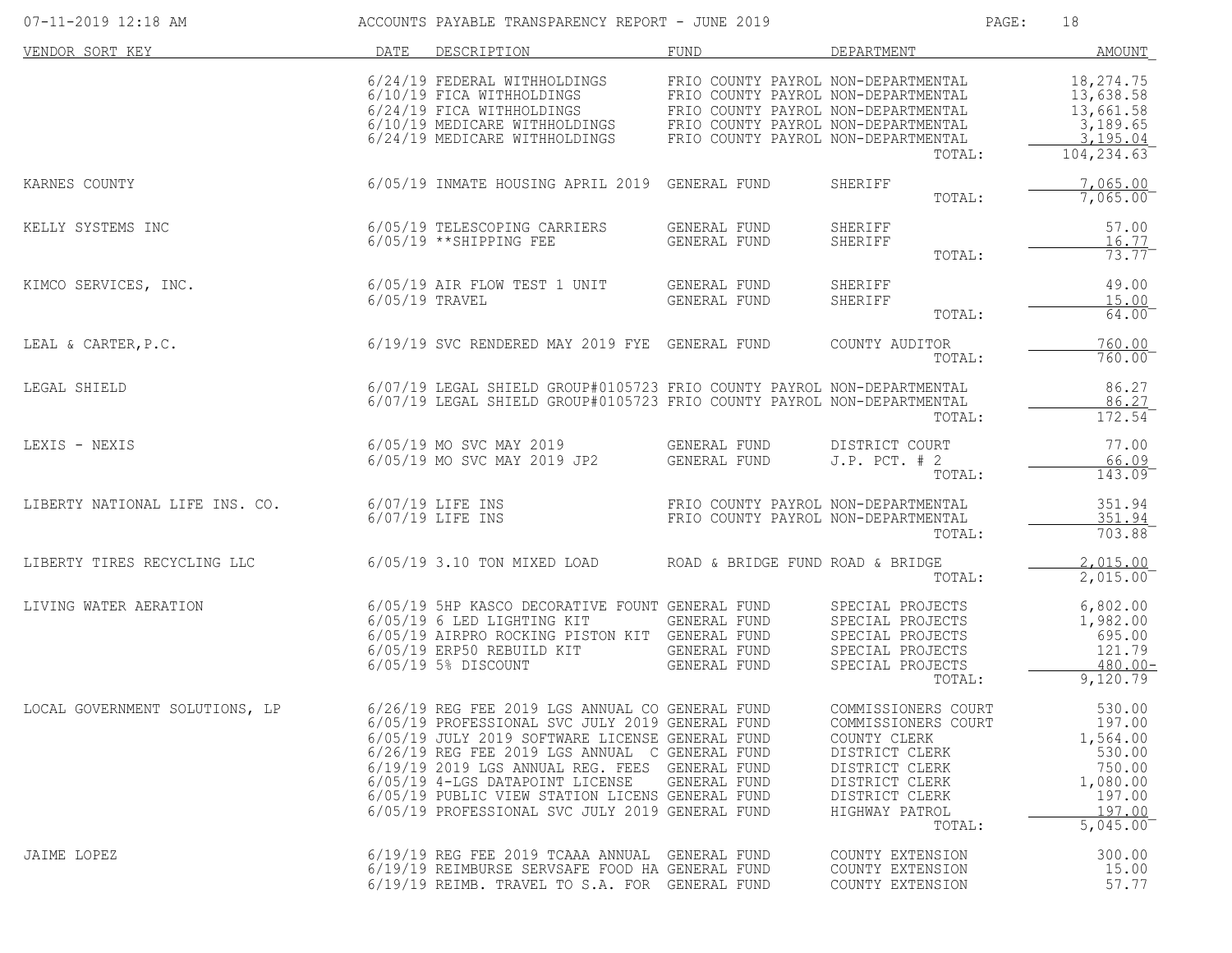| VENDOR SORT KEY | DATE | DESCRIPTION | FUND | DEPARTMENT | AMOUNT |
|---|---|---|---|---|---|
| | 6/24/19 | FEDERAL WITHHOLDINGS | FRIO COUNTY PAYROL | NON-DEPARTMENTAL | 18,274.75 |
| | 6/10/19 | FICA WITHHOLDINGS | FRIO COUNTY PAYROL | NON-DEPARTMENTAL | 13,638.58 |
| | 6/24/19 | FICA WITHHOLDINGS | FRIO COUNTY PAYROL | NON-DEPARTMENTAL | 13,661.58 |
| | 6/10/19 | MEDICARE WITHHOLDINGS | FRIO COUNTY PAYROL | NON-DEPARTMENTAL | 3,189.65 |
| | 6/24/19 | MEDICARE WITHHOLDINGS | FRIO COUNTY PAYROL | NON-DEPARTMENTAL | 3,195.04 |
| | | | | TOTAL: | 104,234.63 |
| KARNES COUNTY | 6/05/19 | INMATE HOUSING APRIL 2019 | GENERAL FUND | SHERIFF | 7,065.00 |
| | | | | TOTAL: | 7,065.00 |
| KELLY SYSTEMS INC | 6/05/19 | TELESCOPING CARRIERS | GENERAL FUND | SHERIFF | 57.00 |
| | 6/05/19 | **SHIPPING FEE | GENERAL FUND | SHERIFF | 16.77 |
| | | | | TOTAL: | 73.77 |
| KIMCO SERVICES, INC. | 6/05/19 | AIR FLOW TEST 1 UNIT | GENERAL FUND | SHERIFF | 49.00 |
| | 6/05/19 | TRAVEL | GENERAL FUND | SHERIFF | 15.00 |
| | | | | TOTAL: | 64.00 |
| LEAL & CARTER,P.C. | 6/19/19 | SVC RENDERED MAY 2019 FYE | GENERAL FUND | COUNTY AUDITOR | 760.00 |
| | | | | TOTAL: | 760.00 |
| LEGAL SHIELD | 6/07/19 | LEGAL SHIELD GROUP#0105723 | FRIO COUNTY PAYROL | NON-DEPARTMENTAL | 86.27 |
| | 6/07/19 | LEGAL SHIELD GROUP#0105723 | FRIO COUNTY PAYROL | NON-DEPARTMENTAL | 86.27 |
| | | | | TOTAL: | 172.54 |
| LEXIS - NEXIS | 6/05/19 | MO SVC MAY 2019 | GENERAL FUND | DISTRICT COURT | 77.00 |
| | 6/05/19 | MO SVC MAY 2019 JP2 | GENERAL FUND | J.P. PCT. # 2 | 66.09 |
| | | | | TOTAL: | 143.09 |
| LIBERTY NATIONAL LIFE INS. CO. | 6/07/19 | LIFE INS | FRIO COUNTY PAYROL | NON-DEPARTMENTAL | 351.94 |
| | 6/07/19 | LIFE INS | FRIO COUNTY PAYROL | NON-DEPARTMENTAL | 351.94 |
| | | | | TOTAL: | 703.88 |
| LIBERTY TIRES RECYCLING LLC | 6/05/19 | 3.10 TON MIXED LOAD | ROAD & BRIDGE FUND | ROAD & BRIDGE | 2,015.00 |
| | | | | TOTAL: | 2,015.00 |
| LIVING WATER AERATION | 6/05/19 | 5HP KASCO DECORATIVE FOUNT | GENERAL FUND | SPECIAL PROJECTS | 6,802.00 |
| | 6/05/19 | 6 LED LIGHTING KIT | GENERAL FUND | SPECIAL PROJECTS | 1,982.00 |
| | 6/05/19 | AIRPRO ROCKING PISTON KIT | GENERAL FUND | SPECIAL PROJECTS | 695.00 |
| | 6/05/19 | ERP50 REBUILD KIT | GENERAL FUND | SPECIAL PROJECTS | 121.79 |
| | 6/05/19 | 5% DISCOUNT | GENERAL FUND | SPECIAL PROJECTS | 480.00- |
| | | | | TOTAL: | 9,120.79 |
| LOCAL GOVERNMENT SOLUTIONS, LP | 6/26/19 | REG FEE 2019 LGS ANNUAL CO | GENERAL FUND | COMMISSIONERS COURT | 530.00 |
| | 6/05/19 | PROFESSIONAL SVC JULY 2019 | GENERAL FUND | COMMISSIONERS COURT | 197.00 |
| | 6/05/19 | JULY 2019 SOFTWARE LICENSE | GENERAL FUND | COUNTY CLERK | 1,564.00 |
| | 6/26/19 | REG FEE 2019 LGS ANNUAL C | GENERAL FUND | DISTRICT CLERK | 530.00 |
| | 6/19/19 | 2019 LGS ANNUAL REG. FEES | GENERAL FUND | DISTRICT CLERK | 750.00 |
| | 6/05/19 | 4-LGS DATAPOINT LICENSE | GENERAL FUND | DISTRICT CLERK | 1,080.00 |
| | 6/05/19 | PUBLIC VIEW STATION LICENS | GENERAL FUND | DISTRICT CLERK | 197.00 |
| | 6/05/19 | PROFESSIONAL SVC JULY 2019 | GENERAL FUND | HIGHWAY PATROL | 197.00 |
| | | | | TOTAL: | 5,045.00 |
| JAIME LOPEZ | 6/19/19 | REG FEE 2019 TCAAA ANNUAL | GENERAL FUND | COUNTY EXTENSION | 300.00 |
| | 6/19/19 | REIMBURSE SERVSAFE FOOD HA | GENERAL FUND | COUNTY EXTENSION | 15.00 |
| | 6/19/19 | REIMB. TRAVEL TO S.A. FOR | GENERAL FUND | COUNTY EXTENSION | 57.77 |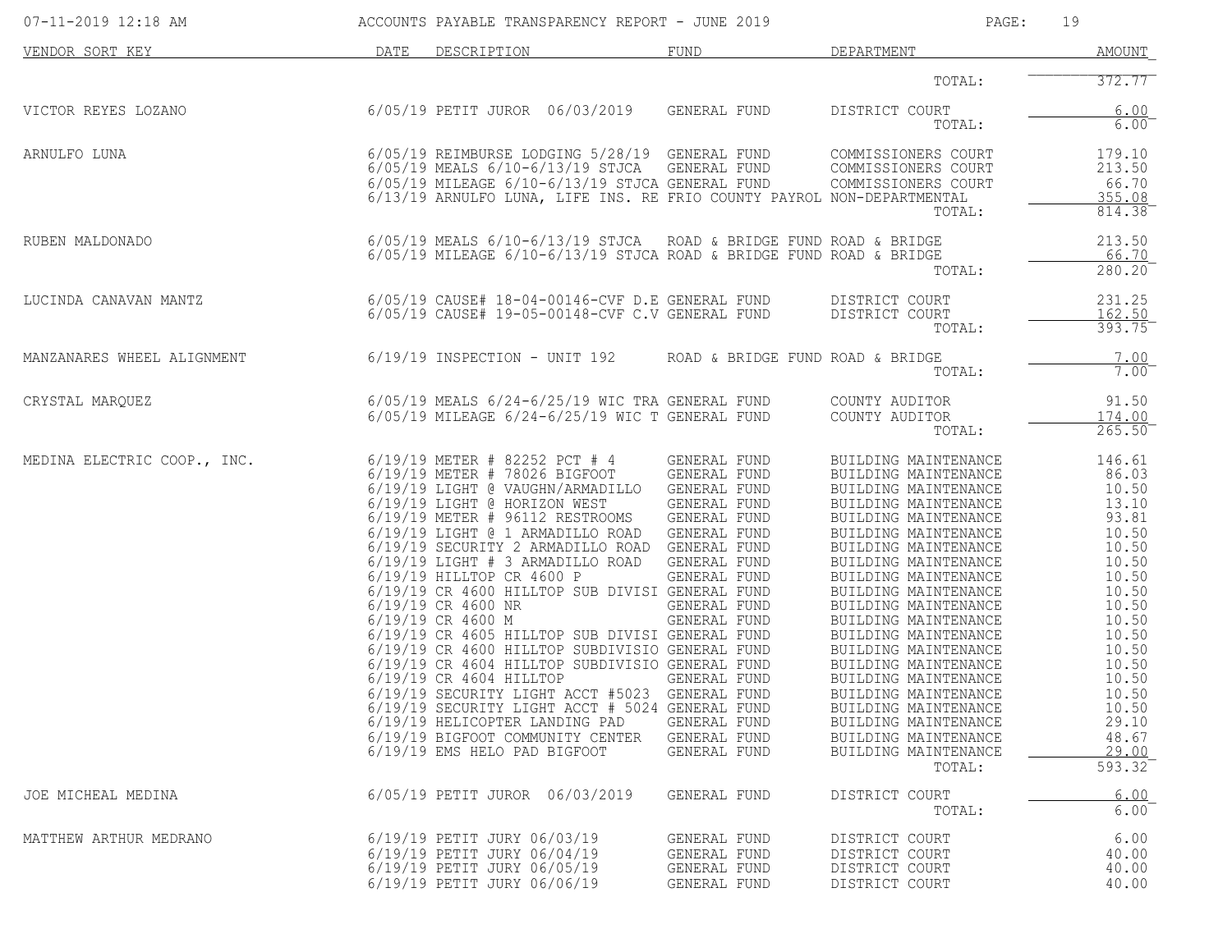ACCOUNTS PAYABLE TRANSPARENCY REPORT - JUNE 2019

| VENDOR SORT KEY | DATE | DESCRIPTION | FUND | DEPARTMENT | AMOUNT |
|---|---|---|---|---|---|
| | | | | TOTAL: | 372.77 |
| VICTOR REYES LOZANO | 6/05/19 | PETIT JUROR 06/03/2019 | GENERAL FUND | DISTRICT COURT | 6.00 |
| | | | | TOTAL: | 6.00 |
| ARNULFO LUNA | 6/05/19 | REIMBURSE LODGING 5/28/19 | GENERAL FUND | COMMISSIONERS COURT | 179.10 |
| | 6/05/19 | MEALS 6/10-6/13/19 STJCA | GENERAL FUND | COMMISSIONERS COURT | 213.50 |
| | 6/05/19 | MILEAGE 6/10-6/13/19 STJCA | GENERAL FUND | COMMISSIONERS COURT | 66.70 |
| | 6/13/19 | ARNULFO LUNA, LIFE INS. RE | FRIO COUNTY PAYROL | NON-DEPARTMENTAL | 355.08 |
| | | | | TOTAL: | 814.38 |
| RUBEN MALDONADO | 6/05/19 | MEALS 6/10-6/13/19 STJCA | ROAD & BRIDGE FUND | ROAD & BRIDGE | 213.50 |
| | 6/05/19 | MILEAGE 6/10-6/13/19 STJCA | ROAD & BRIDGE FUND | ROAD & BRIDGE | 66.70 |
| | | | | TOTAL: | 280.20 |
| LUCINDA CANAVAN MANTZ | 6/05/19 | CAUSE# 18-04-00146-CVF D.E | GENERAL FUND | DISTRICT COURT | 231.25 |
| | 6/05/19 | CAUSE# 19-05-00148-CVF C.V | GENERAL FUND | DISTRICT COURT | 162.50 |
| | | | | TOTAL: | 393.75 |
| MANZANARES WHEEL ALIGNMENT | 6/19/19 | INSPECTION - UNIT 192 | ROAD & BRIDGE FUND | ROAD & BRIDGE | 7.00 |
| | | | | TOTAL: | 7.00 |
| CRYSTAL MARQUEZ | 6/05/19 | MEALS 6/24-6/25/19 WIC TRA | GENERAL FUND | COUNTY AUDITOR | 91.50 |
| | 6/05/19 | MILEAGE 6/24-6/25/19 WIC T | GENERAL FUND | COUNTY AUDITOR | 174.00 |
| | | | | TOTAL: | 265.50 |
| MEDINA ELECTRIC COOP., INC. | 6/19/19 | METER # 82252 PCT # 4 | GENERAL FUND | BUILDING MAINTENANCE | 146.61 |
| | 6/19/19 | METER # 78026 BIGFOOT | GENERAL FUND | BUILDING MAINTENANCE | 86.03 |
| | 6/19/19 | LIGHT @ VAUGHN/ARMADILLO | GENERAL FUND | BUILDING MAINTENANCE | 10.50 |
| | 6/19/19 | LIGHT @ HORIZON WEST | GENERAL FUND | BUILDING MAINTENANCE | 13.10 |
| | 6/19/19 | METER # 96112 RESTROOMS | GENERAL FUND | BUILDING MAINTENANCE | 93.81 |
| | 6/19/19 | LIGHT @ 1 ARMADILLO ROAD | GENERAL FUND | BUILDING MAINTENANCE | 10.50 |
| | 6/19/19 | SECURITY 2 ARMADILLO ROAD | GENERAL FUND | BUILDING MAINTENANCE | 10.50 |
| | 6/19/19 | LIGHT # 3 ARMADILLO ROAD | GENERAL FUND | BUILDING MAINTENANCE | 10.50 |
| | 6/19/19 | HILLTOP CR 4600 P | GENERAL FUND | BUILDING MAINTENANCE | 10.50 |
| | 6/19/19 | CR 4600 HILLTOP SUB DIVISI | GENERAL FUND | BUILDING MAINTENANCE | 10.50 |
| | 6/19/19 | CR 4600 NR | GENERAL FUND | BUILDING MAINTENANCE | 10.50 |
| | 6/19/19 | CR 4600 M | GENERAL FUND | BUILDING MAINTENANCE | 10.50 |
| | 6/19/19 | CR 4605 HILLTOP SUB DIVISI | GENERAL FUND | BUILDING MAINTENANCE | 10.50 |
| | 6/19/19 | CR 4600 HILLTOP SUBDIVISIO | GENERAL FUND | BUILDING MAINTENANCE | 10.50 |
| | 6/19/19 | CR 4604 HILLTOP SUBDIVISIO | GENERAL FUND | BUILDING MAINTENANCE | 10.50 |
| | 6/19/19 | CR 4604 HILLTOP | GENERAL FUND | BUILDING MAINTENANCE | 10.50 |
| | 6/19/19 | SECURITY LIGHT ACCT #5023 | GENERAL FUND | BUILDING MAINTENANCE | 10.50 |
| | 6/19/19 | SECURITY LIGHT ACCT # 5024 | GENERAL FUND | BUILDING MAINTENANCE | 10.50 |
| | 6/19/19 | HELICOPTER LANDING PAD | GENERAL FUND | BUILDING MAINTENANCE | 29.10 |
| | 6/19/19 | BIGFOOT COMMUNITY CENTER | GENERAL FUND | BUILDING MAINTENANCE | 48.67 |
| | 6/19/19 | EMS HELO PAD BIGFOOT | GENERAL FUND | BUILDING MAINTENANCE | 29.00 |
| | | | | TOTAL: | 593.32 |
| JOE MICHEAL MEDINA | 6/05/19 | PETIT JUROR 06/03/2019 | GENERAL FUND | DISTRICT COURT | 6.00 |
| | | | | TOTAL: | 6.00 |
| MATTHEW ARTHUR MEDRANO | 6/19/19 | PETIT JURY 06/03/19 | GENERAL FUND | DISTRICT COURT | 6.00 |
| | 6/19/19 | PETIT JURY 06/04/19 | GENERAL FUND | DISTRICT COURT | 40.00 |
| | 6/19/19 | PETIT JURY 06/05/19 | GENERAL FUND | DISTRICT COURT | 40.00 |
| | 6/19/19 | PETIT JURY 06/06/19 | GENERAL FUND | DISTRICT COURT | 40.00 |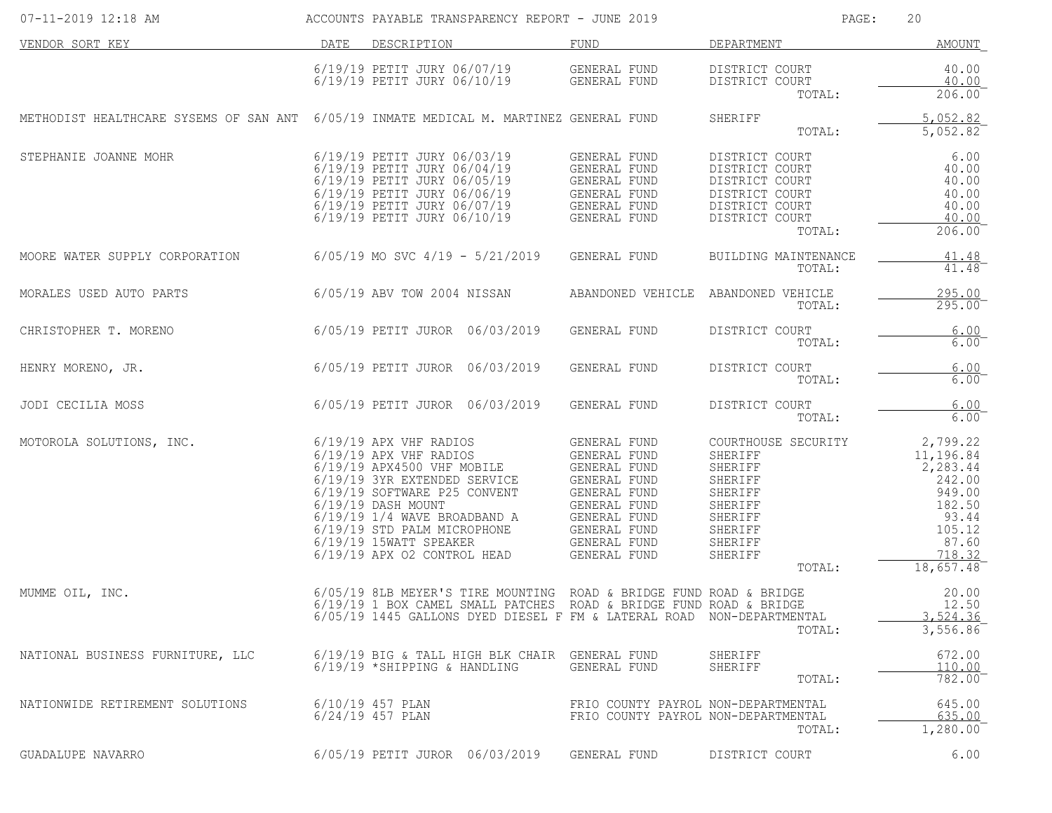| VENDOR SORT KEY | DATE | DESCRIPTION | FUND | DEPARTMENT | AMOUNT |
|---|---|---|---|---|---|
| | 6/19/19 | PETIT JURY 06/07/19 | GENERAL FUND | DISTRICT COURT | 40.00 |
| | 6/19/19 | PETIT JURY 06/10/19 | GENERAL FUND | DISTRICT COURT | 40.00 |
| | | | | TOTAL: | 206.00 |
| METHODIST HEALTHCARE SYSEMS OF SAN ANT | 6/05/19 | INMATE MEDICAL M. MARTINEZ | GENERAL FUND | SHERIFF | 5,052.82 |
| | | | | TOTAL: | 5,052.82 |
| STEPHANIE JOANNE MOHR | 6/19/19 | PETIT JURY 06/03/19 | GENERAL FUND | DISTRICT COURT | 6.00 |
| | 6/19/19 | PETIT JURY 06/04/19 | GENERAL FUND | DISTRICT COURT | 40.00 |
| | 6/19/19 | PETIT JURY 06/05/19 | GENERAL FUND | DISTRICT COURT | 40.00 |
| | 6/19/19 | PETIT JURY 06/06/19 | GENERAL FUND | DISTRICT COURT | 40.00 |
| | 6/19/19 | PETIT JURY 06/07/19 | GENERAL FUND | DISTRICT COURT | 40.00 |
| | 6/19/19 | PETIT JURY 06/10/19 | GENERAL FUND | DISTRICT COURT | 40.00 |
| | | | | TOTAL: | 206.00 |
| MOORE WATER SUPPLY CORPORATION | 6/05/19 | MO SVC 4/19 - 5/21/2019 | GENERAL FUND | BUILDING MAINTENANCE | 41.48 |
| | | | | TOTAL: | 41.48 |
| MORALES USED AUTO PARTS | 6/05/19 | ABV TOW 2004 NISSAN | ABANDONED VEHICLE | ABANDONED VEHICLE | 295.00 |
| | | | | TOTAL: | 295.00 |
| CHRISTOPHER T. MORENO | 6/05/19 | PETIT JUROR 06/03/2019 | GENERAL FUND | DISTRICT COURT | 6.00 |
| | | | | TOTAL: | 6.00 |
| HENRY MORENO, JR. | 6/05/19 | PETIT JUROR 06/03/2019 | GENERAL FUND | DISTRICT COURT | 6.00 |
| | | | | TOTAL: | 6.00 |
| JODI CECILIA MOSS | 6/05/19 | PETIT JUROR 06/03/2019 | GENERAL FUND | DISTRICT COURT | 6.00 |
| | | | | TOTAL: | 6.00 |
| MOTOROLA SOLUTIONS, INC. | 6/19/19 | APX VHF RADIOS | GENERAL FUND | COURTHOUSE SECURITY | 2,799.22 |
| | 6/19/19 | APX VHF RADIOS | GENERAL FUND | SHERIFF | 11,196.84 |
| | 6/19/19 | APX4500 VHF MOBILE | GENERAL FUND | SHERIFF | 2,283.44 |
| | 6/19/19 | 3YR EXTENDED SERVICE | GENERAL FUND | SHERIFF | 242.00 |
| | 6/19/19 | SOFTWARE P25 CONVENT | GENERAL FUND | SHERIFF | 949.00 |
| | 6/19/19 | DASH MOUNT | GENERAL FUND | SHERIFF | 182.50 |
| | 6/19/19 | 1/4 WAVE BROADBAND A | GENERAL FUND | SHERIFF | 93.44 |
| | 6/19/19 | STD PALM MICROPHONE | GENERAL FUND | SHERIFF | 105.12 |
| | 6/19/19 | 15WATT SPEAKER | GENERAL FUND | SHERIFF | 87.60 |
| | 6/19/19 | APX O2 CONTROL HEAD | GENERAL FUND | SHERIFF | 718.32 |
| | | | | TOTAL: | 18,657.48 |
| MUMME OIL, INC. | 6/05/19 | 8LB MEYER'S TIRE MOUNTING | ROAD & BRIDGE FUND | ROAD & BRIDGE | 20.00 |
| | 6/19/19 | 1 BOX CAMEL SMALL PATCHES | ROAD & BRIDGE FUND | ROAD & BRIDGE | 12.50 |
| | 6/05/19 | 1445 GALLONS DYED DIESEL F | FM & LATERAL ROAD | NON-DEPARTMENTAL | 3,524.36 |
| | | | | TOTAL: | 3,556.86 |
| NATIONAL BUSINESS FURNITURE, LLC | 6/19/19 | BIG & TALL HIGH BLK CHAIR | GENERAL FUND | SHERIFF | 672.00 |
| | 6/19/19 | *SHIPPING & HANDLING | GENERAL FUND | SHERIFF | 110.00 |
| | | | | TOTAL: | 782.00 |
| NATIONWIDE RETIREMENT SOLUTIONS | 6/10/19 | 457 PLAN | FRIO COUNTY PAYROL | NON-DEPARTMENTAL | 645.00 |
| | 6/24/19 | 457 PLAN | FRIO COUNTY PAYROL | NON-DEPARTMENTAL | 635.00 |
| | | | | TOTAL: | 1,280.00 |
| GUADALUPE NAVARRO | 6/05/19 | PETIT JUROR 06/03/2019 | GENERAL FUND | DISTRICT COURT | 6.00 |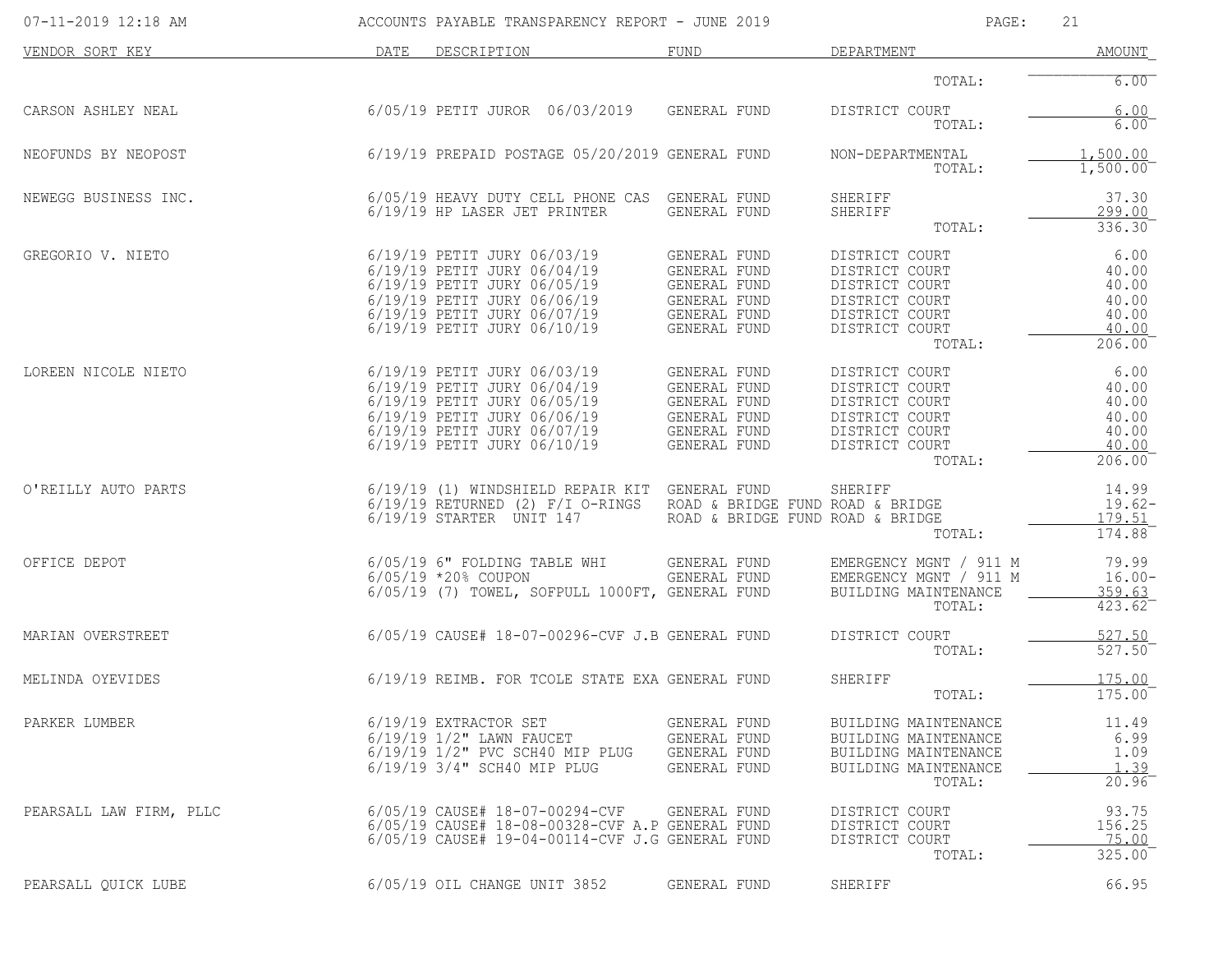# ACCOUNTS PAYABLE TRANSPARENCY REPORT - JUNE 2019

07-11-2019 12:18 AM

| VENDOR SORT KEY | DATE | DESCRIPTION | FUND | DEPARTMENT | AMOUNT |
|---|---|---|---|---|---|
| | | | | TOTAL: | 6.00 |
| CARSON ASHLEY NEAL | 6/05/19 | PETIT JUROR 06/03/2019 | GENERAL FUND | DISTRICT COURT | 6.00 |
| | | | | TOTAL: | 6.00 |
| NEOFUNDS BY NEOPOST | 6/19/19 | PREPAID POSTAGE 05/20/2019 | GENERAL FUND | NON-DEPARTMENTAL | 1,500.00 |
| | | | | TOTAL: | 1,500.00 |
| NEWEGG BUSINESS INC. | 6/05/19 | HEAVY DUTY CELL PHONE CAS | GENERAL FUND | SHERIFF | 37.30 |
| | 6/19/19 | HP LASER JET PRINTER | GENERAL FUND | SHERIFF | 299.00 |
| | | | | TOTAL: | 336.30 |
| GREGORIO V. NIETO | 6/19/19 | PETIT JURY 06/03/19 | GENERAL FUND | DISTRICT COURT | 6.00 |
| | 6/19/19 | PETIT JURY 06/04/19 | GENERAL FUND | DISTRICT COURT | 40.00 |
| | 6/19/19 | PETIT JURY 06/05/19 | GENERAL FUND | DISTRICT COURT | 40.00 |
| | 6/19/19 | PETIT JURY 06/06/19 | GENERAL FUND | DISTRICT COURT | 40.00 |
| | 6/19/19 | PETIT JURY 06/07/19 | GENERAL FUND | DISTRICT COURT | 40.00 |
| | 6/19/19 | PETIT JURY 06/10/19 | GENERAL FUND | DISTRICT COURT | 40.00 |
| | | | | TOTAL: | 206.00 |
| LOREEN NICOLE NIETO | 6/19/19 | PETIT JURY 06/03/19 | GENERAL FUND | DISTRICT COURT | 6.00 |
| | 6/19/19 | PETIT JURY 06/04/19 | GENERAL FUND | DISTRICT COURT | 40.00 |
| | 6/19/19 | PETIT JURY 06/05/19 | GENERAL FUND | DISTRICT COURT | 40.00 |
| | 6/19/19 | PETIT JURY 06/06/19 | GENERAL FUND | DISTRICT COURT | 40.00 |
| | 6/19/19 | PETIT JURY 06/07/19 | GENERAL FUND | DISTRICT COURT | 40.00 |
| | 6/19/19 | PETIT JURY 06/10/19 | GENERAL FUND | DISTRICT COURT | 40.00 |
| | | | | TOTAL: | 206.00 |
| O'REILLY AUTO PARTS | 6/19/19 | (1) WINDSHIELD REPAIR KIT | GENERAL FUND | SHERIFF | 14.99 |
| | 6/19/19 | RETURNED (2) F/I O-RINGS | ROAD & BRIDGE FUND | ROAD & BRIDGE | 19.62- |
| | 6/19/19 | STARTER UNIT 147 | ROAD & BRIDGE FUND | ROAD & BRIDGE | 179.51 |
| | | | | TOTAL: | 174.88 |
| OFFICE DEPOT | 6/05/19 | 6" FOLDING TABLE WHI | GENERAL FUND | EMERGENCY MGNT / 911 M | 79.99 |
| | 6/05/19 | *20% COUPON | GENERAL FUND | EMERGENCY MGNT / 911 M | 16.00- |
| | 6/05/19 | (7) TOWEL, SOFPULL 1000FT, | GENERAL FUND | BUILDING MAINTENANCE | 359.63 |
| | | | | TOTAL: | 423.62 |
| MARIAN OVERSTREET | 6/05/19 | CAUSE# 18-07-00296-CVF J.B | GENERAL FUND | DISTRICT COURT | 527.50 |
| | | | | TOTAL: | 527.50 |
| MELINDA OYEVIDES | 6/19/19 | REIMB. FOR TCOLE STATE EXA | GENERAL FUND | SHERIFF | 175.00 |
| | | | | TOTAL: | 175.00 |
| PARKER LUMBER | 6/19/19 | EXTRACTOR SET | GENERAL FUND | BUILDING MAINTENANCE | 11.49 |
| | 6/19/19 | 1/2" LAWN FAUCET | GENERAL FUND | BUILDING MAINTENANCE | 6.99 |
| | 6/19/19 | 1/2" PVC SCH40 MIP PLUG | GENERAL FUND | BUILDING MAINTENANCE | 1.09 |
| | 6/19/19 | 3/4" SCH40 MIP PLUG | GENERAL FUND | BUILDING MAINTENANCE | 1.39 |
| | | | | TOTAL: | 20.96 |
| PEARSALL LAW FIRM, PLLC | 6/05/19 | CAUSE# 18-07-00294-CVF | GENERAL FUND | DISTRICT COURT | 93.75 |
| | 6/05/19 | CAUSE# 18-08-00328-CVF A.P | GENERAL FUND | DISTRICT COURT | 156.25 |
| | 6/05/19 | CAUSE# 19-04-00114-CVF J.G | GENERAL FUND | DISTRICT COURT | 75.00 |
| | | | | TOTAL: | 325.00 |
| PEARSALL QUICK LUBE | 6/05/19 | OIL CHANGE UNIT 3852 | GENERAL FUND | SHERIFF | 66.95 |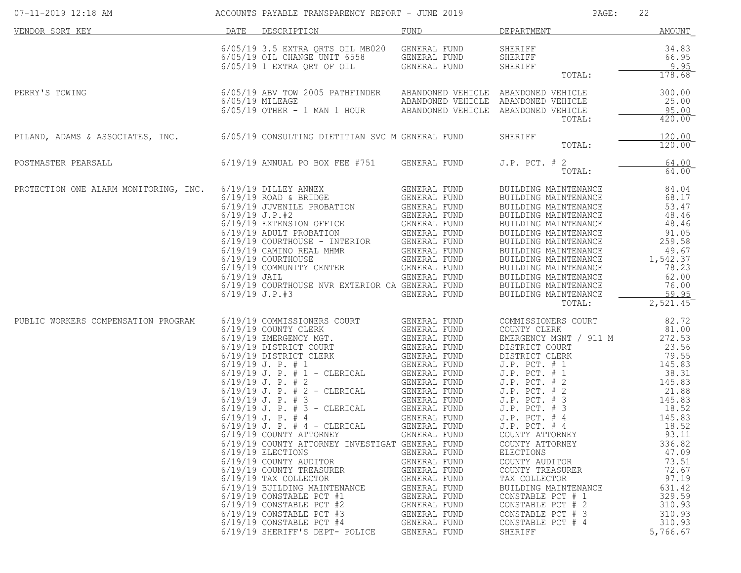| VENDOR SORT KEY | DATE | DESCRIPTION | FUND | DEPARTMENT | AMOUNT |
|---|---|---|---|---|---|
| | 6/05/19 | 3.5 EXTRA QRTS OIL MB020 | GENERAL FUND | SHERIFF | 34.83 |
| | 6/05/19 | OIL CHANGE UNIT 6558 | GENERAL FUND | SHERIFF | 66.95 |
| | 6/05/19 | 1 EXTRA QRT OF OIL | GENERAL FUND | SHERIFF | 9.95 |
| | | | | TOTAL: | 178.68 |
| PERRY'S TOWING | 6/05/19 | ABV TOW 2005 PATHFINDER | ABANDONED VEHICLE | ABANDONED VEHICLE | 300.00 |
| | 6/05/19 | MILEAGE | ABANDONED VEHICLE | ABANDONED VEHICLE | 25.00 |
| | 6/05/19 | OTHER - 1 MAN 1 HOUR | ABANDONED VEHICLE | ABANDONED VEHICLE | 95.00 |
| | | | | TOTAL: | 420.00 |
| PILAND, ADAMS & ASSOCIATES, INC. | 6/05/19 | CONSULTING DIETITIAN SVC M | GENERAL FUND | SHERIFF | 120.00 |
| | | | | TOTAL: | 120.00 |
| POSTMASTER PEARSALL | 6/19/19 | ANNUAL PO BOX FEE #751 | GENERAL FUND | J.P. PCT. # 2 | 64.00 |
| | | | | TOTAL: | 64.00 |
| PROTECTION ONE ALARM MONITORING, INC. | 6/19/19 | DILLEY ANNEX | GENERAL FUND | BUILDING MAINTENANCE | 84.04 |
| | 6/19/19 | ROAD & BRIDGE | GENERAL FUND | BUILDING MAINTENANCE | 68.17 |
| | 6/19/19 | JUVENILE PROBATION | GENERAL FUND | BUILDING MAINTENANCE | 53.47 |
| | 6/19/19 | J.P.#2 | GENERAL FUND | BUILDING MAINTENANCE | 48.46 |
| | 6/19/19 | EXTENSION OFFICE | GENERAL FUND | BUILDING MAINTENANCE | 48.46 |
| | 6/19/19 | ADULT PROBATION | GENERAL FUND | BUILDING MAINTENANCE | 91.05 |
| | 6/19/19 | COURTHOUSE - INTERIOR | GENERAL FUND | BUILDING MAINTENANCE | 259.58 |
| | 6/19/19 | CAMINO REAL MHMR | GENERAL FUND | BUILDING MAINTENANCE | 49.67 |
| | 6/19/19 | COURTHOUSE | GENERAL FUND | BUILDING MAINTENANCE | 1,542.37 |
| | 6/19/19 | COMMUNITY CENTER | GENERAL FUND | BUILDING MAINTENANCE | 78.23 |
| | 6/19/19 | JAIL | GENERAL FUND | BUILDING MAINTENANCE | 62.00 |
| | 6/19/19 | COURTHOUSE NVR EXTERIOR CA | GENERAL FUND | BUILDING MAINTENANCE | 76.00 |
| | 6/19/19 | J.P.#3 | GENERAL FUND | BUILDING MAINTENANCE | 59.95 |
| | | | | TOTAL: | 2,521.45 |
| PUBLIC WORKERS COMPENSATION PROGRAM | 6/19/19 | COMMISSIONERS COURT | GENERAL FUND | COMMISSIONERS COURT | 82.72 |
| | 6/19/19 | COUNTY CLERK | GENERAL FUND | COUNTY CLERK | 81.00 |
| | 6/19/19 | EMERGENCY MGT. | GENERAL FUND | EMERGENCY MGNT / 911 M | 272.53 |
| | 6/19/19 | DISTRICT COURT | GENERAL FUND | DISTRICT COURT | 23.56 |
| | 6/19/19 | DISTRICT CLERK | GENERAL FUND | DISTRICT CLERK | 79.55 |
| | 6/19/19 | J. P. # 1 | GENERAL FUND | J.P. PCT. # 1 | 145.83 |
| | 6/19/19 | J. P. # 1 - CLERICAL | GENERAL FUND | J.P. PCT. # 1 | 38.31 |
| | 6/19/19 | J. P. # 2 | GENERAL FUND | J.P. PCT. # 2 | 145.83 |
| | 6/19/19 | J. P. # 2 - CLERICAL | GENERAL FUND | J.P. PCT. # 2 | 21.88 |
| | 6/19/19 | J. P. # 3 | GENERAL FUND | J.P. PCT. # 3 | 145.83 |
| | 6/19/19 | J. P. # 3 - CLERICAL | GENERAL FUND | J.P. PCT. # 3 | 18.52 |
| | 6/19/19 | J. P. # 4 | GENERAL FUND | J.P. PCT. # 4 | 145.83 |
| | 6/19/19 | J. P. # 4 - CLERICAL | GENERAL FUND | J.P. PCT. # 4 | 18.52 |
| | 6/19/19 | COUNTY ATTORNEY | GENERAL FUND | COUNTY ATTORNEY | 93.11 |
| | 6/19/19 | COUNTY ATTORNEY INVESTIGAT | GENERAL FUND | COUNTY ATTORNEY | 336.82 |
| | 6/19/19 | ELECTIONS | GENERAL FUND | ELECTIONS | 47.09 |
| | 6/19/19 | COUNTY AUDITOR | GENERAL FUND | COUNTY AUDITOR | 73.51 |
| | 6/19/19 | COUNTY TREASURER | GENERAL FUND | COUNTY TREASURER | 72.67 |
| | 6/19/19 | TAX COLLECTOR | GENERAL FUND | TAX COLLECTOR | 97.19 |
| | 6/19/19 | BUILDING MAINTENANCE | GENERAL FUND | BUILDING MAINTENANCE | 631.42 |
| | 6/19/19 | CONSTABLE PCT #1 | GENERAL FUND | CONSTABLE PCT # 1 | 329.59 |
| | 6/19/19 | CONSTABLE PCT #2 | GENERAL FUND | CONSTABLE PCT # 2 | 310.93 |
| | 6/19/19 | CONSTABLE PCT #3 | GENERAL FUND | CONSTABLE PCT # 3 | 310.93 |
| | 6/19/19 | CONSTABLE PCT #4 | GENERAL FUND | CONSTABLE PCT # 4 | 310.93 |
| | 6/19/19 | SHERIFF'S DEPT- POLICE | GENERAL FUND | SHERIFF | 5,766.67 |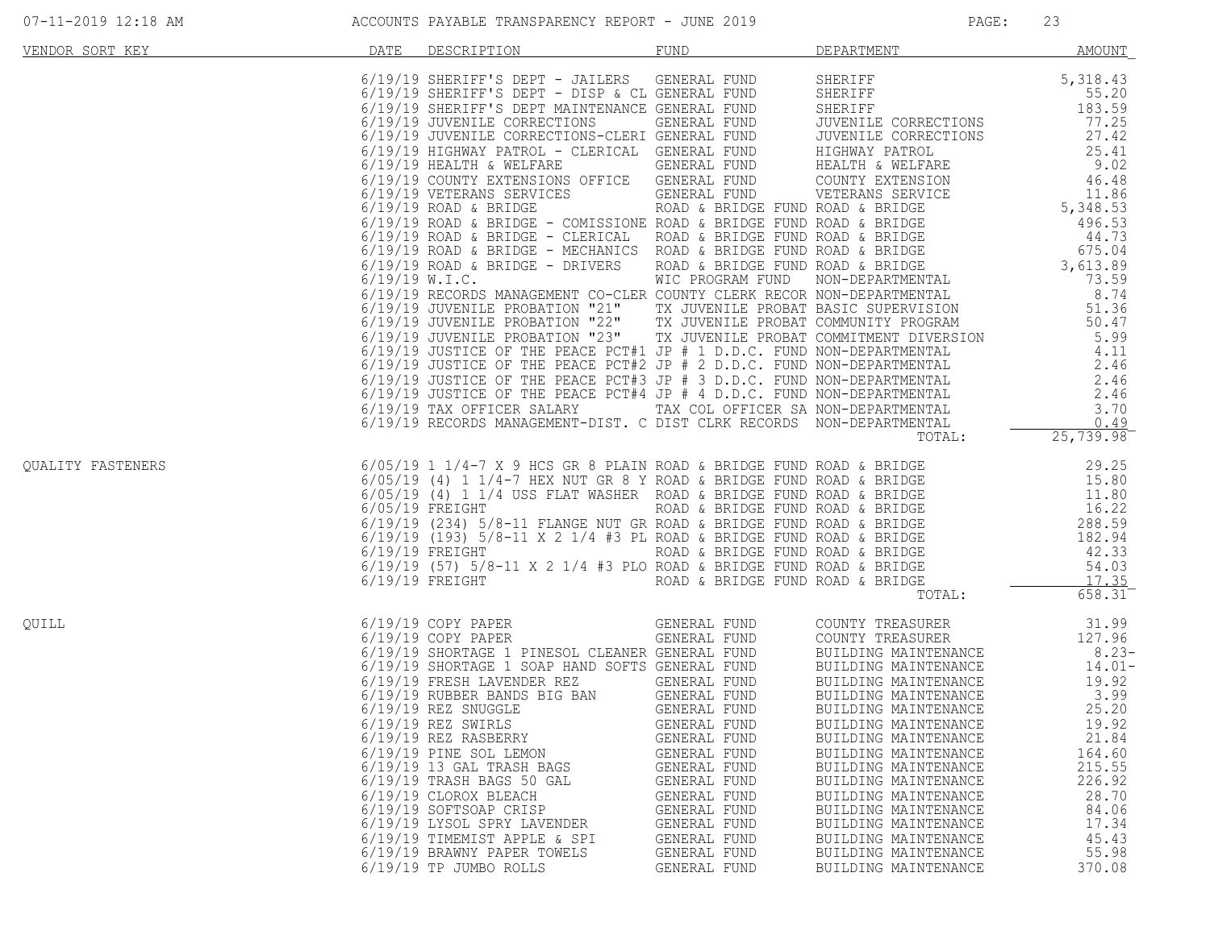| VENDOR SORT KEY | DATE | DESCRIPTION | FUND | DEPARTMENT | AMOUNT |
|---|---|---|---|---|---|
| | 6/19/19 | SHERIFF'S DEPT - JAILERS | GENERAL FUND | SHERIFF | 5,318.43 |
| | 6/19/19 | SHERIFF'S DEPT - DISP & CL | GENERAL FUND | SHERIFF | 55.20 |
| | 6/19/19 | SHERIFF'S DEPT MAINTENANCE | GENERAL FUND | SHERIFF | 183.59 |
| | 6/19/19 | JUVENILE CORRECTIONS | GENERAL FUND | JUVENILE CORRECTIONS | 77.25 |
| | 6/19/19 | JUVENILE CORRECTIONS-CLERI | GENERAL FUND | JUVENILE CORRECTIONS | 27.42 |
| | 6/19/19 | HIGHWAY PATROL - CLERICAL | GENERAL FUND | HIGHWAY PATROL | 25.41 |
| | 6/19/19 | HEALTH & WELFARE | GENERAL FUND | HEALTH & WELFARE | 9.02 |
| | 6/19/19 | COUNTY EXTENSIONS OFFICE | GENERAL FUND | COUNTY EXTENSION | 46.48 |
| | 6/19/19 | VETERANS SERVICES | GENERAL FUND | VETERANS SERVICE | 11.86 |
| | 6/19/19 | ROAD & BRIDGE | ROAD & BRIDGE FUND | ROAD & BRIDGE | 5,348.53 |
| | 6/19/19 | ROAD & BRIDGE - COMISSIONE | ROAD & BRIDGE FUND | ROAD & BRIDGE | 496.53 |
| | 6/19/19 | ROAD & BRIDGE - CLERICAL | ROAD & BRIDGE FUND | ROAD & BRIDGE | 44.73 |
| | 6/19/19 | ROAD & BRIDGE - MECHANICS | ROAD & BRIDGE FUND | ROAD & BRIDGE | 675.04 |
| | 6/19/19 | ROAD & BRIDGE - DRIVERS | ROAD & BRIDGE FUND | ROAD & BRIDGE | 3,613.89 |
| | 6/19/19 | W.I.C. | WIC PROGRAM FUND | NON-DEPARTMENTAL | 73.59 |
| | 6/19/19 | RECORDS MANAGEMENT CO-CLER | COUNTY CLERK RECOR | NON-DEPARTMENTAL | 8.74 |
| | 6/19/19 | JUVENILE PROBATION "21" | TX JUVENILE PROBAT | BASIC SUPERVISION | 51.36 |
| | 6/19/19 | JUVENILE PROBATION "22" | TX JUVENILE PROBAT | COMMUNITY PROGRAM | 50.47 |
| | 6/19/19 | JUVENILE PROBATION "23" | TX JUVENILE PROBAT | COMMITMENT DIVERSION | 5.99 |
| | 6/19/19 | JUSTICE OF THE PEACE PCT#1 | JP # 1 D.D.C. FUND | NON-DEPARTMENTAL | 4.11 |
| | 6/19/19 | JUSTICE OF THE PEACE PCT#2 | JP # 2 D.D.C. FUND | NON-DEPARTMENTAL | 2.46 |
| | 6/19/19 | JUSTICE OF THE PEACE PCT#3 | JP # 3 D.D.C. FUND | NON-DEPARTMENTAL | 2.46 |
| | 6/19/19 | JUSTICE OF THE PEACE PCT#4 | JP # 4 D.D.C. FUND | NON-DEPARTMENTAL | 2.46 |
| | 6/19/19 | TAX OFFICER SALARY | TAX COL OFFICER SA | NON-DEPARTMENTAL | 3.70 |
| | 6/19/19 | RECORDS MANAGEMENT-DIST. C | DIST CLRK RECORDS | NON-DEPARTMENTAL | 0.49 |
| | | | | TOTAL: | 25,739.98 |
| QUALITY FASTENERS | 6/05/19 | 1 1/4-7 X 9 HCS GR 8 PLAIN | ROAD & BRIDGE FUND | ROAD & BRIDGE | 29.25 |
| | 6/05/19 | (4) 1 1/4-7 HEX NUT GR 8 Y | ROAD & BRIDGE FUND | ROAD & BRIDGE | 15.80 |
| | 6/05/19 | (4) 1 1/4 USS FLAT WASHER | ROAD & BRIDGE FUND | ROAD & BRIDGE | 11.80 |
| | 6/05/19 | FREIGHT | ROAD & BRIDGE FUND | ROAD & BRIDGE | 16.22 |
| | 6/19/19 | (234) 5/8-11 FLANGE NUT GR | ROAD & BRIDGE FUND | ROAD & BRIDGE | 288.59 |
| | 6/19/19 | (193) 5/8-11 X 2 1/4 #3 PL | ROAD & BRIDGE FUND | ROAD & BRIDGE | 182.94 |
| | 6/19/19 | FREIGHT | ROAD & BRIDGE FUND | ROAD & BRIDGE | 42.33 |
| | 6/19/19 | (57) 5/8-11 X 2 1/4 #3 PLO | ROAD & BRIDGE FUND | ROAD & BRIDGE | 54.03 |
| | 6/19/19 | FREIGHT | ROAD & BRIDGE FUND | ROAD & BRIDGE | 17.35 |
| | | | | TOTAL: | 658.31 |
| QUILL | 6/19/19 | COPY PAPER | GENERAL FUND | COUNTY TREASURER | 31.99 |
| | 6/19/19 | COPY PAPER | GENERAL FUND | COUNTY TREASURER | 127.96 |
| | 6/19/19 | SHORTAGE 1 PINESOL CLEANER | GENERAL FUND | BUILDING MAINTENANCE | 8.23- |
| | 6/19/19 | SHORTAGE 1 SOAP HAND SOFTS | GENERAL FUND | BUILDING MAINTENANCE | 14.01- |
| | 6/19/19 | FRESH LAVENDER REZ | GENERAL FUND | BUILDING MAINTENANCE | 19.92 |
| | 6/19/19 | RUBBER BANDS BIG BAN | GENERAL FUND | BUILDING MAINTENANCE | 3.99 |
| | 6/19/19 | REZ SNUGGLE | GENERAL FUND | BUILDING MAINTENANCE | 25.20 |
| | 6/19/19 | REZ SWIRLS | GENERAL FUND | BUILDING MAINTENANCE | 19.92 |
| | 6/19/19 | REZ RASBERRY | GENERAL FUND | BUILDING MAINTENANCE | 21.84 |
| | 6/19/19 | PINE SOL LEMON | GENERAL FUND | BUILDING MAINTENANCE | 164.60 |
| | 6/19/19 | 13 GAL TRASH BAGS | GENERAL FUND | BUILDING MAINTENANCE | 215.55 |
| | 6/19/19 | TRASH BAGS 50 GAL | GENERAL FUND | BUILDING MAINTENANCE | 226.92 |
| | 6/19/19 | CLOROX BLEACH | GENERAL FUND | BUILDING MAINTENANCE | 28.70 |
| | 6/19/19 | SOFTSOAP CRISP | GENERAL FUND | BUILDING MAINTENANCE | 84.06 |
| | 6/19/19 | LYSOL SPRY LAVENDER | GENERAL FUND | BUILDING MAINTENANCE | 17.34 |
| | 6/19/19 | TIMEMIST APPLE & SPI | GENERAL FUND | BUILDING MAINTENANCE | 45.43 |
| | 6/19/19 | BRAWNY PAPER TOWELS | GENERAL FUND | BUILDING MAINTENANCE | 55.98 |
| | 6/19/19 | TP JUMBO ROLLS | GENERAL FUND | BUILDING MAINTENANCE | 370.08 |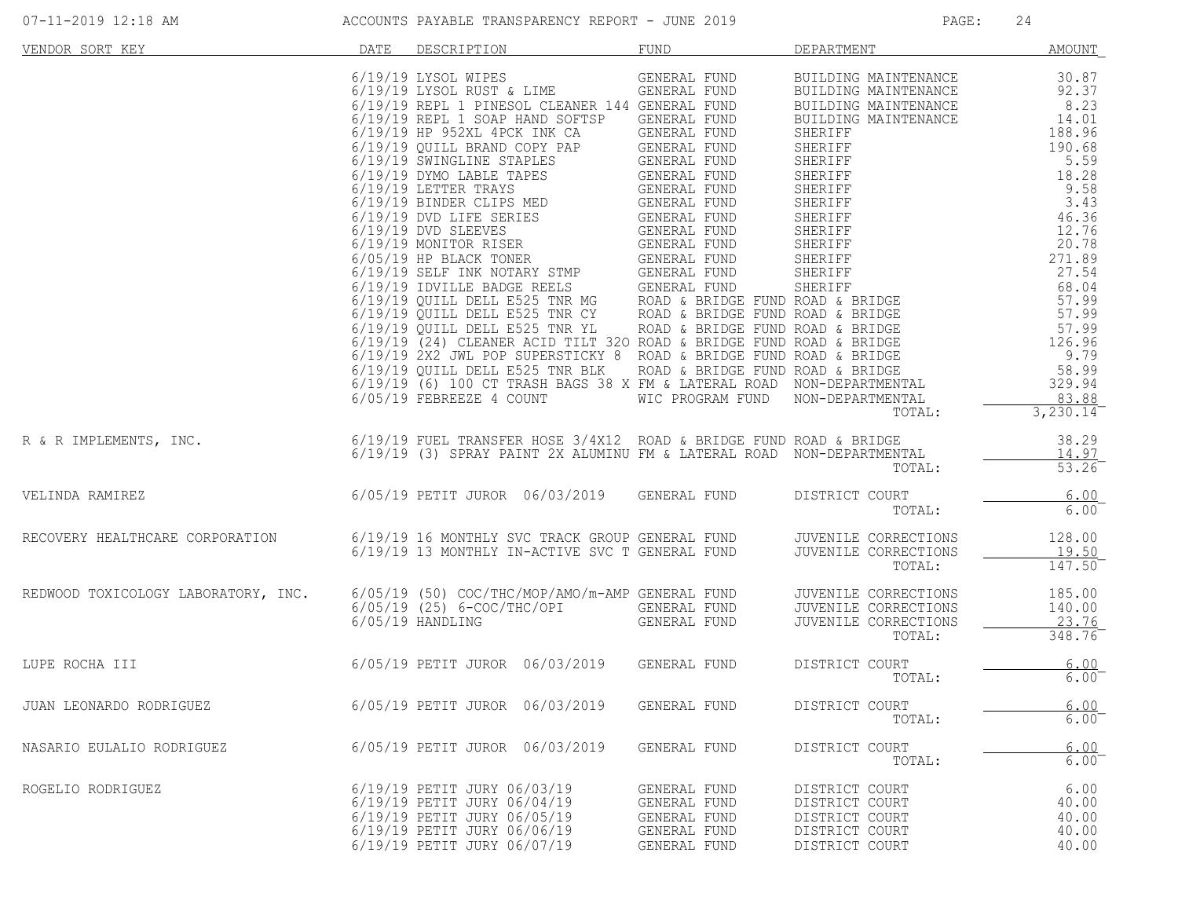# ACCOUNTS PAYABLE TRANSPARENCY REPORT - JUNE 2019

| VENDOR SORT KEY | DATE | DESCRIPTION | FUND | DEPARTMENT | AMOUNT |
|---|---|---|---|---|---|
| | 6/19/19 | LYSOL WIPES | GENERAL FUND | BUILDING MAINTENANCE | 30.87 |
| | 6/19/19 | LYSOL RUST & LIME | GENERAL FUND | BUILDING MAINTENANCE | 92.37 |
| | 6/19/19 | REPL 1 PINESOL CLEANER 144 | GENERAL FUND | BUILDING MAINTENANCE | 8.23 |
| | 6/19/19 | REPL 1 SOAP HAND SOFTSP | GENERAL FUND | BUILDING MAINTENANCE | 14.01 |
| | 6/19/19 | HP 952XL 4PCK INK CA | GENERAL FUND | SHERIFF | 188.96 |
| | 6/19/19 | QUILL BRAND COPY PAP | GENERAL FUND | SHERIFF | 190.68 |
| | 6/19/19 | SWINGLINE STAPLES | GENERAL FUND | SHERIFF | 5.59 |
| | 6/19/19 | DYMO LABLE TAPES | GENERAL FUND | SHERIFF | 18.28 |
| | 6/19/19 | LETTER TRAYS | GENERAL FUND | SHERIFF | 9.58 |
| | 6/19/19 | BINDER CLIPS MED | GENERAL FUND | SHERIFF | 3.43 |
| | 6/19/19 | DVD LIFE SERIES | GENERAL FUND | SHERIFF | 46.36 |
| | 6/19/19 | DVD SLEEVES | GENERAL FUND | SHERIFF | 12.76 |
| | 6/19/19 | MONITOR RISER | GENERAL FUND | SHERIFF | 20.78 |
| | 6/05/19 | HP BLACK TONER | GENERAL FUND | SHERIFF | 271.89 |
| | 6/19/19 | SELF INK NOTARY STMP | GENERAL FUND | SHERIFF | 27.54 |
| | 6/19/19 | IDVILLE BADGE REELS | GENERAL FUND | SHERIFF | 68.04 |
| | 6/19/19 | QUILL DELL E525 TNR MG | ROAD & BRIDGE FUND | ROAD & BRIDGE | 57.99 |
| | 6/19/19 | QUILL DELL E525 TNR CY | ROAD & BRIDGE FUND | ROAD & BRIDGE | 57.99 |
| | 6/19/19 | QUILL DELL E525 TNR YL | ROAD & BRIDGE FUND | ROAD & BRIDGE | 57.99 |
| | 6/19/19 | (24) CLEANER ACID TILT 320 | ROAD & BRIDGE FUND | ROAD & BRIDGE | 126.96 |
| | 6/19/19 | 2X2 JWL POP SUPERSTICKY 8 | ROAD & BRIDGE FUND | ROAD & BRIDGE | 9.79 |
| | 6/19/19 | QUILL DELL E525 TNR BLK | ROAD & BRIDGE FUND | ROAD & BRIDGE | 58.99 |
| | 6/19/19 | (6) 100 CT TRASH BAGS 38 X | FM & LATERAL ROAD | NON-DEPARTMENTAL | 329.94 |
| | 6/05/19 | FEBREEZE 4 COUNT | WIC PROGRAM FUND | NON-DEPARTMENTAL | 83.88 |
| | | | | TOTAL: | 3,230.14 |
| R & R IMPLEMENTS, INC. | 6/19/19 | FUEL TRANSFER HOSE 3/4X12 | ROAD & BRIDGE FUND | ROAD & BRIDGE | 38.29 |
| | 6/19/19 | (3) SPRAY PAINT 2X ALUMINU | FM & LATERAL ROAD | NON-DEPARTMENTAL | 14.97 |
| | | | | TOTAL: | 53.26 |
| VELINDA RAMIREZ | 6/05/19 | PETIT JUROR 06/03/2019 | GENERAL FUND | DISTRICT COURT | 6.00 |
| | | | | TOTAL: | 6.00 |
| RECOVERY HEALTHCARE CORPORATION | 6/19/19 | 16 MONTHLY SVC TRACK GROUP | GENERAL FUND | JUVENILE CORRECTIONS | 128.00 |
| | 6/19/19 | 13 MONTHLY IN-ACTIVE SVC T | GENERAL FUND | JUVENILE CORRECTIONS | 19.50 |
| | | | | TOTAL: | 147.50 |
| REDWOOD TOXICOLOGY LABORATORY, INC. | 6/05/19 | (50) COC/THC/MOP/AMO/m-AMP | GENERAL FUND | JUVENILE CORRECTIONS | 185.00 |
| | 6/05/19 | (25) 6-COC/THC/OPI | GENERAL FUND | JUVENILE CORRECTIONS | 140.00 |
| | 6/05/19 | HANDLING | GENERAL FUND | JUVENILE CORRECTIONS | 23.76 |
| | | | | TOTAL: | 348.76 |
| LUPE ROCHA III | 6/05/19 | PETIT JUROR 06/03/2019 | GENERAL FUND | DISTRICT COURT | 6.00 |
| | | | | TOTAL: | 6.00 |
| JUAN LEONARDO RODRIGUEZ | 6/05/19 | PETIT JUROR 06/03/2019 | GENERAL FUND | DISTRICT COURT | 6.00 |
| | | | | TOTAL: | 6.00 |
| NASARIO EULALIO RODRIGUEZ | 6/05/19 | PETIT JUROR 06/03/2019 | GENERAL FUND | DISTRICT COURT | 6.00 |
| | | | | TOTAL: | 6.00 |
| ROGELIO RODRIGUEZ | 6/19/19 | PETIT JURY 06/03/19 | GENERAL FUND | DISTRICT COURT | 6.00 |
| | 6/19/19 | PETIT JURY 06/04/19 | GENERAL FUND | DISTRICT COURT | 40.00 |
| | 6/19/19 | PETIT JURY 06/05/19 | GENERAL FUND | DISTRICT COURT | 40.00 |
| | 6/19/19 | PETIT JURY 06/06/19 | GENERAL FUND | DISTRICT COURT | 40.00 |
| | 6/19/19 | PETIT JURY 06/07/19 | GENERAL FUND | DISTRICT COURT | 40.00 |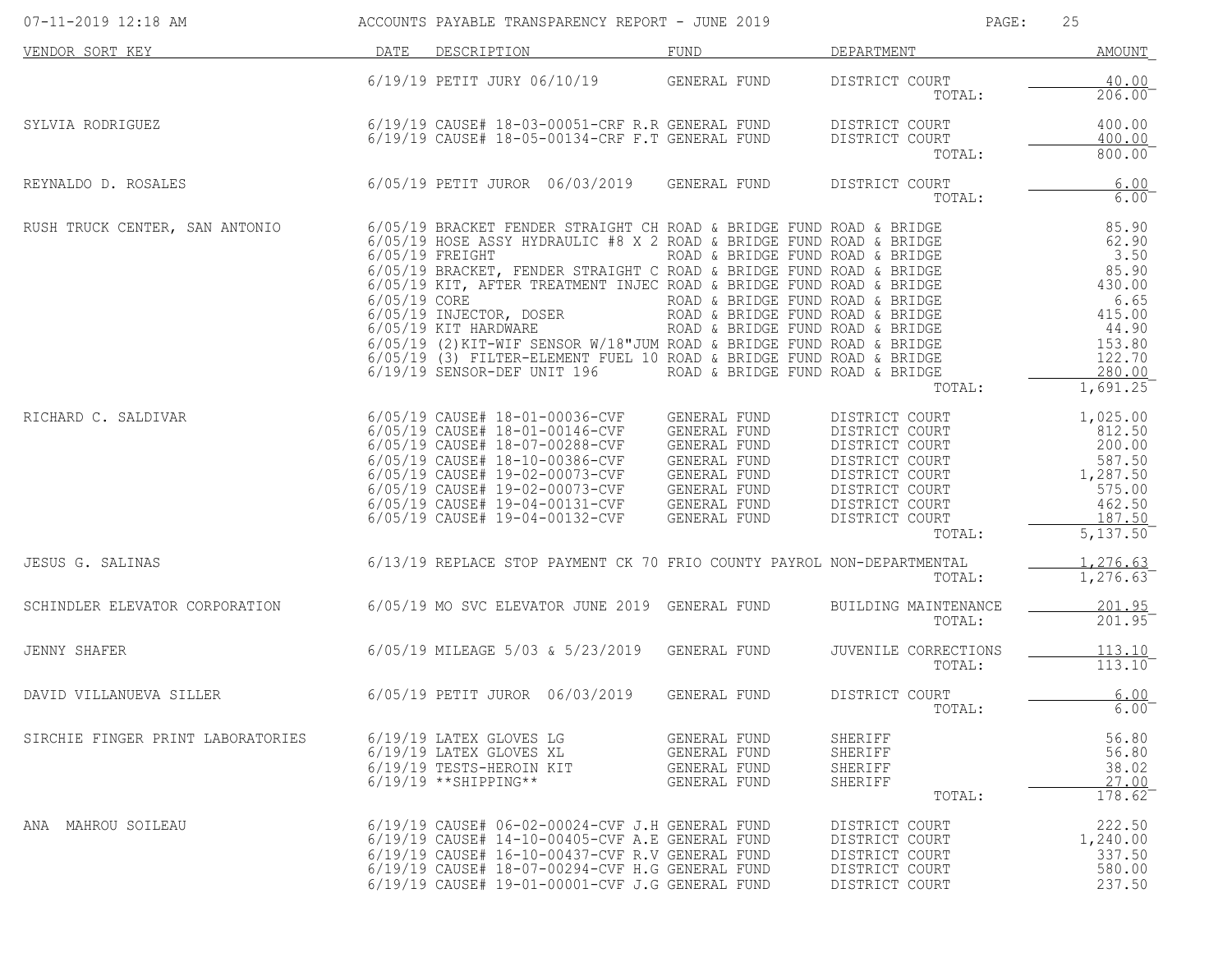| VENDOR SORT KEY | DATE | DESCRIPTION | FUND | DEPARTMENT | AMOUNT |
|---|---|---|---|---|---|
| | 6/19/19 | PETIT JURY 06/10/19 | GENERAL FUND | DISTRICT COURT | 40.00 |
| | | | | TOTAL: | 206.00 |
| SYLVIA RODRIGUEZ | 6/19/19 | CAUSE# 18-03-00051-CRF R.R | GENERAL FUND | DISTRICT COURT | 400.00 |
| | 6/19/19 | CAUSE# 18-05-00134-CRF F.T | GENERAL FUND | DISTRICT COURT | 400.00 |
| | | | | TOTAL: | 800.00 |
| REYNALDO D. ROSALES | 6/05/19 | PETIT JUROR 06/03/2019 | GENERAL FUND | DISTRICT COURT | 6.00 |
| | | | | TOTAL: | 6.00 |
| RUSH TRUCK CENTER, SAN ANTONIO | 6/05/19 | BRACKET FENDER STRAIGHT CH | ROAD & BRIDGE FUND | ROAD & BRIDGE | 85.90 |
| | 6/05/19 | HOSE ASSY HYDRAULIC #8 X 2 | ROAD & BRIDGE FUND | ROAD & BRIDGE | 62.90 |
| | 6/05/19 | FREIGHT | ROAD & BRIDGE FUND | ROAD & BRIDGE | 3.50 |
| | 6/05/19 | BRACKET, FENDER STRAIGHT C | ROAD & BRIDGE FUND | ROAD & BRIDGE | 85.90 |
| | 6/05/19 | KIT, AFTER TREATMENT INJEC | ROAD & BRIDGE FUND | ROAD & BRIDGE | 430.00 |
| | 6/05/19 | CORE | ROAD & BRIDGE FUND | ROAD & BRIDGE | 6.65 |
| | 6/05/19 | INJECTOR, DOSER | ROAD & BRIDGE FUND | ROAD & BRIDGE | 415.00 |
| | 6/05/19 | KIT HARDWARE | ROAD & BRIDGE FUND | ROAD & BRIDGE | 44.90 |
| | 6/05/19 | (2)KIT-WIF SENSOR W/18"JUM | ROAD & BRIDGE FUND | ROAD & BRIDGE | 153.80 |
| | 6/05/19 | (3) FILTER-ELEMENT FUEL 10 | ROAD & BRIDGE FUND | ROAD & BRIDGE | 122.70 |
| | 6/19/19 | SENSOR-DEF UNIT 196 | ROAD & BRIDGE FUND | ROAD & BRIDGE | 280.00 |
| | | | | TOTAL: | 1,691.25 |
| RICHARD C. SALDIVAR | 6/05/19 | CAUSE# 18-01-00036-CVF | GENERAL FUND | DISTRICT COURT | 1,025.00 |
| | 6/05/19 | CAUSE# 18-01-00146-CVF | GENERAL FUND | DISTRICT COURT | 812.50 |
| | 6/05/19 | CAUSE# 18-07-00288-CVF | GENERAL FUND | DISTRICT COURT | 200.00 |
| | 6/05/19 | CAUSE# 18-10-00386-CVF | GENERAL FUND | DISTRICT COURT | 587.50 |
| | 6/05/19 | CAUSE# 19-02-00073-CVF | GENERAL FUND | DISTRICT COURT | 1,287.50 |
| | 6/05/19 | CAUSE# 19-02-00073-CVF | GENERAL FUND | DISTRICT COURT | 575.00 |
| | 6/05/19 | CAUSE# 19-04-00131-CVF | GENERAL FUND | DISTRICT COURT | 462.50 |
| | 6/05/19 | CAUSE# 19-04-00132-CVF | GENERAL FUND | DISTRICT COURT | 187.50 |
| | | | | TOTAL: | 5,137.50 |
| JESUS G. SALINAS | 6/13/19 | REPLACE STOP PAYMENT CK 70 | FRIO COUNTY PAYROL | NON-DEPARTMENTAL | 1,276.63 |
| | | | | TOTAL: | 1,276.63 |
| SCHINDLER ELEVATOR CORPORATION | 6/05/19 | MO SVC ELEVATOR JUNE 2019 | GENERAL FUND | BUILDING MAINTENANCE | 201.95 |
| | | | | TOTAL: | 201.95 |
| JENNY SHAFER | 6/05/19 | MILEAGE 5/03 & 5/23/2019 | GENERAL FUND | JUVENILE CORRECTIONS | 113.10 |
| | | | | TOTAL: | 113.10 |
| DAVID VILLANUEVA SILLER | 6/05/19 | PETIT JUROR 06/03/2019 | GENERAL FUND | DISTRICT COURT | 6.00 |
| | | | | TOTAL: | 6.00 |
| SIRCHIE FINGER PRINT LABORATORIES | 6/19/19 | LATEX GLOVES LG | GENERAL FUND | SHERIFF | 56.80 |
| | 6/19/19 | LATEX GLOVES XL | GENERAL FUND | SHERIFF | 56.80 |
| | 6/19/19 | TESTS-HEROIN KIT | GENERAL FUND | SHERIFF | 38.02 |
| | 6/19/19 | **SHIPPING** | GENERAL FUND | SHERIFF | 27.00 |
| | | | | TOTAL: | 178.62 |
| ANA MAHROU SOILEAU | 6/19/19 | CAUSE# 06-02-00024-CVF J.H | GENERAL FUND | DISTRICT COURT | 222.50 |
| | 6/19/19 | CAUSE# 14-10-00405-CVF A.E | GENERAL FUND | DISTRICT COURT | 1,240.00 |
| | 6/19/19 | CAUSE# 16-10-00437-CVF R.V | GENERAL FUND | DISTRICT COURT | 337.50 |
| | 6/19/19 | CAUSE# 18-07-00294-CVF H.G | GENERAL FUND | DISTRICT COURT | 580.00 |
| | 6/19/19 | CAUSE# 19-01-00001-CVF J.G | GENERAL FUND | DISTRICT COURT | 237.50 |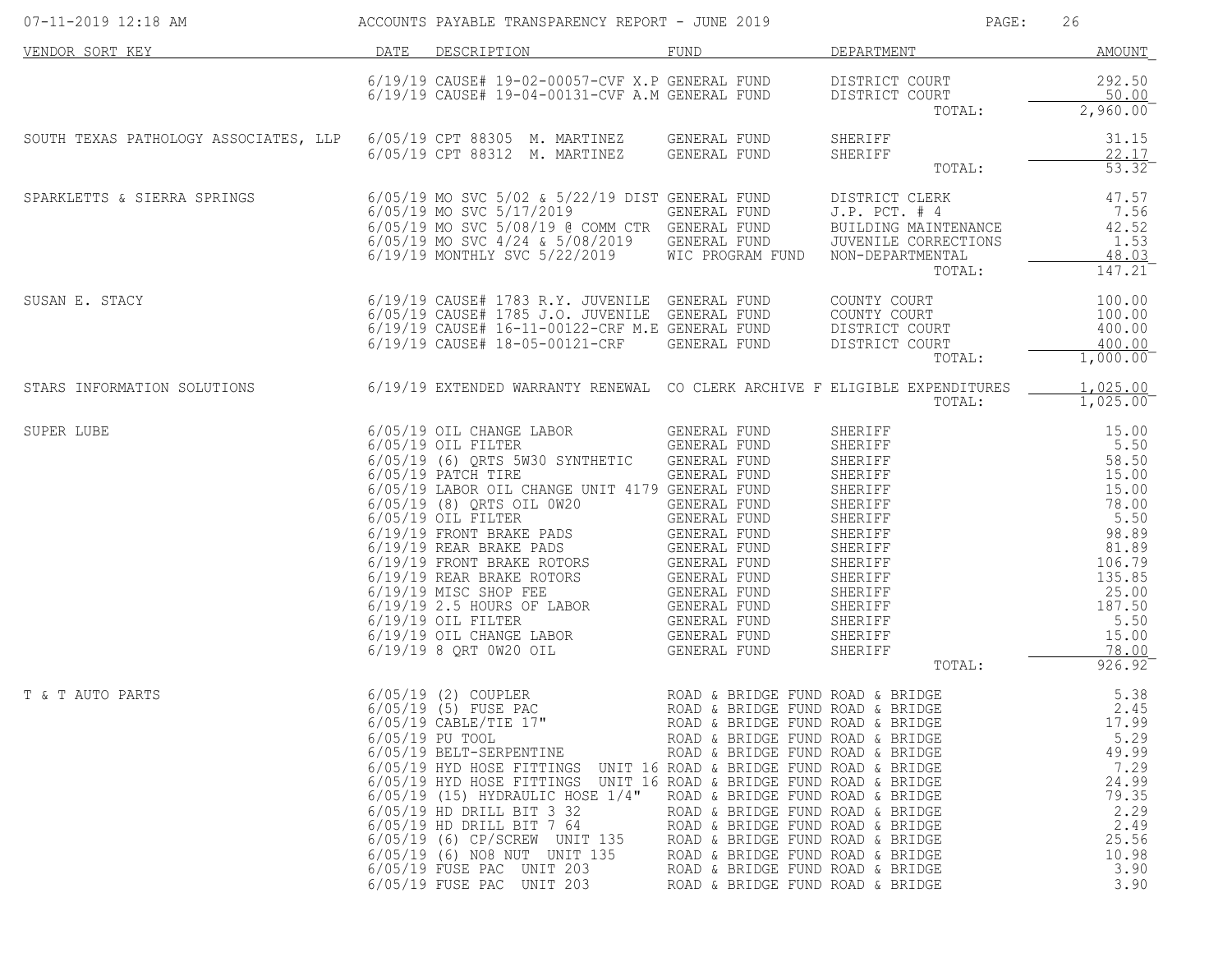| VENDOR SORT KEY | DATE | DESCRIPTION | FUND | DEPARTMENT | AMOUNT |
|---|---|---|---|---|---|
| | 6/19/19 | CAUSE# 19-02-00057-CVF X.P | GENERAL FUND | DISTRICT COURT | 292.50 |
| | 6/19/19 | CAUSE# 19-04-00131-CVF A.M | GENERAL FUND | DISTRICT COURT | 50.00 |
| | | | | TOTAL: | 2,960.00 |
| SOUTH TEXAS PATHOLOGY ASSOCIATES, LLP | 6/05/19 | CPT 88305 M. MARTINEZ | GENERAL FUND | SHERIFF | 31.15 |
| | 6/05/19 | CPT 88312 M. MARTINEZ | GENERAL FUND | SHERIFF | 22.17 |
| | | | | TOTAL: | 53.32 |
| SPARKLETTS & SIERRA SPRINGS | 6/05/19 | MO SVC 5/02 & 5/22/19 DIST | GENERAL FUND | DISTRICT CLERK | 47.57 |
| | 6/05/19 | MO SVC 5/17/2019 | GENERAL FUND | J.P. PCT. # 4 | 7.56 |
| | 6/05/19 | MO SVC 5/08/19 @ COMM CTR | GENERAL FUND | BUILDING MAINTENANCE | 42.52 |
| | 6/05/19 | MO SVC 4/24 & 5/08/2019 | GENERAL FUND | JUVENILE CORRECTIONS | 1.53 |
| | 6/19/19 | MONTHLY SVC 5/22/2019 | WIC PROGRAM FUND | NON-DEPARTMENTAL | 48.03 |
| | | | | TOTAL: | 147.21 |
| SUSAN E. STACY | 6/19/19 | CAUSE# 1783 R.Y. JUVENILE | GENERAL FUND | COUNTY COURT | 100.00 |
| | 6/05/19 | CAUSE# 1785 J.O. JUVENILE | GENERAL FUND | COUNTY COURT | 100.00 |
| | 6/19/19 | CAUSE# 16-11-00122-CRF M.E | GENERAL FUND | DISTRICT COURT | 400.00 |
| | 6/19/19 | CAUSE# 18-05-00121-CRF | GENERAL FUND | DISTRICT COURT | 400.00 |
| | | | | TOTAL: | 1,000.00 |
| STARS INFORMATION SOLUTIONS | 6/19/19 | EXTENDED WARRANTY RENEWAL | CO CLERK ARCHIVE F | ELIGIBLE EXPENDITURES | 1,025.00 |
| | | | | TOTAL: | 1,025.00 |
| SUPER LUBE | 6/05/19 | OIL CHANGE LABOR | GENERAL FUND | SHERIFF | 15.00 |
| | 6/05/19 | OIL FILTER | GENERAL FUND | SHERIFF | 5.50 |
| | 6/05/19 | (6) QRTS 5W30 SYNTHETIC | GENERAL FUND | SHERIFF | 58.50 |
| | 6/05/19 | PATCH TIRE | GENERAL FUND | SHERIFF | 15.00 |
| | 6/05/19 | LABOR OIL CHANGE UNIT 4179 | GENERAL FUND | SHERIFF | 15.00 |
| | 6/05/19 | (8) QRTS OIL 0W20 | GENERAL FUND | SHERIFF | 78.00 |
| | 6/05/19 | OIL FILTER | GENERAL FUND | SHERIFF | 5.50 |
| | 6/19/19 | FRONT BRAKE PADS | GENERAL FUND | SHERIFF | 98.89 |
| | 6/19/19 | REAR BRAKE PADS | GENERAL FUND | SHERIFF | 81.89 |
| | 6/19/19 | FRONT BRAKE ROTORS | GENERAL FUND | SHERIFF | 106.79 |
| | 6/19/19 | REAR BRAKE ROTORS | GENERAL FUND | SHERIFF | 135.85 |
| | 6/19/19 | MISC SHOP FEE | GENERAL FUND | SHERIFF | 25.00 |
| | 6/19/19 | 2.5 HOURS OF LABOR | GENERAL FUND | SHERIFF | 187.50 |
| | 6/19/19 | OIL FILTER | GENERAL FUND | SHERIFF | 5.50 |
| | 6/19/19 | OIL CHANGE LABOR | GENERAL FUND | SHERIFF | 15.00 |
| | 6/19/19 | 8 QRT 0W20 OIL | GENERAL FUND | SHERIFF | 78.00 |
| | | | | TOTAL: | 926.92 |
| T & T AUTO PARTS | 6/05/19 | (2) COUPLER | ROAD & BRIDGE FUND | ROAD & BRIDGE | 5.38 |
| | 6/05/19 | (5) FUSE PAC | ROAD & BRIDGE FUND | ROAD & BRIDGE | 2.45 |
| | 6/05/19 | CABLE/TIE 17" | ROAD & BRIDGE FUND | ROAD & BRIDGE | 17.99 |
| | 6/05/19 | PU TOOL | ROAD & BRIDGE FUND | ROAD & BRIDGE | 5.29 |
| | 6/05/19 | BELT-SERPENTINE | ROAD & BRIDGE FUND | ROAD & BRIDGE | 49.99 |
| | 6/05/19 | HYD HOSE FITTINGS UNIT 16 | ROAD & BRIDGE FUND | ROAD & BRIDGE | 7.29 |
| | 6/05/19 | HYD HOSE FITTINGS UNIT 16 | ROAD & BRIDGE FUND | ROAD & BRIDGE | 24.99 |
| | 6/05/19 | (15) HYDRAULIC HOSE 1/4" | ROAD & BRIDGE FUND | ROAD & BRIDGE | 79.35 |
| | 6/05/19 | HD DRILL BIT 3 32 | ROAD & BRIDGE FUND | ROAD & BRIDGE | 2.29 |
| | 6/05/19 | HD DRILL BIT 7 64 | ROAD & BRIDGE FUND | ROAD & BRIDGE | 2.49 |
| | 6/05/19 | (6) CP/SCREW UNIT 135 | ROAD & BRIDGE FUND | ROAD & BRIDGE | 25.56 |
| | 6/05/19 | (6) NO8 NUT UNIT 135 | ROAD & BRIDGE FUND | ROAD & BRIDGE | 10.98 |
| | 6/05/19 | FUSE PAC UNIT 203 | ROAD & BRIDGE FUND | ROAD & BRIDGE | 3.90 |
| | 6/05/19 | FUSE PAC UNIT 203 | ROAD & BRIDGE FUND | ROAD & BRIDGE | 3.90 |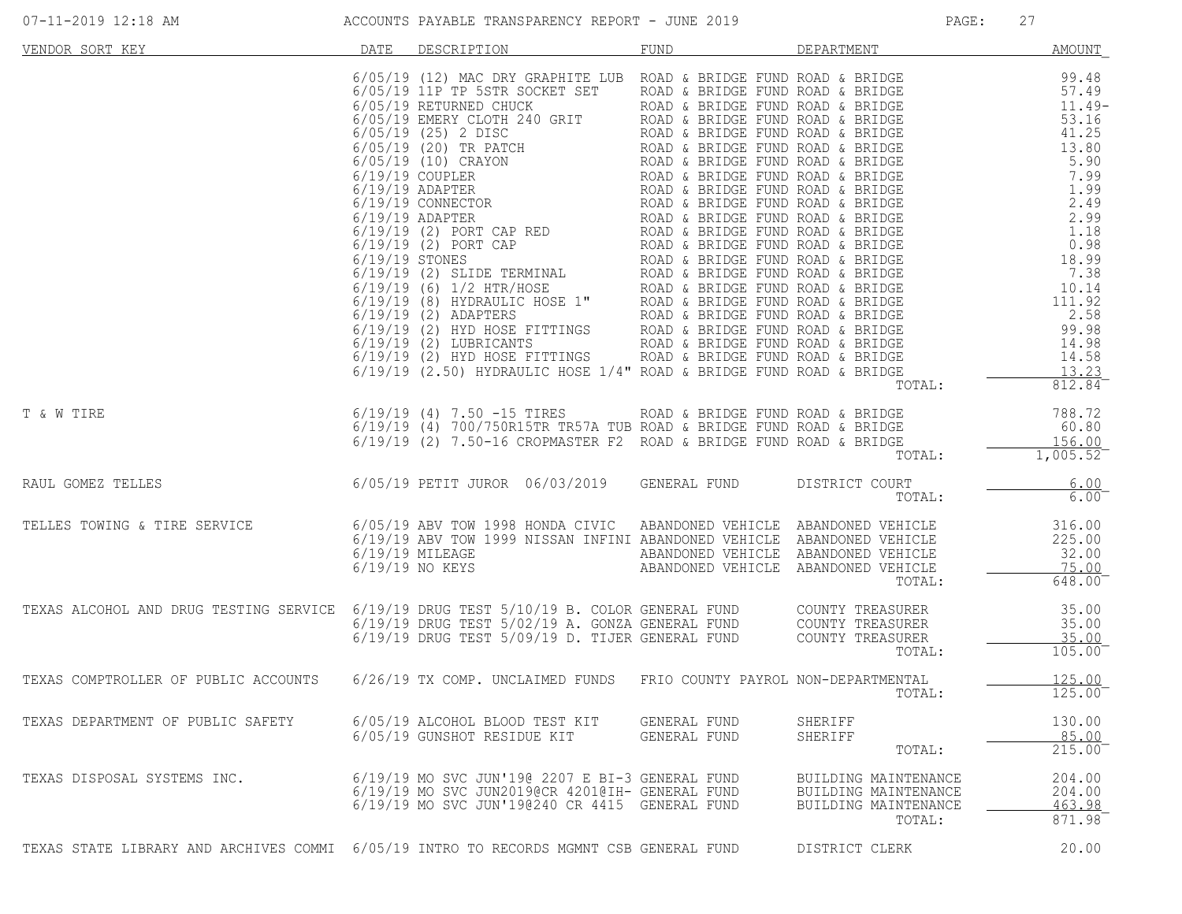ACCOUNTS PAYABLE TRANSPARENCY REPORT - JUNE 2019

| VENDOR SORT KEY | DATE | DESCRIPTION | FUND | DEPARTMENT | AMOUNT |
|---|---|---|---|---|---|
| | 6/05/19 | (12) MAC DRY GRAPHITE LUB | ROAD & BRIDGE FUND | ROAD & BRIDGE | 99.48 |
| | 6/05/19 | 11P TP 5STR SOCKET SET | ROAD & BRIDGE FUND | ROAD & BRIDGE | 57.49 |
| | 6/05/19 | RETURNED CHUCK | ROAD & BRIDGE FUND | ROAD & BRIDGE | 11.49- |
| | 6/05/19 | EMERY CLOTH 240 GRIT | ROAD & BRIDGE FUND | ROAD & BRIDGE | 53.16 |
| | 6/05/19 | (25) 2 DISC | ROAD & BRIDGE FUND | ROAD & BRIDGE | 41.25 |
| | 6/05/19 | (20) TR PATCH | ROAD & BRIDGE FUND | ROAD & BRIDGE | 13.80 |
| | 6/05/19 | (10) CRAYON | ROAD & BRIDGE FUND | ROAD & BRIDGE | 5.90 |
| | 6/19/19 | COUPLER | ROAD & BRIDGE FUND | ROAD & BRIDGE | 7.99 |
| | 6/19/19 | ADAPTER | ROAD & BRIDGE FUND | ROAD & BRIDGE | 1.99 |
| | 6/19/19 | CONNECTOR | ROAD & BRIDGE FUND | ROAD & BRIDGE | 2.49 |
| | 6/19/19 | ADAPTER | ROAD & BRIDGE FUND | ROAD & BRIDGE | 2.99 |
| | 6/19/19 | (2) PORT CAP RED | ROAD & BRIDGE FUND | ROAD & BRIDGE | 1.18 |
| | 6/19/19 | (2) PORT CAP | ROAD & BRIDGE FUND | ROAD & BRIDGE | 0.98 |
| | 6/19/19 | STONES | ROAD & BRIDGE FUND | ROAD & BRIDGE | 18.99 |
| | 6/19/19 | (2) SLIDE TERMINAL | ROAD & BRIDGE FUND | ROAD & BRIDGE | 7.38 |
| | 6/19/19 | (6) 1/2 HTR/HOSE | ROAD & BRIDGE FUND | ROAD & BRIDGE | 10.14 |
| | 6/19/19 | (8) HYDRAULIC HOSE 1" | ROAD & BRIDGE FUND | ROAD & BRIDGE | 111.92 |
| | 6/19/19 | (2) ADAPTERS | ROAD & BRIDGE FUND | ROAD & BRIDGE | 2.58 |
| | 6/19/19 | (2) HYD HOSE FITTINGS | ROAD & BRIDGE FUND | ROAD & BRIDGE | 99.98 |
| | 6/19/19 | (2) LUBRICANTS | ROAD & BRIDGE FUND | ROAD & BRIDGE | 14.98 |
| | 6/19/19 | (2) HYD HOSE FITTINGS | ROAD & BRIDGE FUND | ROAD & BRIDGE | 14.58 |
| | 6/19/19 | (2.50) HYDRAULIC HOSE 1/4" | ROAD & BRIDGE FUND | ROAD & BRIDGE | 13.23 |
| | | | | TOTAL: | 812.84 |
| T & W TIRE | 6/19/19 | (4) 7.50 -15 TIRES | ROAD & BRIDGE FUND | ROAD & BRIDGE | 788.72 |
| | 6/19/19 | (4) 700/750R15TR TR57A TUB | ROAD & BRIDGE FUND | ROAD & BRIDGE | 60.80 |
| | 6/19/19 | (2) 7.50-16 CROPMASTER F2 | ROAD & BRIDGE FUND | ROAD & BRIDGE | 156.00 |
| | | | | TOTAL: | 1,005.52 |
| RAUL GOMEZ TELLES | 6/05/19 | PETIT JUROR 06/03/2019 | GENERAL FUND | DISTRICT COURT | 6.00 |
| | | | | TOTAL: | 6.00 |
| TELLES TOWING & TIRE SERVICE | 6/05/19 | ABV TOW 1998 HONDA CIVIC | ABANDONED VEHICLE | ABANDONED VEHICLE | 316.00 |
| | 6/19/19 | ABV TOW 1999 NISSAN INFINI | ABANDONED VEHICLE | ABANDONED VEHICLE | 225.00 |
| | 6/19/19 | MILEAGE | ABANDONED VEHICLE | ABANDONED VEHICLE | 32.00 |
| | 6/19/19 | NO KEYS | ABANDONED VEHICLE | ABANDONED VEHICLE | 75.00 |
| | | | | TOTAL: | 648.00 |
| TEXAS ALCOHOL AND DRUG TESTING SERVICE | 6/19/19 | DRUG TEST 5/10/19 B. COLOR | GENERAL FUND | COUNTY TREASURER | 35.00 |
| | 6/19/19 | DRUG TEST 5/02/19 A. GONZA | GENERAL FUND | COUNTY TREASURER | 35.00 |
| | 6/19/19 | DRUG TEST 5/09/19 D. TIJER | GENERAL FUND | COUNTY TREASURER | 35.00 |
| | | | | TOTAL: | 105.00 |
| TEXAS COMPTROLLER OF PUBLIC ACCOUNTS | 6/26/19 | TX COMP. UNCLAIMED FUNDS | FRIO COUNTY PAYROL | NON-DEPARTMENTAL | 125.00 |
| | | | | TOTAL: | 125.00 |
| TEXAS DEPARTMENT OF PUBLIC SAFETY | 6/05/19 | ALCOHOL BLOOD TEST KIT | GENERAL FUND | SHERIFF | 130.00 |
| | 6/05/19 | GUNSHOT RESIDUE KIT | GENERAL FUND | SHERIFF | 85.00 |
| | | | | TOTAL: | 215.00 |
| TEXAS DISPOSAL SYSTEMS INC. | 6/19/19 | MO SVC JUN'19@ 2207 E BI-3 | GENERAL FUND | BUILDING MAINTENANCE | 204.00 |
| | 6/19/19 | MO SVC JUN2019@CR 4201@IH- | GENERAL FUND | BUILDING MAINTENANCE | 204.00 |
| | 6/19/19 | MO SVC JUN'19@240 CR 4415 | GENERAL FUND | BUILDING MAINTENANCE | 463.98 |
| | | | | TOTAL: | 871.98 |
| TEXAS STATE LIBRARY AND ARCHIVES COMMI | 6/05/19 | INTRO TO RECORDS MGMNT CSB | GENERAL FUND | DISTRICT CLERK | 20.00 |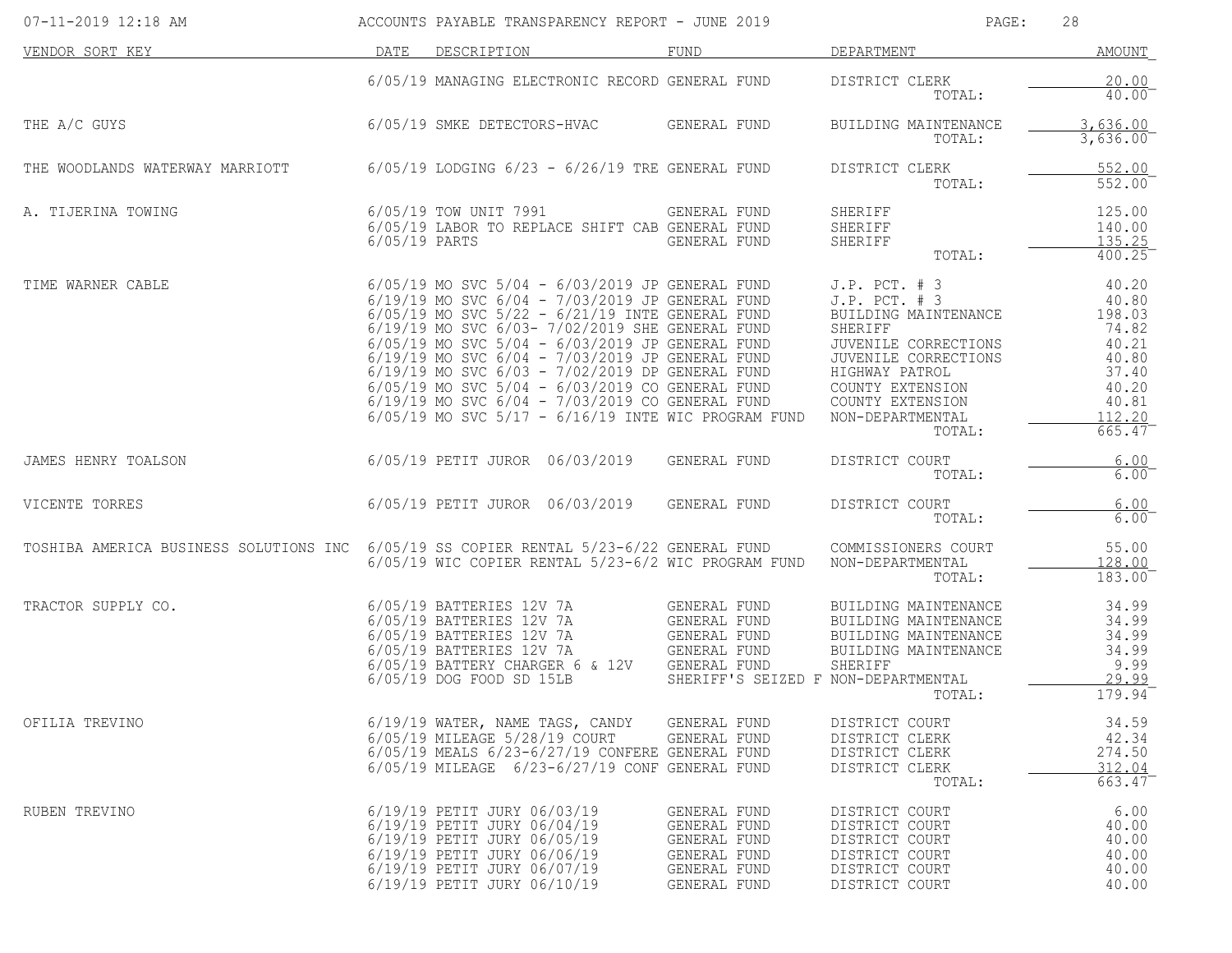| VENDOR SORT KEY | DATE | DESCRIPTION | FUND | DEPARTMENT | AMOUNT |
|---|---|---|---|---|---|
| | 6/05/19 | MANAGING ELECTRONIC RECORD | GENERAL FUND | DISTRICT CLERK | 20.00 |
| | | | | TOTAL: | 40.00 |
| THE A/C GUYS | 6/05/19 | SMKE DETECTORS-HVAC | GENERAL FUND | BUILDING MAINTENANCE | 3,636.00 |
| | | | | TOTAL: | 3,636.00 |
| THE WOODLANDS WATERWAY MARRIOTT | 6/05/19 | LODGING 6/23 - 6/26/19 TRE | GENERAL FUND | DISTRICT CLERK | 552.00 |
| | | | | TOTAL: | 552.00 |
| A. TIJERINA TOWING | 6/05/19 | TOW UNIT 7991 | GENERAL FUND | SHERIFF | 125.00 |
| | 6/05/19 | LABOR TO REPLACE SHIFT CAB | GENERAL FUND | SHERIFF | 140.00 |
| | 6/05/19 | PARTS | GENERAL FUND | SHERIFF | 135.25 |
| | | | | TOTAL: | 400.25 |
| TIME WARNER CABLE | 6/05/19 | MO SVC 5/04 - 6/03/2019 JP | GENERAL FUND | J.P. PCT. # 3 | 40.20 |
| | 6/19/19 | MO SVC 6/04 - 7/03/2019 JP | GENERAL FUND | J.P. PCT. # 3 | 40.80 |
| | 6/05/19 | MO SVC 5/22 - 6/21/19 INTE | GENERAL FUND | BUILDING MAINTENANCE | 198.03 |
| | 6/19/19 | MO SVC 6/03- 7/02/2019 SHE | GENERAL FUND | SHERIFF | 74.82 |
| | 6/05/19 | MO SVC 5/04 - 6/03/2019 JP | GENERAL FUND | JUVENILE CORRECTIONS | 40.21 |
| | 6/19/19 | MO SVC 6/04 - 7/03/2019 JP | GENERAL FUND | JUVENILE CORRECTIONS | 40.80 |
| | 6/19/19 | MO SVC 6/03 - 7/02/2019 DP | GENERAL FUND | HIGHWAY PATROL | 37.40 |
| | 6/05/19 | MO SVC 5/04 - 6/03/2019 CO | GENERAL FUND | COUNTY EXTENSION | 40.20 |
| | 6/19/19 | MO SVC 6/04 - 7/03/2019 CO | GENERAL FUND | COUNTY EXTENSION | 40.81 |
| | 6/05/19 | MO SVC 5/17 - 6/16/19 INTE | WIC PROGRAM FUND | NON-DEPARTMENTAL | 112.20 |
| | | | | TOTAL: | 665.47 |
| JAMES HENRY TOALSON | 6/05/19 | PETIT JUROR 06/03/2019 | GENERAL FUND | DISTRICT COURT | 6.00 |
| | | | | TOTAL: | 6.00 |
| VICENTE TORRES | 6/05/19 | PETIT JUROR 06/03/2019 | GENERAL FUND | DISTRICT COURT | 6.00 |
| | | | | TOTAL: | 6.00 |
| TOSHIBA AMERICA BUSINESS SOLUTIONS INC | 6/05/19 | SS COPIER RENTAL 5/23-6/22 | GENERAL FUND | COMMISSIONERS COURT | 55.00 |
| | 6/05/19 | WIC COPIER RENTAL 5/23-6/2 | WIC PROGRAM FUND | NON-DEPARTMENTAL | 128.00 |
| | | | | TOTAL: | 183.00 |
| TRACTOR SUPPLY CO. | 6/05/19 | BATTERIES 12V 7A | GENERAL FUND | BUILDING MAINTENANCE | 34.99 |
| | 6/05/19 | BATTERIES 12V 7A | GENERAL FUND | BUILDING MAINTENANCE | 34.99 |
| | 6/05/19 | BATTERIES 12V 7A | GENERAL FUND | BUILDING MAINTENANCE | 34.99 |
| | 6/05/19 | BATTERIES 12V 7A | GENERAL FUND | BUILDING MAINTENANCE | 34.99 |
| | 6/05/19 | BATTERY CHARGER 6 & 12V | GENERAL FUND | SHERIFF | 9.99 |
| | 6/05/19 | DOG FOOD SD 15LB | SHERIFF'S SEIZED F | NON-DEPARTMENTAL | 29.99 |
| | | | | TOTAL: | 179.94 |
| OFILIA TREVINO | 6/19/19 | WATER, NAME TAGS, CANDY | GENERAL FUND | DISTRICT COURT | 34.59 |
| | 6/05/19 | MILEAGE 5/28/19 COURT | GENERAL FUND | DISTRICT CLERK | 42.34 |
| | 6/05/19 | MEALS 6/23-6/27/19 CONFERE | GENERAL FUND | DISTRICT CLERK | 274.50 |
| | 6/05/19 | MILEAGE 6/23-6/27/19 CONF | GENERAL FUND | DISTRICT CLERK | 312.04 |
| | | | | TOTAL: | 663.47 |
| RUBEN TREVINO | 6/19/19 | PETIT JURY 06/03/19 | GENERAL FUND | DISTRICT COURT | 6.00 |
| | 6/19/19 | PETIT JURY 06/04/19 | GENERAL FUND | DISTRICT COURT | 40.00 |
| | 6/19/19 | PETIT JURY 06/05/19 | GENERAL FUND | DISTRICT COURT | 40.00 |
| | 6/19/19 | PETIT JURY 06/06/19 | GENERAL FUND | DISTRICT COURT | 40.00 |
| | 6/19/19 | PETIT JURY 06/07/19 | GENERAL FUND | DISTRICT COURT | 40.00 |
| | 6/19/19 | PETIT JURY 06/10/19 | GENERAL FUND | DISTRICT COURT | 40.00 |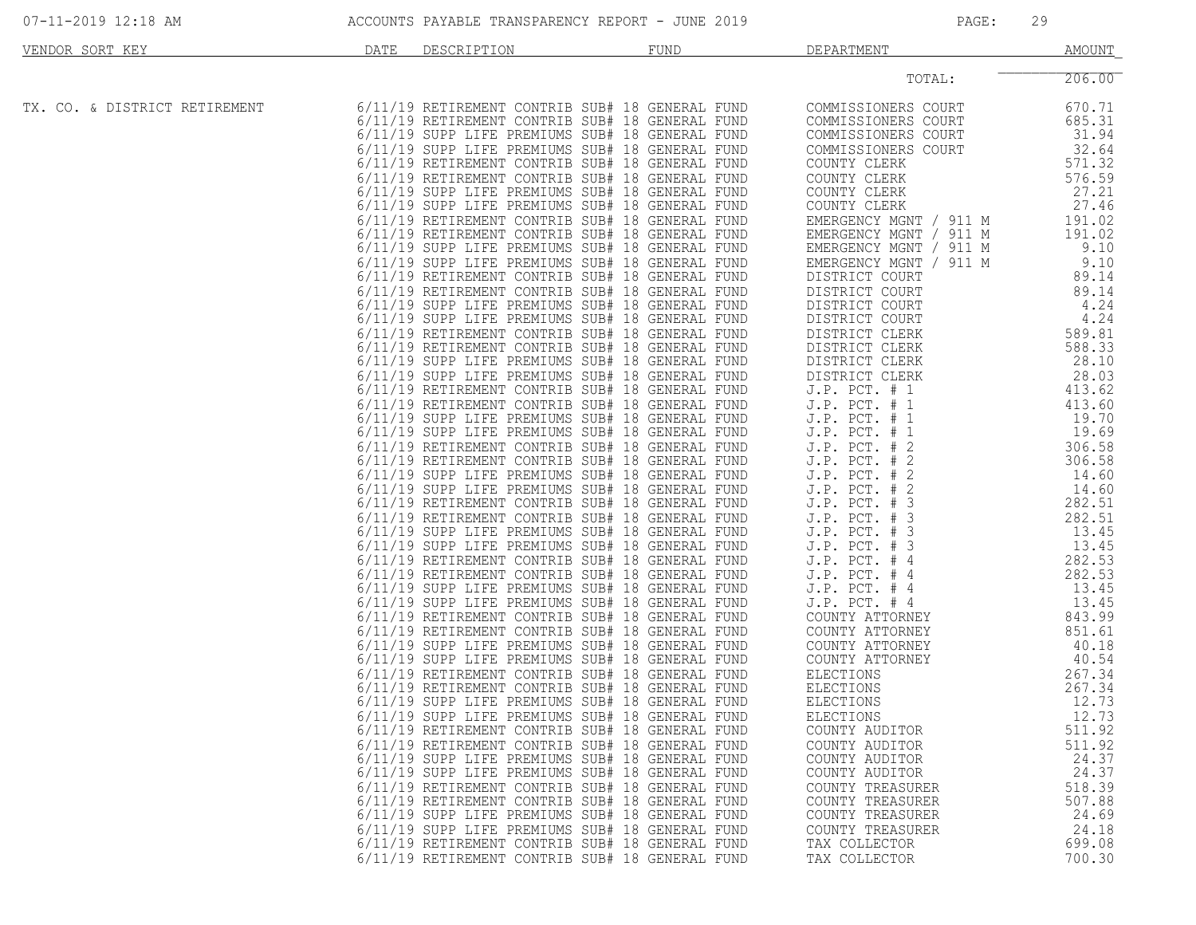ACCOUNTS PAYABLE TRANSPARENCY REPORT - JUNE 2019

| VENDOR SORT KEY | DATE | DESCRIPTION | FUND | DEPARTMENT | AMOUNT |
|---|---|---|---|---|---|
| | | | | TOTAL: | 206.00 |
| TX. CO. & DISTRICT RETIREMENT | 6/11/19 | RETIREMENT CONTRIB SUB# 18 | GENERAL FUND | COMMISSIONERS COURT | 670.71 |
| | 6/11/19 | RETIREMENT CONTRIB SUB# 18 | GENERAL FUND | COMMISSIONERS COURT | 685.31 |
| | 6/11/19 | SUPP LIFE PREMIUMS SUB# 18 | GENERAL FUND | COMMISSIONERS COURT | 31.94 |
| | 6/11/19 | SUPP LIFE PREMIUMS SUB# 18 | GENERAL FUND | COMMISSIONERS COURT | 32.64 |
| | 6/11/19 | RETIREMENT CONTRIB SUB# 18 | GENERAL FUND | COUNTY CLERK | 571.32 |
| | 6/11/19 | RETIREMENT CONTRIB SUB# 18 | GENERAL FUND | COUNTY CLERK | 576.59 |
| | 6/11/19 | SUPP LIFE PREMIUMS SUB# 18 | GENERAL FUND | COUNTY CLERK | 27.21 |
| | 6/11/19 | SUPP LIFE PREMIUMS SUB# 18 | GENERAL FUND | COUNTY CLERK | 27.46 |
| | 6/11/19 | RETIREMENT CONTRIB SUB# 18 | GENERAL FUND | EMERGENCY MGNT / 911 M | 191.02 |
| | 6/11/19 | RETIREMENT CONTRIB SUB# 18 | GENERAL FUND | EMERGENCY MGNT / 911 M | 191.02 |
| | 6/11/19 | SUPP LIFE PREMIUMS SUB# 18 | GENERAL FUND | EMERGENCY MGNT / 911 M | 9.10 |
| | 6/11/19 | SUPP LIFE PREMIUMS SUB# 18 | GENERAL FUND | EMERGENCY MGNT / 911 M | 9.10 |
| | 6/11/19 | RETIREMENT CONTRIB SUB# 18 | GENERAL FUND | DISTRICT COURT | 89.14 |
| | 6/11/19 | RETIREMENT CONTRIB SUB# 18 | GENERAL FUND | DISTRICT COURT | 89.14 |
| | 6/11/19 | SUPP LIFE PREMIUMS SUB# 18 | GENERAL FUND | DISTRICT COURT | 4.24 |
| | 6/11/19 | SUPP LIFE PREMIUMS SUB# 18 | GENERAL FUND | DISTRICT COURT | 4.24 |
| | 6/11/19 | RETIREMENT CONTRIB SUB# 18 | GENERAL FUND | DISTRICT CLERK | 589.81 |
| | 6/11/19 | RETIREMENT CONTRIB SUB# 18 | GENERAL FUND | DISTRICT CLERK | 588.33 |
| | 6/11/19 | SUPP LIFE PREMIUMS SUB# 18 | GENERAL FUND | DISTRICT CLERK | 28.10 |
| | 6/11/19 | SUPP LIFE PREMIUMS SUB# 18 | GENERAL FUND | DISTRICT CLERK | 28.03 |
| | 6/11/19 | RETIREMENT CONTRIB SUB# 18 | GENERAL FUND | J.P. PCT. # 1 | 413.62 |
| | 6/11/19 | RETIREMENT CONTRIB SUB# 18 | GENERAL FUND | J.P. PCT. # 1 | 413.60 |
| | 6/11/19 | SUPP LIFE PREMIUMS SUB# 18 | GENERAL FUND | J.P. PCT. # 1 | 19.70 |
| | 6/11/19 | SUPP LIFE PREMIUMS SUB# 18 | GENERAL FUND | J.P. PCT. # 1 | 19.69 |
| | 6/11/19 | RETIREMENT CONTRIB SUB# 18 | GENERAL FUND | J.P. PCT. # 2 | 306.58 |
| | 6/11/19 | RETIREMENT CONTRIB SUB# 18 | GENERAL FUND | J.P. PCT. # 2 | 306.58 |
| | 6/11/19 | SUPP LIFE PREMIUMS SUB# 18 | GENERAL FUND | J.P. PCT. # 2 | 14.60 |
| | 6/11/19 | SUPP LIFE PREMIUMS SUB# 18 | GENERAL FUND | J.P. PCT. # 2 | 14.60 |
| | 6/11/19 | RETIREMENT CONTRIB SUB# 18 | GENERAL FUND | J.P. PCT. # 3 | 282.51 |
| | 6/11/19 | RETIREMENT CONTRIB SUB# 18 | GENERAL FUND | J.P. PCT. # 3 | 282.51 |
| | 6/11/19 | SUPP LIFE PREMIUMS SUB# 18 | GENERAL FUND | J.P. PCT. # 3 | 13.45 |
| | 6/11/19 | SUPP LIFE PREMIUMS SUB# 18 | GENERAL FUND | J.P. PCT. # 3 | 13.45 |
| | 6/11/19 | RETIREMENT CONTRIB SUB# 18 | GENERAL FUND | J.P. PCT. # 4 | 282.53 |
| | 6/11/19 | RETIREMENT CONTRIB SUB# 18 | GENERAL FUND | J.P. PCT. # 4 | 282.53 |
| | 6/11/19 | SUPP LIFE PREMIUMS SUB# 18 | GENERAL FUND | J.P. PCT. # 4 | 13.45 |
| | 6/11/19 | SUPP LIFE PREMIUMS SUB# 18 | GENERAL FUND | J.P. PCT. # 4 | 13.45 |
| | 6/11/19 | RETIREMENT CONTRIB SUB# 18 | GENERAL FUND | COUNTY ATTORNEY | 843.99 |
| | 6/11/19 | RETIREMENT CONTRIB SUB# 18 | GENERAL FUND | COUNTY ATTORNEY | 851.61 |
| | 6/11/19 | SUPP LIFE PREMIUMS SUB# 18 | GENERAL FUND | COUNTY ATTORNEY | 40.18 |
| | 6/11/19 | SUPP LIFE PREMIUMS SUB# 18 | GENERAL FUND | COUNTY ATTORNEY | 40.54 |
| | 6/11/19 | RETIREMENT CONTRIB SUB# 18 | GENERAL FUND | ELECTIONS | 267.34 |
| | 6/11/19 | RETIREMENT CONTRIB SUB# 18 | GENERAL FUND | ELECTIONS | 267.34 |
| | 6/11/19 | SUPP LIFE PREMIUMS SUB# 18 | GENERAL FUND | ELECTIONS | 12.73 |
| | 6/11/19 | SUPP LIFE PREMIUMS SUB# 18 | GENERAL FUND | ELECTIONS | 12.73 |
| | 6/11/19 | RETIREMENT CONTRIB SUB# 18 | GENERAL FUND | COUNTY AUDITOR | 511.92 |
| | 6/11/19 | RETIREMENT CONTRIB SUB# 18 | GENERAL FUND | COUNTY AUDITOR | 511.92 |
| | 6/11/19 | SUPP LIFE PREMIUMS SUB# 18 | GENERAL FUND | COUNTY AUDITOR | 24.37 |
| | 6/11/19 | SUPP LIFE PREMIUMS SUB# 18 | GENERAL FUND | COUNTY AUDITOR | 24.37 |
| | 6/11/19 | RETIREMENT CONTRIB SUB# 18 | GENERAL FUND | COUNTY TREASURER | 518.39 |
| | 6/11/19 | RETIREMENT CONTRIB SUB# 18 | GENERAL FUND | COUNTY TREASURER | 507.88 |
| | 6/11/19 | SUPP LIFE PREMIUMS SUB# 18 | GENERAL FUND | COUNTY TREASURER | 24.69 |
| | 6/11/19 | SUPP LIFE PREMIUMS SUB# 18 | GENERAL FUND | COUNTY TREASURER | 24.18 |
| | 6/11/19 | RETIREMENT CONTRIB SUB# 18 | GENERAL FUND | TAX COLLECTOR | 699.08 |
| | 6/11/19 | RETIREMENT CONTRIB SUB# 18 | GENERAL FUND | TAX COLLECTOR | 700.30 |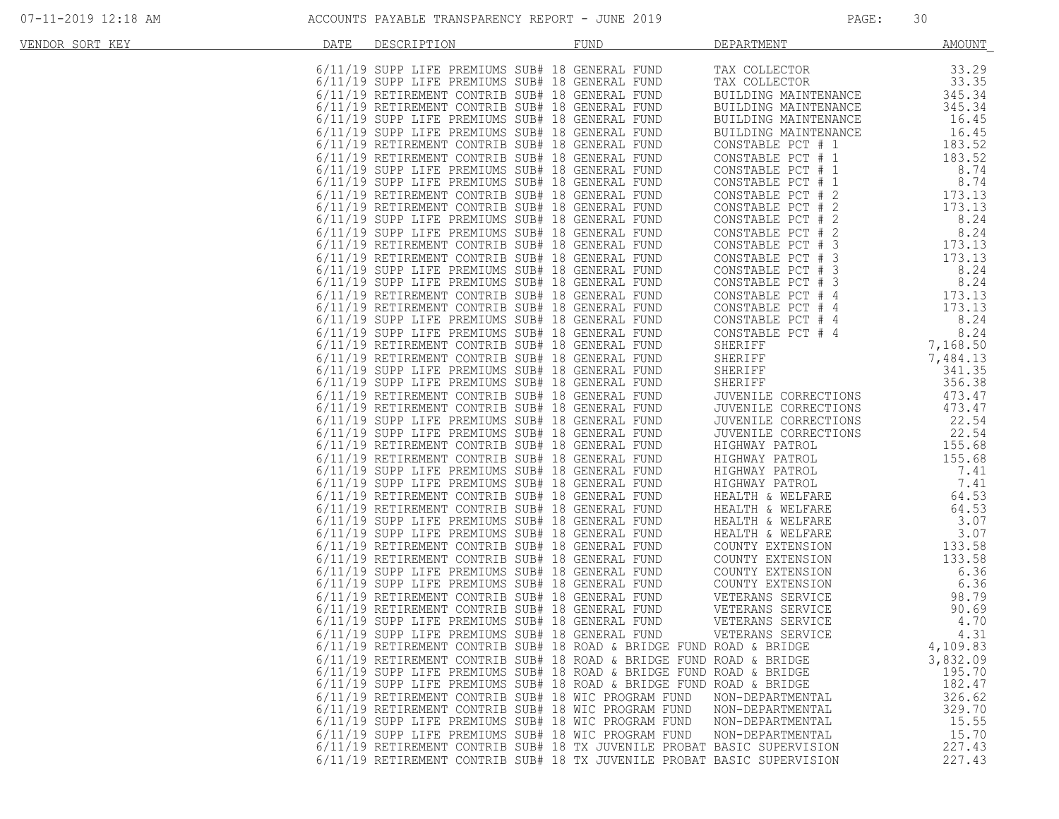# ACCOUNTS PAYABLE TRANSPARENCY REPORT - JUNE 2019

| VENDOR SORT KEY | DATE | DESCRIPTION | FUND | DEPARTMENT | AMOUNT |
|---|---|---|---|---|---|
| | 6/11/19 | SUPP LIFE PREMIUMS SUB# 18 | GENERAL FUND | TAX COLLECTOR | 33.29 |
| | 6/11/19 | SUPP LIFE PREMIUMS SUB# 18 | GENERAL FUND | TAX COLLECTOR | 33.35 |
| | 6/11/19 | RETIREMENT CONTRIB SUB# 18 | GENERAL FUND | BUILDING MAINTENANCE | 345.34 |
| | 6/11/19 | RETIREMENT CONTRIB SUB# 18 | GENERAL FUND | BUILDING MAINTENANCE | 345.34 |
| | 6/11/19 | SUPP LIFE PREMIUMS SUB# 18 | GENERAL FUND | BUILDING MAINTENANCE | 16.45 |
| | 6/11/19 | SUPP LIFE PREMIUMS SUB# 18 | GENERAL FUND | BUILDING MAINTENANCE | 16.45 |
| | 6/11/19 | RETIREMENT CONTRIB SUB# 18 | GENERAL FUND | CONSTABLE PCT # 1 | 183.52 |
| | 6/11/19 | RETIREMENT CONTRIB SUB# 18 | GENERAL FUND | CONSTABLE PCT # 1 | 183.52 |
| | 6/11/19 | SUPP LIFE PREMIUMS SUB# 18 | GENERAL FUND | CONSTABLE PCT # 1 | 8.74 |
| | 6/11/19 | SUPP LIFE PREMIUMS SUB# 18 | GENERAL FUND | CONSTABLE PCT # 1 | 8.74 |
| | 6/11/19 | RETIREMENT CONTRIB SUB# 18 | GENERAL FUND | CONSTABLE PCT # 2 | 173.13 |
| | 6/11/19 | RETIREMENT CONTRIB SUB# 18 | GENERAL FUND | CONSTABLE PCT # 2 | 173.13 |
| | 6/11/19 | SUPP LIFE PREMIUMS SUB# 18 | GENERAL FUND | CONSTABLE PCT # 2 | 8.24 |
| | 6/11/19 | SUPP LIFE PREMIUMS SUB# 18 | GENERAL FUND | CONSTABLE PCT # 2 | 8.24 |
| | 6/11/19 | RETIREMENT CONTRIB SUB# 18 | GENERAL FUND | CONSTABLE PCT # 3 | 173.13 |
| | 6/11/19 | RETIREMENT CONTRIB SUB# 18 | GENERAL FUND | CONSTABLE PCT # 3 | 173.13 |
| | 6/11/19 | SUPP LIFE PREMIUMS SUB# 18 | GENERAL FUND | CONSTABLE PCT # 3 | 8.24 |
| | 6/11/19 | SUPP LIFE PREMIUMS SUB# 18 | GENERAL FUND | CONSTABLE PCT # 3 | 8.24 |
| | 6/11/19 | RETIREMENT CONTRIB SUB# 18 | GENERAL FUND | CONSTABLE PCT # 4 | 173.13 |
| | 6/11/19 | RETIREMENT CONTRIB SUB# 18 | GENERAL FUND | CONSTABLE PCT # 4 | 173.13 |
| | 6/11/19 | SUPP LIFE PREMIUMS SUB# 18 | GENERAL FUND | CONSTABLE PCT # 4 | 8.24 |
| | 6/11/19 | SUPP LIFE PREMIUMS SUB# 18 | GENERAL FUND | CONSTABLE PCT # 4 | 8.24 |
| | 6/11/19 | RETIREMENT CONTRIB SUB# 18 | GENERAL FUND | SHERIFF | 7,168.50 |
| | 6/11/19 | RETIREMENT CONTRIB SUB# 18 | GENERAL FUND | SHERIFF | 7,484.13 |
| | 6/11/19 | SUPP LIFE PREMIUMS SUB# 18 | GENERAL FUND | SHERIFF | 341.35 |
| | 6/11/19 | SUPP LIFE PREMIUMS SUB# 18 | GENERAL FUND | SHERIFF | 356.38 |
| | 6/11/19 | RETIREMENT CONTRIB SUB# 18 | GENERAL FUND | JUVENILE CORRECTIONS | 473.47 |
| | 6/11/19 | RETIREMENT CONTRIB SUB# 18 | GENERAL FUND | JUVENILE CORRECTIONS | 473.47 |
| | 6/11/19 | SUPP LIFE PREMIUMS SUB# 18 | GENERAL FUND | JUVENILE CORRECTIONS | 22.54 |
| | 6/11/19 | SUPP LIFE PREMIUMS SUB# 18 | GENERAL FUND | JUVENILE CORRECTIONS | 22.54 |
| | 6/11/19 | RETIREMENT CONTRIB SUB# 18 | GENERAL FUND | HIGHWAY PATROL | 155.68 |
| | 6/11/19 | RETIREMENT CONTRIB SUB# 18 | GENERAL FUND | HIGHWAY PATROL | 155.68 |
| | 6/11/19 | SUPP LIFE PREMIUMS SUB# 18 | GENERAL FUND | HIGHWAY PATROL | 7.41 |
| | 6/11/19 | SUPP LIFE PREMIUMS SUB# 18 | GENERAL FUND | HIGHWAY PATROL | 7.41 |
| | 6/11/19 | RETIREMENT CONTRIB SUB# 18 | GENERAL FUND | HEALTH & WELFARE | 64.53 |
| | 6/11/19 | RETIREMENT CONTRIB SUB# 18 | GENERAL FUND | HEALTH & WELFARE | 64.53 |
| | 6/11/19 | SUPP LIFE PREMIUMS SUB# 18 | GENERAL FUND | HEALTH & WELFARE | 3.07 |
| | 6/11/19 | SUPP LIFE PREMIUMS SUB# 18 | GENERAL FUND | HEALTH & WELFARE | 3.07 |
| | 6/11/19 | RETIREMENT CONTRIB SUB# 18 | GENERAL FUND | COUNTY EXTENSION | 133.58 |
| | 6/11/19 | RETIREMENT CONTRIB SUB# 18 | GENERAL FUND | COUNTY EXTENSION | 133.58 |
| | 6/11/19 | SUPP LIFE PREMIUMS SUB# 18 | GENERAL FUND | COUNTY EXTENSION | 6.36 |
| | 6/11/19 | SUPP LIFE PREMIUMS SUB# 18 | GENERAL FUND | COUNTY EXTENSION | 6.36 |
| | 6/11/19 | RETIREMENT CONTRIB SUB# 18 | GENERAL FUND | VETERANS SERVICE | 98.79 |
| | 6/11/19 | RETIREMENT CONTRIB SUB# 18 | GENERAL FUND | VETERANS SERVICE | 90.69 |
| | 6/11/19 | SUPP LIFE PREMIUMS SUB# 18 | GENERAL FUND | VETERANS SERVICE | 4.70 |
| | 6/11/19 | SUPP LIFE PREMIUMS SUB# 18 | GENERAL FUND | VETERANS SERVICE | 4.31 |
| | 6/11/19 | RETIREMENT CONTRIB SUB# 18 | ROAD & BRIDGE FUND | ROAD & BRIDGE | 4,109.83 |
| | 6/11/19 | RETIREMENT CONTRIB SUB# 18 | ROAD & BRIDGE FUND | ROAD & BRIDGE | 3,832.09 |
| | 6/11/19 | SUPP LIFE PREMIUMS SUB# 18 | ROAD & BRIDGE FUND | ROAD & BRIDGE | 195.70 |
| | 6/11/19 | SUPP LIFE PREMIUMS SUB# 18 | ROAD & BRIDGE FUND | ROAD & BRIDGE | 182.47 |
| | 6/11/19 | RETIREMENT CONTRIB SUB# 18 | WIC PROGRAM FUND | NON-DEPARTMENTAL | 326.62 |
| | 6/11/19 | RETIREMENT CONTRIB SUB# 18 | WIC PROGRAM FUND | NON-DEPARTMENTAL | 329.70 |
| | 6/11/19 | SUPP LIFE PREMIUMS SUB# 18 | WIC PROGRAM FUND | NON-DEPARTMENTAL | 15.55 |
| | 6/11/19 | SUPP LIFE PREMIUMS SUB# 18 | WIC PROGRAM FUND | NON-DEPARTMENTAL | 15.70 |
| | 6/11/19 | RETIREMENT CONTRIB SUB# 18 | TX JUVENILE PROBAT | BASIC SUPERVISION | 227.43 |
| | 6/11/19 | RETIREMENT CONTRIB SUB# 18 | TX JUVENILE PROBAT | BASIC SUPERVISION | 227.43 |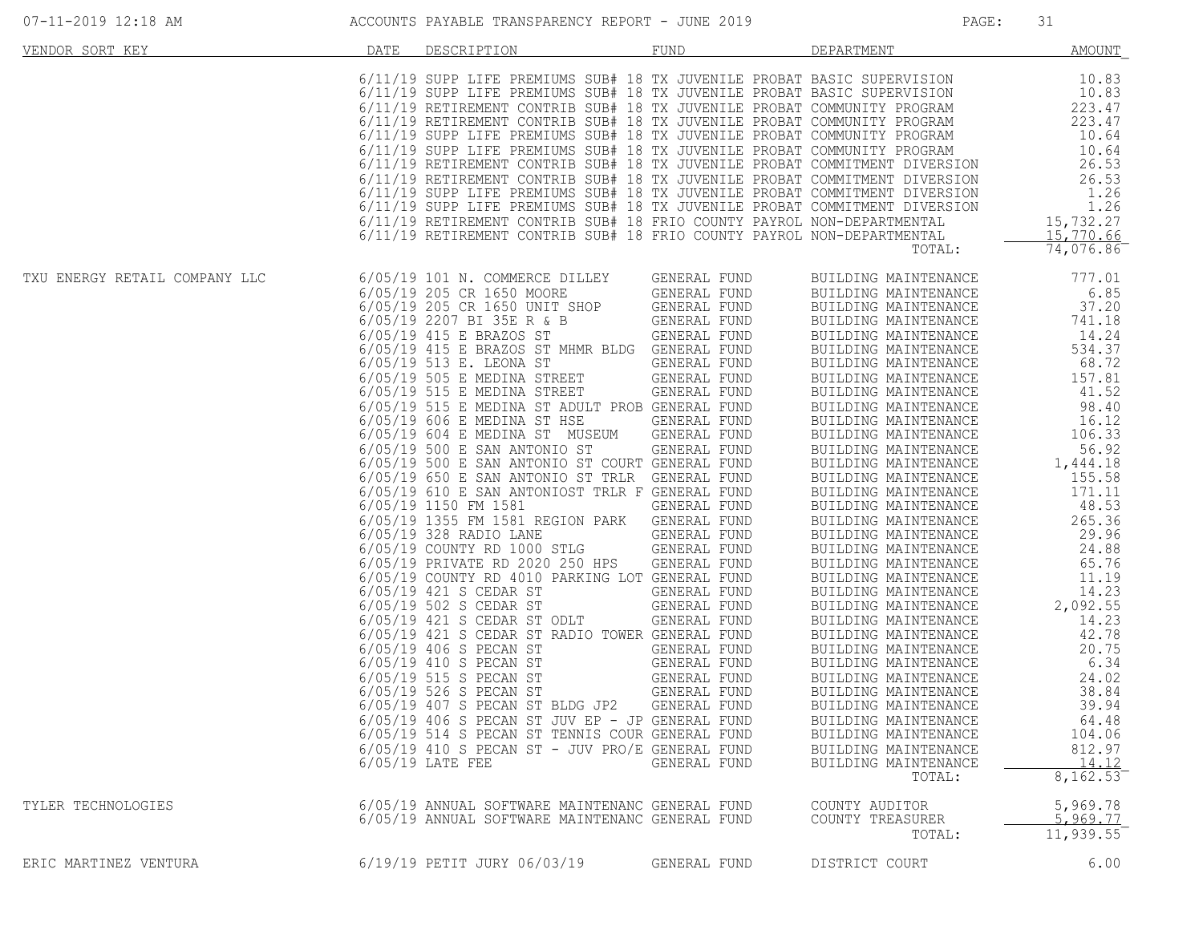# ACCOUNTS PAYABLE TRANSPARENCY REPORT - JUNE 2019

| VENDOR SORT KEY | DATE | DESCRIPTION | FUND | DEPARTMENT | AMOUNT |
|---|---|---|---|---|---|
| | 6/11/19 | SUPP LIFE PREMIUMS SUB# 18 | TX JUVENILE PROBAT | BASIC SUPERVISION | 10.83 |
| | 6/11/19 | SUPP LIFE PREMIUMS SUB# 18 | TX JUVENILE PROBAT | BASIC SUPERVISION | 10.83 |
| | 6/11/19 | RETIREMENT CONTRIB SUB# 18 | TX JUVENILE PROBAT | COMMUNITY PROGRAM | 223.47 |
| | 6/11/19 | RETIREMENT CONTRIB SUB# 18 | TX JUVENILE PROBAT | COMMUNITY PROGRAM | 223.47 |
| | 6/11/19 | SUPP LIFE PREMIUMS SUB# 18 | TX JUVENILE PROBAT | COMMUNITY PROGRAM | 10.64 |
| | 6/11/19 | SUPP LIFE PREMIUMS SUB# 18 | TX JUVENILE PROBAT | COMMUNITY PROGRAM | 10.64 |
| | 6/11/19 | RETIREMENT CONTRIB SUB# 18 | TX JUVENILE PROBAT | COMMITMENT DIVERSION | 26.53 |
| | 6/11/19 | RETIREMENT CONTRIB SUB# 18 | TX JUVENILE PROBAT | COMMITMENT DIVERSION | 26.53 |
| | 6/11/19 | SUPP LIFE PREMIUMS SUB# 18 | TX JUVENILE PROBAT | COMMITMENT DIVERSION | 1.26 |
| | 6/11/19 | SUPP LIFE PREMIUMS SUB# 18 | TX JUVENILE PROBAT | COMMITMENT DIVERSION | 1.26 |
| | 6/11/19 | RETIREMENT CONTRIB SUB# 18 | FRIO COUNTY PAYROL | NON-DEPARTMENTAL | 15,732.27 |
| | 6/11/19 | RETIREMENT CONTRIB SUB# 18 | FRIO COUNTY PAYROL | NON-DEPARTMENTAL | 15,770.66 |
| | | | | TOTAL: | 74,076.86 |
| TXU ENERGY RETAIL COMPANY LLC | 6/05/19 | 101 N. COMMERCE DILLEY | GENERAL FUND | BUILDING MAINTENANCE | 777.01 |
| | 6/05/19 | 205 CR 1650 MOORE | GENERAL FUND | BUILDING MAINTENANCE | 6.85 |
| | 6/05/19 | 205 CR 1650 UNIT SHOP | GENERAL FUND | BUILDING MAINTENANCE | 37.20 |
| | 6/05/19 | 2207 BI 35E R & B | GENERAL FUND | BUILDING MAINTENANCE | 741.18 |
| | 6/05/19 | 415 E BRAZOS ST | GENERAL FUND | BUILDING MAINTENANCE | 14.24 |
| | 6/05/19 | 415 E BRAZOS ST MHMR BLDG | GENERAL FUND | BUILDING MAINTENANCE | 534.37 |
| | 6/05/19 | 513 E. LEONA ST | GENERAL FUND | BUILDING MAINTENANCE | 68.72 |
| | 6/05/19 | 505 E MEDINA STREET | GENERAL FUND | BUILDING MAINTENANCE | 157.81 |
| | 6/05/19 | 515 E MEDINA STREET | GENERAL FUND | BUILDING MAINTENANCE | 41.52 |
| | 6/05/19 | 515 E MEDINA ST ADULT PROB | GENERAL FUND | BUILDING MAINTENANCE | 98.40 |
| | 6/05/19 | 606 E MEDINA ST HSE | GENERAL FUND | BUILDING MAINTENANCE | 16.12 |
| | 6/05/19 | 604 E MEDINA ST MUSEUM | GENERAL FUND | BUILDING MAINTENANCE | 106.33 |
| | 6/05/19 | 500 E SAN ANTONIO ST | GENERAL FUND | BUILDING MAINTENANCE | 56.92 |
| | 6/05/19 | 500 E SAN ANTONIO ST COURT | GENERAL FUND | BUILDING MAINTENANCE | 1,444.18 |
| | 6/05/19 | 650 E SAN ANTONIO ST TRLR | GENERAL FUND | BUILDING MAINTENANCE | 155.58 |
| | 6/05/19 | 610 E SAN ANTONIOST TRLR F | GENERAL FUND | BUILDING MAINTENANCE | 171.11 |
| | 6/05/19 | 1150 FM 1581 | GENERAL FUND | BUILDING MAINTENANCE | 48.53 |
| | 6/05/19 | 1355 FM 1581 REGION PARK | GENERAL FUND | BUILDING MAINTENANCE | 265.36 |
| | 6/05/19 | 328 RADIO LANE | GENERAL FUND | BUILDING MAINTENANCE | 29.96 |
| | 6/05/19 | COUNTY RD 1000 STLG | GENERAL FUND | BUILDING MAINTENANCE | 24.88 |
| | 6/05/19 | PRIVATE RD 2020 250 HPS | GENERAL FUND | BUILDING MAINTENANCE | 65.76 |
| | 6/05/19 | COUNTY RD 4010 PARKING LOT | GENERAL FUND | BUILDING MAINTENANCE | 11.19 |
| | 6/05/19 | 421 S CEDAR ST | GENERAL FUND | BUILDING MAINTENANCE | 14.23 |
| | 6/05/19 | 502 S CEDAR ST | GENERAL FUND | BUILDING MAINTENANCE | 2,092.55 |
| | 6/05/19 | 421 S CEDAR ST ODLT | GENERAL FUND | BUILDING MAINTENANCE | 14.23 |
| | 6/05/19 | 421 S CEDAR ST RADIO TOWER | GENERAL FUND | BUILDING MAINTENANCE | 42.78 |
| | 6/05/19 | 406 S PECAN ST | GENERAL FUND | BUILDING MAINTENANCE | 20.75 |
| | 6/05/19 | 410 S PECAN ST | GENERAL FUND | BUILDING MAINTENANCE | 6.34 |
| | 6/05/19 | 515 S PECAN ST | GENERAL FUND | BUILDING MAINTENANCE | 24.02 |
| | 6/05/19 | 526 S PECAN ST | GENERAL FUND | BUILDING MAINTENANCE | 38.84 |
| | 6/05/19 | 407 S PECAN ST BLDG JP2 | GENERAL FUND | BUILDING MAINTENANCE | 39.94 |
| | 6/05/19 | 406 S PECAN ST JUV EP - JP | GENERAL FUND | BUILDING MAINTENANCE | 64.48 |
| | 6/05/19 | 514 S PECAN ST TENNIS COUR | GENERAL FUND | BUILDING MAINTENANCE | 104.06 |
| | 6/05/19 | 410 S PECAN ST - JUV PRO/E | GENERAL FUND | BUILDING MAINTENANCE | 812.97 |
| | 6/05/19 | LATE FEE | GENERAL FUND | BUILDING MAINTENANCE | 14.12 |
| | | | | TOTAL: | 8,162.53 |
| TYLER TECHNOLOGIES | 6/05/19 | ANNUAL SOFTWARE MAINTENANC | GENERAL FUND | COUNTY AUDITOR | 5,969.78 |
| | 6/05/19 | ANNUAL SOFTWARE MAINTENANC | GENERAL FUND | COUNTY TREASURER | 5,969.77 |
| | | | | TOTAL: | 11,939.55 |
| ERIC MARTINEZ VENTURA | 6/19/19 | PETIT JURY 06/03/19 | GENERAL FUND | DISTRICT COURT | 6.00 |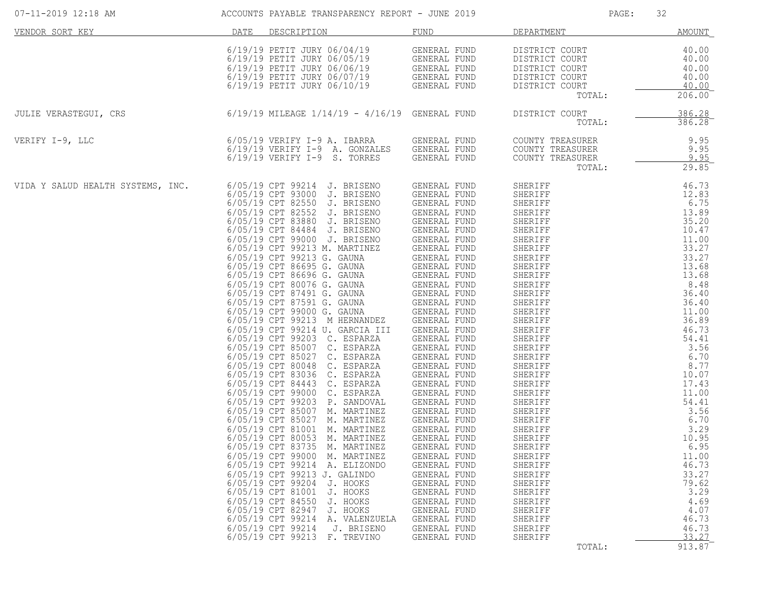**ACCOUNTS PAYABLE TRANSPARENCY REPORT - JUNE 2019**

07-11-2019 12:18 AM

| VENDOR SORT KEY | DATE | DESCRIPTION | FUND | DEPARTMENT | AMOUNT |
|---|---|---|---|---|---|
| | 6/19/19 | PETIT JURY 06/04/19 | GENERAL FUND | DISTRICT COURT | 40.00 |
| | 6/19/19 | PETIT JURY 06/05/19 | GENERAL FUND | DISTRICT COURT | 40.00 |
| | 6/19/19 | PETIT JURY 06/06/19 | GENERAL FUND | DISTRICT COURT | 40.00 |
| | 6/19/19 | PETIT JURY 06/07/19 | GENERAL FUND | DISTRICT COURT | 40.00 |
| | 6/19/19 | PETIT JURY 06/10/19 | GENERAL FUND | DISTRICT COURT | 40.00 |
| | | | | TOTAL: | 206.00 |
| JULIE VERASTEGUI, CRS | 6/19/19 | MILEAGE 1/14/19 - 4/16/19 | GENERAL FUND | DISTRICT COURT | 386.28 |
| | | | | TOTAL: | 386.28 |
| VERIFY I-9, LLC | 6/05/19 | VERIFY I-9 A. IBARRA | GENERAL FUND | COUNTY TREASURER | 9.95 |
| | 6/19/19 | VERIFY I-9 A. GONZALES | GENERAL FUND | COUNTY TREASURER | 9.95 |
| | 6/19/19 | VERIFY I-9 S. TORRES | GENERAL FUND | COUNTY TREASURER | 9.95 |
| | | | | TOTAL: | 29.85 |
| VIDA Y SALUD HEALTH SYSTEMS, INC. | 6/05/19 | CPT 99214 J. BRISENO | GENERAL FUND | SHERIFF | 46.73 |
| | 6/05/19 | CPT 93000 J. BRISENO | GENERAL FUND | SHERIFF | 12.83 |
| | 6/05/19 | CPT 82550 J. BRISENO | GENERAL FUND | SHERIFF | 6.75 |
| | 6/05/19 | CPT 82552 J. BRISENO | GENERAL FUND | SHERIFF | 13.89 |
| | 6/05/19 | CPT 83880 J. BRISENO | GENERAL FUND | SHERIFF | 35.20 |
| | 6/05/19 | CPT 84484 J. BRISENO | GENERAL FUND | SHERIFF | 10.47 |
| | 6/05/19 | CPT 99000 J. BRISENO | GENERAL FUND | SHERIFF | 11.00 |
| | 6/05/19 | CPT 99213 M. MARTINEZ | GENERAL FUND | SHERIFF | 33.27 |
| | 6/05/19 | CPT 99213 G. GAUNA | GENERAL FUND | SHERIFF | 33.27 |
| | 6/05/19 | CPT 86695 G. GAUNA | GENERAL FUND | SHERIFF | 13.68 |
| | 6/05/19 | CPT 86696 G. GAUNA | GENERAL FUND | SHERIFF | 13.68 |
| | 6/05/19 | CPT 80076 G. GAUNA | GENERAL FUND | SHERIFF | 8.48 |
| | 6/05/19 | CPT 87491 G. GAUNA | GENERAL FUND | SHERIFF | 36.40 |
| | 6/05/19 | CPT 87591 G. GAUNA | GENERAL FUND | SHERIFF | 36.40 |
| | 6/05/19 | CPT 99000 G. GAUNA | GENERAL FUND | SHERIFF | 11.00 |
| | 6/05/19 | CPT 99213 M HERNANDEZ | GENERAL FUND | SHERIFF | 36.89 |
| | 6/05/19 | CPT 99214 U. GARCIA III | GENERAL FUND | SHERIFF | 46.73 |
| | 6/05/19 | CPT 99203 C. ESPARZA | GENERAL FUND | SHERIFF | 54.41 |
| | 6/05/19 | CPT 85007 C. ESPARZA | GENERAL FUND | SHERIFF | 3.56 |
| | 6/05/19 | CPT 85027 C. ESPARZA | GENERAL FUND | SHERIFF | 6.70 |
| | 6/05/19 | CPT 80048 C. ESPARZA | GENERAL FUND | SHERIFF | 8.77 |
| | 6/05/19 | CPT 83036 C. ESPARZA | GENERAL FUND | SHERIFF | 10.07 |
| | 6/05/19 | CPT 84443 C. ESPARZA | GENERAL FUND | SHERIFF | 17.43 |
| | 6/05/19 | CPT 99000 C. ESPARZA | GENERAL FUND | SHERIFF | 11.00 |
| | 6/05/19 | CPT 99203 P. SANDOVAL | GENERAL FUND | SHERIFF | 54.41 |
| | 6/05/19 | CPT 85007 M. MARTINEZ | GENERAL FUND | SHERIFF | 3.56 |
| | 6/05/19 | CPT 85027 M. MARTINEZ | GENERAL FUND | SHERIFF | 6.70 |
| | 6/05/19 | CPT 81001 M. MARTINEZ | GENERAL FUND | SHERIFF | 3.29 |
| | 6/05/19 | CPT 80053 M. MARTINEZ | GENERAL FUND | SHERIFF | 10.95 |
| | 6/05/19 | CPT 83735 M. MARTINEZ | GENERAL FUND | SHERIFF | 6.95 |
| | 6/05/19 | CPT 99000 M. MARTINEZ | GENERAL FUND | SHERIFF | 11.00 |
| | 6/05/19 | CPT 99214 A. ELIZONDO | GENERAL FUND | SHERIFF | 46.73 |
| | 6/05/19 | CPT 99213 J. GALINDO | GENERAL FUND | SHERIFF | 33.27 |
| | 6/05/19 | CPT 99204 J. HOOKS | GENERAL FUND | SHERIFF | 79.62 |
| | 6/05/19 | CPT 81001 J. HOOKS | GENERAL FUND | SHERIFF | 3.29 |
| | 6/05/19 | CPT 84550 J. HOOKS | GENERAL FUND | SHERIFF | 4.69 |
| | 6/05/19 | CPT 82947 J. HOOKS | GENERAL FUND | SHERIFF | 4.07 |
| | 6/05/19 | CPT 99214 A. VALENZUELA | GENERAL FUND | SHERIFF | 46.73 |
| | 6/05/19 | CPT 99214 J. BRISENO | GENERAL FUND | SHERIFF | 46.73 |
| | 6/05/19 | CPT 99213 F. TREVINO | GENERAL FUND | SHERIFF | 33.27 |
| | | | | TOTAL: | 913.87 |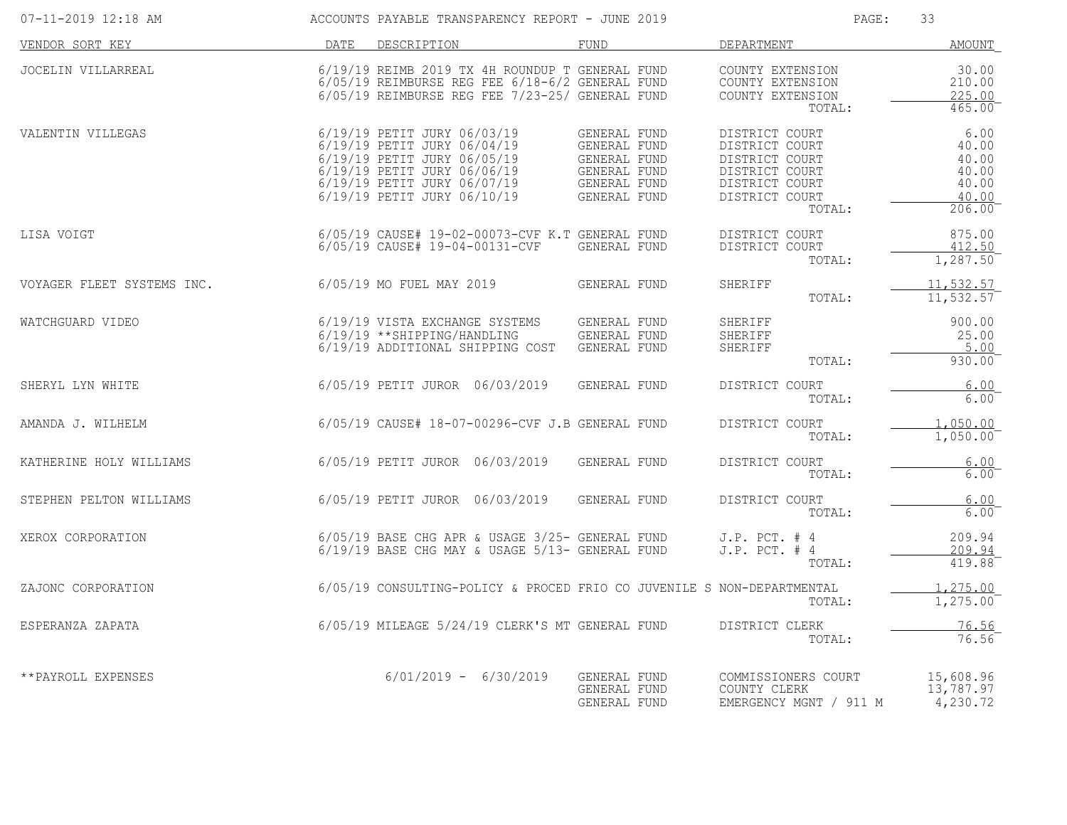| VENDOR SORT KEY | DATE | DESCRIPTION | FUND | DEPARTMENT | AMOUNT |
|---|---|---|---|---|---|
| JOCELIN VILLARREAL | 6/19/19 | REIMB 2019 TX 4H ROUNDUP T | GENERAL FUND | COUNTY EXTENSION | 30.00 |
| | 6/05/19 | REIMBURSE REG FEE 6/18-6/2 | GENERAL FUND | COUNTY EXTENSION | 210.00 |
| | 6/05/19 | REIMBURSE REG FEE 7/23-25/ | GENERAL FUND | COUNTY EXTENSION | 225.00 |
| | | | | TOTAL: | 465.00 |
| VALENTIN VILLEGAS | 6/19/19 | PETIT JURY 06/03/19 | GENERAL FUND | DISTRICT COURT | 6.00 |
| | 6/19/19 | PETIT JURY 06/04/19 | GENERAL FUND | DISTRICT COURT | 40.00 |
| | 6/19/19 | PETIT JURY 06/05/19 | GENERAL FUND | DISTRICT COURT | 40.00 |
| | 6/19/19 | PETIT JURY 06/06/19 | GENERAL FUND | DISTRICT COURT | 40.00 |
| | 6/19/19 | PETIT JURY 06/07/19 | GENERAL FUND | DISTRICT COURT | 40.00 |
| | 6/19/19 | PETIT JURY 06/10/19 | GENERAL FUND | DISTRICT COURT | 40.00 |
| | | | | TOTAL: | 206.00 |
| LISA VOIGT | 6/05/19 | CAUSE# 19-02-00073-CVF K.T | GENERAL FUND | DISTRICT COURT | 875.00 |
| | 6/05/19 | CAUSE# 19-04-00131-CVF | GENERAL FUND | DISTRICT COURT | 412.50 |
| | | | | TOTAL: | 1,287.50 |
| VOYAGER FLEET SYSTEMS INC. | 6/05/19 | MO FUEL MAY 2019 | GENERAL FUND | SHERIFF | 11,532.57 |
| | | | | TOTAL: | 11,532.57 |
| WATCHGUARD VIDEO | 6/19/19 | VISTA EXCHANGE SYSTEMS | GENERAL FUND | SHERIFF | 900.00 |
| | 6/19/19 | **SHIPPING/HANDLING | GENERAL FUND | SHERIFF | 25.00 |
| | 6/19/19 | ADDITIONAL SHIPPING COST | GENERAL FUND | SHERIFF | 5.00 |
| | | | | TOTAL: | 930.00 |
| SHERYL LYN WHITE | 6/05/19 | PETIT JUROR 06/03/2019 | GENERAL FUND | DISTRICT COURT | 6.00 |
| | | | | TOTAL: | 6.00 |
| AMANDA J. WILHELM | 6/05/19 | CAUSE# 18-07-00296-CVF J.B | GENERAL FUND | DISTRICT COURT | 1,050.00 |
| | | | | TOTAL: | 1,050.00 |
| KATHERINE HOLY WILLIAMS | 6/05/19 | PETIT JUROR 06/03/2019 | GENERAL FUND | DISTRICT COURT | 6.00 |
| | | | | TOTAL: | 6.00 |
| STEPHEN PELTON WILLIAMS | 6/05/19 | PETIT JUROR 06/03/2019 | GENERAL FUND | DISTRICT COURT | 6.00 |
| | | | | TOTAL: | 6.00 |
| XEROX CORPORATION | 6/05/19 | BASE CHG APR & USAGE 3/25- | GENERAL FUND | J.P. PCT. # 4 | 209.94 |
| | 6/19/19 | BASE CHG MAY & USAGE 5/13- | GENERAL FUND | J.P. PCT. # 4 | 209.94 |
| | | | | TOTAL: | 419.88 |
| ZAJONC CORPORATION | 6/05/19 | CONSULTING-POLICY & PROCED | FRIO CO JUVENILE S | NON-DEPARTMENTAL | 1,275.00 |
| | | | | TOTAL: | 1,275.00 |
| ESPERANZA ZAPATA | 6/05/19 | MILEAGE 5/24/19 CLERK'S MT | GENERAL FUND | DISTRICT CLERK | 76.56 |
| | | | | TOTAL: | 76.56 |
| **PAYROLL EXPENSES | | 6/01/2019 - 6/30/2019 | GENERAL FUND | COMMISSIONERS COURT | 15,608.96 |
| | | | GENERAL FUND | COUNTY CLERK | 13,787.97 |
| | | | GENERAL FUND | EMERGENCY MGNT / 911 M | 4,230.72 |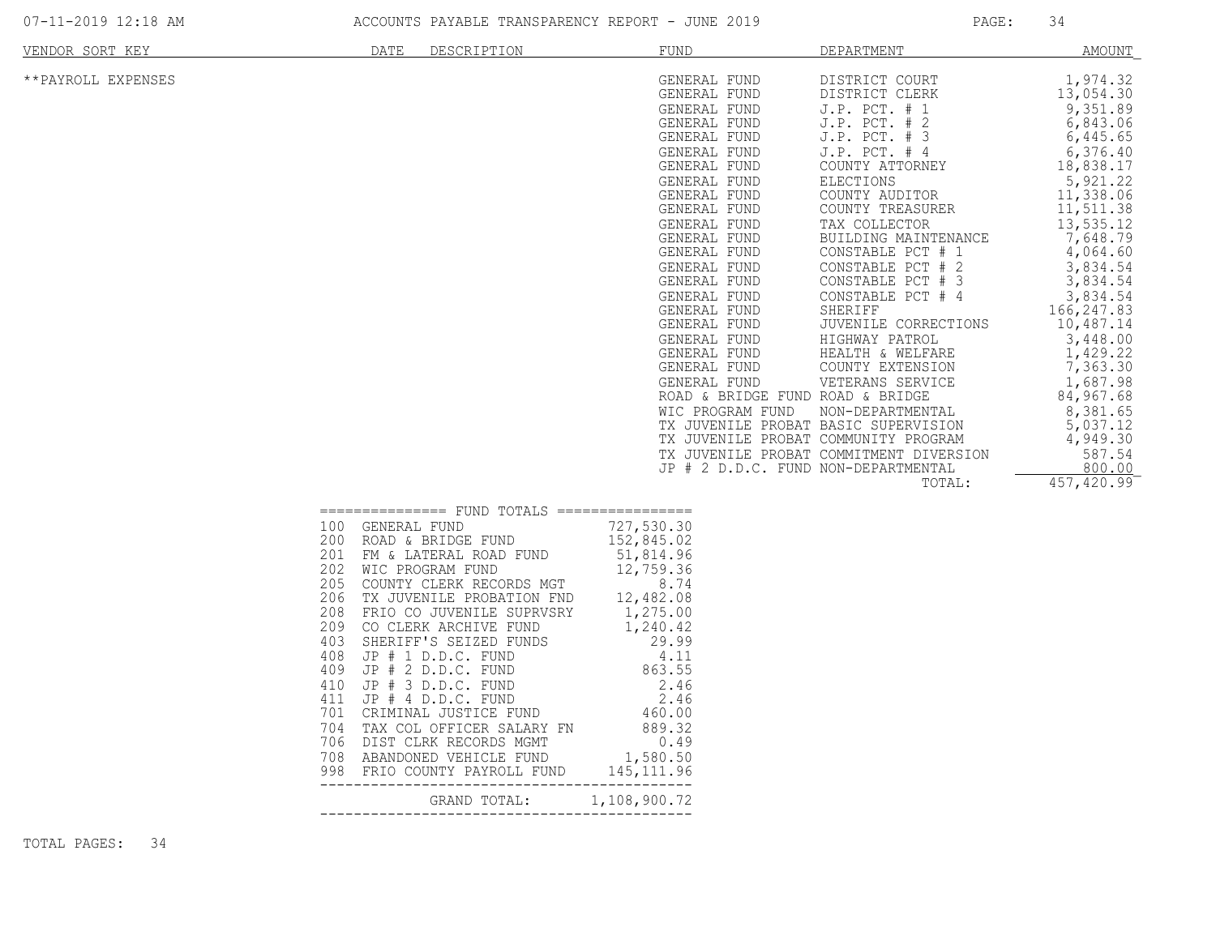| VENDOR SORT KEY | DATE | DESCRIPTION | FUND | DEPARTMENT | AMOUNT |
|---|---|---|---|---|---|
| **PAYROLL EXPENSES | | | GENERAL FUND | DISTRICT COURT | 1,974.32 |
| | | | GENERAL FUND | DISTRICT CLERK | 13,054.30 |
| | | | GENERAL FUND | J.P. PCT. # 1 | 9,351.89 |
| | | | GENERAL FUND | J.P. PCT. # 2 | 6,843.06 |
| | | | GENERAL FUND | J.P. PCT. # 3 | 6,445.65 |
| | | | GENERAL FUND | J.P. PCT. # 4 | 6,376.40 |
| | | | GENERAL FUND | COUNTY ATTORNEY | 18,838.17 |
| | | | GENERAL FUND | ELECTIONS | 5,921.22 |
| | | | GENERAL FUND | COUNTY AUDITOR | 11,338.06 |
| | | | GENERAL FUND | COUNTY TREASURER | 11,511.38 |
| | | | GENERAL FUND | TAX COLLECTOR | 13,535.12 |
| | | | GENERAL FUND | BUILDING MAINTENANCE | 7,648.79 |
| | | | GENERAL FUND | CONSTABLE PCT # 1 | 4,064.60 |
| | | | GENERAL FUND | CONSTABLE PCT # 2 | 3,834.54 |
| | | | GENERAL FUND | CONSTABLE PCT # 3 | 3,834.54 |
| | | | GENERAL FUND | CONSTABLE PCT # 4 | 3,834.54 |
| | | | GENERAL FUND | SHERIFF | 166,247.83 |
| | | | GENERAL FUND | JUVENILE CORRECTIONS | 10,487.14 |
| | | | GENERAL FUND | HIGHWAY PATROL | 3,448.00 |
| | | | GENERAL FUND | HEALTH & WELFARE | 1,429.22 |
| | | | GENERAL FUND | COUNTY EXTENSION | 7,363.30 |
| | | | GENERAL FUND | VETERANS SERVICE | 1,687.98 |
| | | | ROAD & BRIDGE FUND | ROAD & BRIDGE | 84,967.68 |
| | | | WIC PROGRAM FUND | NON-DEPARTMENTAL | 8,381.65 |
| | | | TX JUVENILE PROBAT | BASIC SUPERVISION | 5,037.12 |
| | | | TX JUVENILE PROBAT | COMMUNITY PROGRAM | 4,949.30 |
| | | | TX JUVENILE PROBAT | COMMITMENT DIVERSION | 587.54 |
| | | | JP # 2 D.D.C. FUND | NON-DEPARTMENTAL | 800.00 |
| | | | | TOTAL: | 457,420.99 |

**FUND TOTALS**

| Fund | Name | Amount |
|---|---|---|
| 100 | GENERAL FUND | 727,530.30 |
| 200 | ROAD & BRIDGE FUND | 152,845.02 |
| 201 | FM & LATERAL ROAD FUND | 51,814.96 |
| 202 | WIC PROGRAM FUND | 12,759.36 |
| 205 | COUNTY CLERK RECORDS MGT | 8.74 |
| 206 | TX JUVENILE PROBATION FND | 12,482.08 |
| 208 | FRIO CO JUVENILE SUPRVSRY | 1,275.00 |
| 209 | CO CLERK ARCHIVE FUND | 1,240.42 |
| 403 | SHERIFF'S SEIZED FUNDS | 29.99 |
| 408 | JP # 1 D.D.C. FUND | 4.11 |
| 409 | JP # 2 D.D.C. FUND | 863.55 |
| 410 | JP # 3 D.D.C. FUND | 2.46 |
| 411 | JP # 4 D.D.C. FUND | 2.46 |
| 701 | CRIMINAL JUSTICE FUND | 460.00 |
| 704 | TAX COL OFFICER SALARY FN | 889.32 |
| 706 | DIST CLRK RECORDS MGMT | 0.49 |
| 708 | ABANDONED VEHICLE FUND | 1,580.50 |
| 998 | FRIO COUNTY PAYROLL FUND | 145,111.96 |
| | GRAND TOTAL: | 1,108,900.72 |

TOTAL PAGES: 34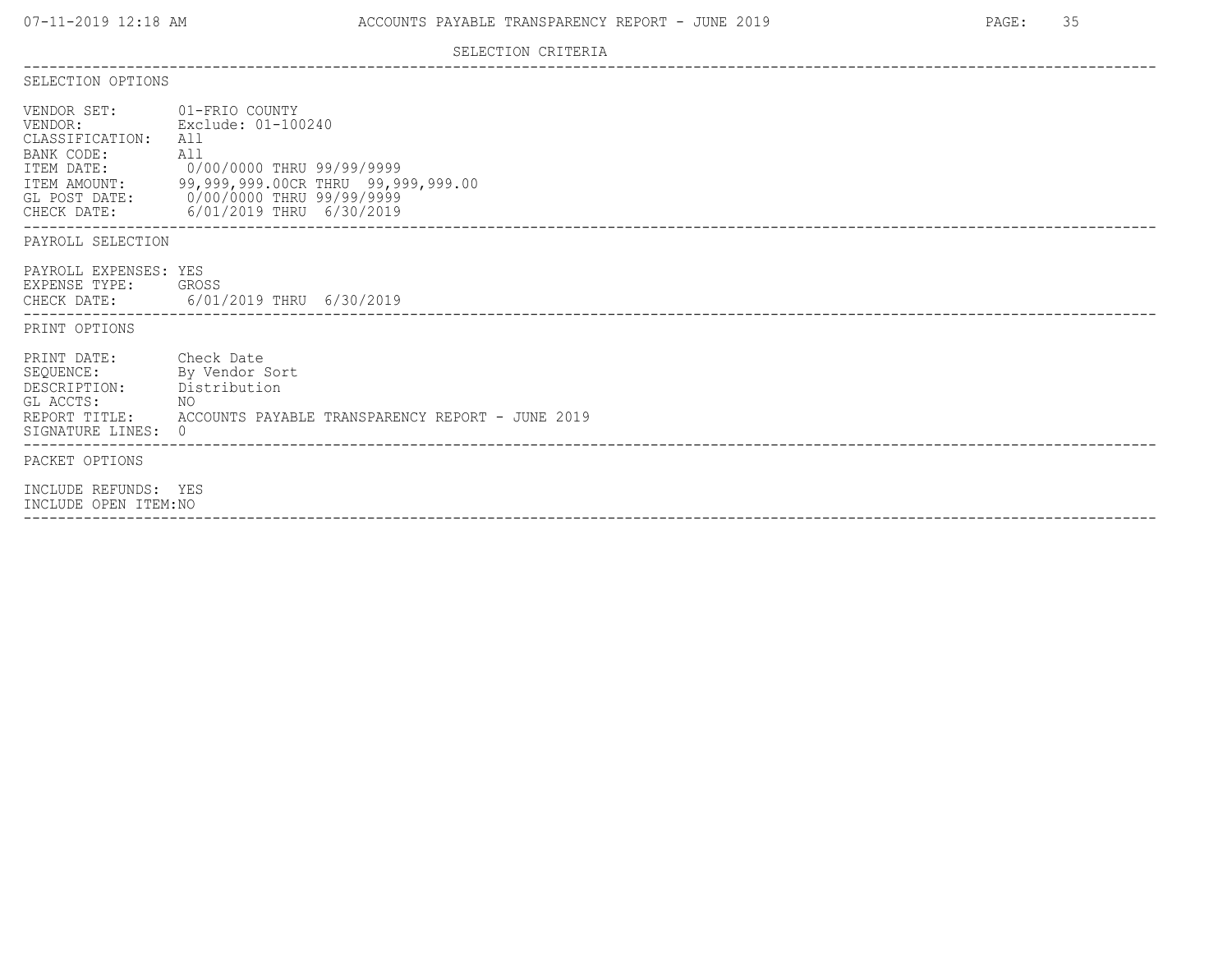## SELECTION CRITERIA

### SELECTION OPTIONS

| | |
|---|---|
| VENDOR SET: | 01-FRIO COUNTY |
| VENDOR: | Exclude: 01-100240 |
| CLASSIFICATION: | All |
| BANK CODE: | All |
| ITEM DATE: | 0/00/0000 THRU 99/99/9999 |
| ITEM AMOUNT: | 99,999,999.00CR THRU 99,999,999.00 |
| GL POST DATE: | 0/00/0000 THRU 99/99/9999 |
| CHECK DATE: | 6/01/2019 THRU 6/30/2019 |

### PAYROLL SELECTION

| | |
|---|---|
| PAYROLL EXPENSES: | YES |
| EXPENSE TYPE: | GROSS |
| CHECK DATE: | 6/01/2019 THRU 6/30/2019 |

### PRINT OPTIONS

| | |
|---|---|
| PRINT DATE: | Check Date |
| SEQUENCE: | By Vendor Sort |
| DESCRIPTION: | Distribution |
| GL ACCTS: | NO |
| REPORT TITLE: | ACCOUNTS PAYABLE TRANSPARENCY REPORT - JUNE 2019 |
| SIGNATURE LINES: | 0 |

### PACKET OPTIONS

| | |
|---|---|
| INCLUDE REFUNDS: | YES |
| INCLUDE OPEN ITEM: | NO |